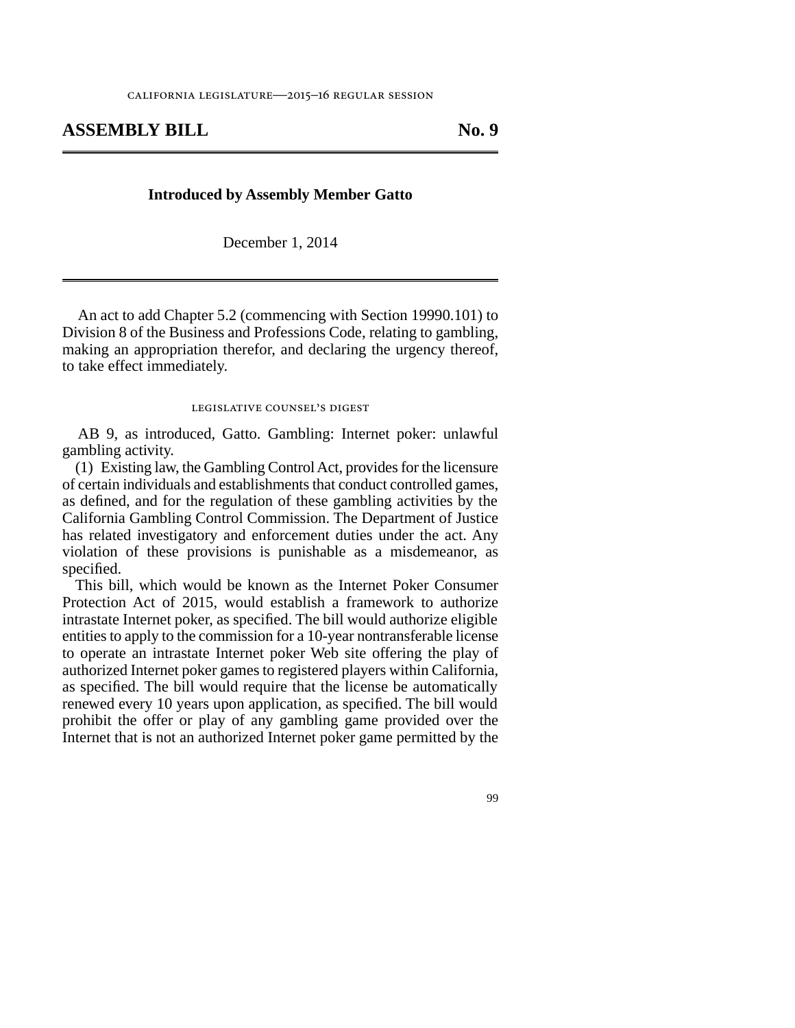california legislature—2015–16 regular session

# ASSEMBLY BILL No. 9

**Introduced by Assembly Member Gatto**

December 1, 2014

An act to add Chapter 5.2 (commencing with Section 19990.101) to Division 8 of the Business and Professions Code, relating to gambling, making an appropriation therefor, and declaring the urgency thereof, to take effect immediately.

legislative counsel's digest

AB 9, as introduced, Gatto. Gambling: Internet poker: unlawful gambling activity.

(1) Existing law, the Gambling Control Act, provides for the licensure of certain individuals and establishments that conduct controlled games, as defined, and for the regulation of these gambling activities by the California Gambling Control Commission. The Department of Justice has related investigatory and enforcement duties under the act. Any violation of these provisions is punishable as a misdemeanor, as specified.

This bill, which would be known as the Internet Poker Consumer Protection Act of 2015, would establish a framework to authorize intrastate Internet poker, as specified. The bill would authorize eligible entities to apply to the commission for a 10-year nontransferable license to operate an intrastate Internet poker Web site offering the play of authorized Internet poker games to registered players within California, as specified. The bill would require that the license be automatically renewed every 10 years upon application, as specified. The bill would prohibit the offer or play of any gambling game provided over the Internet that is not an authorized Internet poker game permitted by the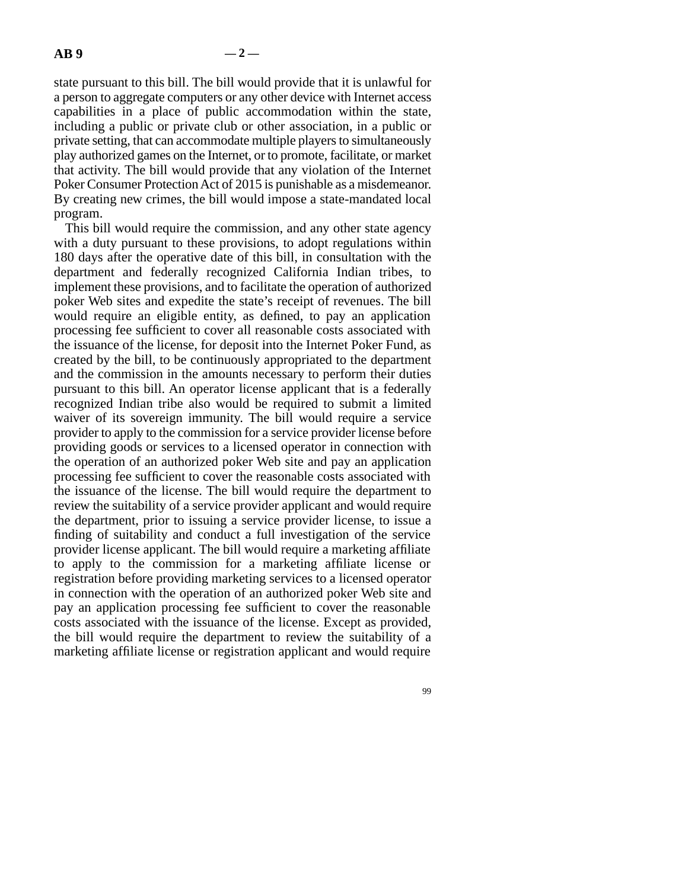state pursuant to this bill. The bill would provide that it is unlawful for a person to aggregate computers or any other device with Internet access capabilities in a place of public accommodation within the state, including a public or private club or other association, in a public or private setting, that can accommodate multiple players to simultaneously play authorized games on the Internet, or to promote, facilitate, or market that activity. The bill would provide that any violation of the Internet Poker Consumer Protection Act of 2015 is punishable as a misdemeanor. By creating new crimes, the bill would impose a state-mandated local program.

This bill would require the commission, and any other state agency with a duty pursuant to these provisions, to adopt regulations within 180 days after the operative date of this bill, in consultation with the department and federally recognized California Indian tribes, to implement these provisions, and to facilitate the operation of authorized poker Web sites and expedite the state's receipt of revenues. The bill would require an eligible entity, as defined, to pay an application processing fee sufficient to cover all reasonable costs associated with the issuance of the license, for deposit into the Internet Poker Fund, as created by the bill, to be continuously appropriated to the department and the commission in the amounts necessary to perform their duties pursuant to this bill. An operator license applicant that is a federally recognized Indian tribe also would be required to submit a limited waiver of its sovereign immunity. The bill would require a service provider to apply to the commission for a service provider license before providing goods or services to a licensed operator in connection with the operation of an authorized poker Web site and pay an application processing fee sufficient to cover the reasonable costs associated with the issuance of the license. The bill would require the department to review the suitability of a service provider applicant and would require the department, prior to issuing a service provider license, to issue a finding of suitability and conduct a full investigation of the service provider license applicant. The bill would require a marketing affiliate to apply to the commission for a marketing affiliate license or registration before providing marketing services to a licensed operator in connection with the operation of an authorized poker Web site and pay an application processing fee sufficient to cover the reasonable costs associated with the issuance of the license. Except as provided, the bill would require the department to review the suitability of a marketing affiliate license or registration applicant and would require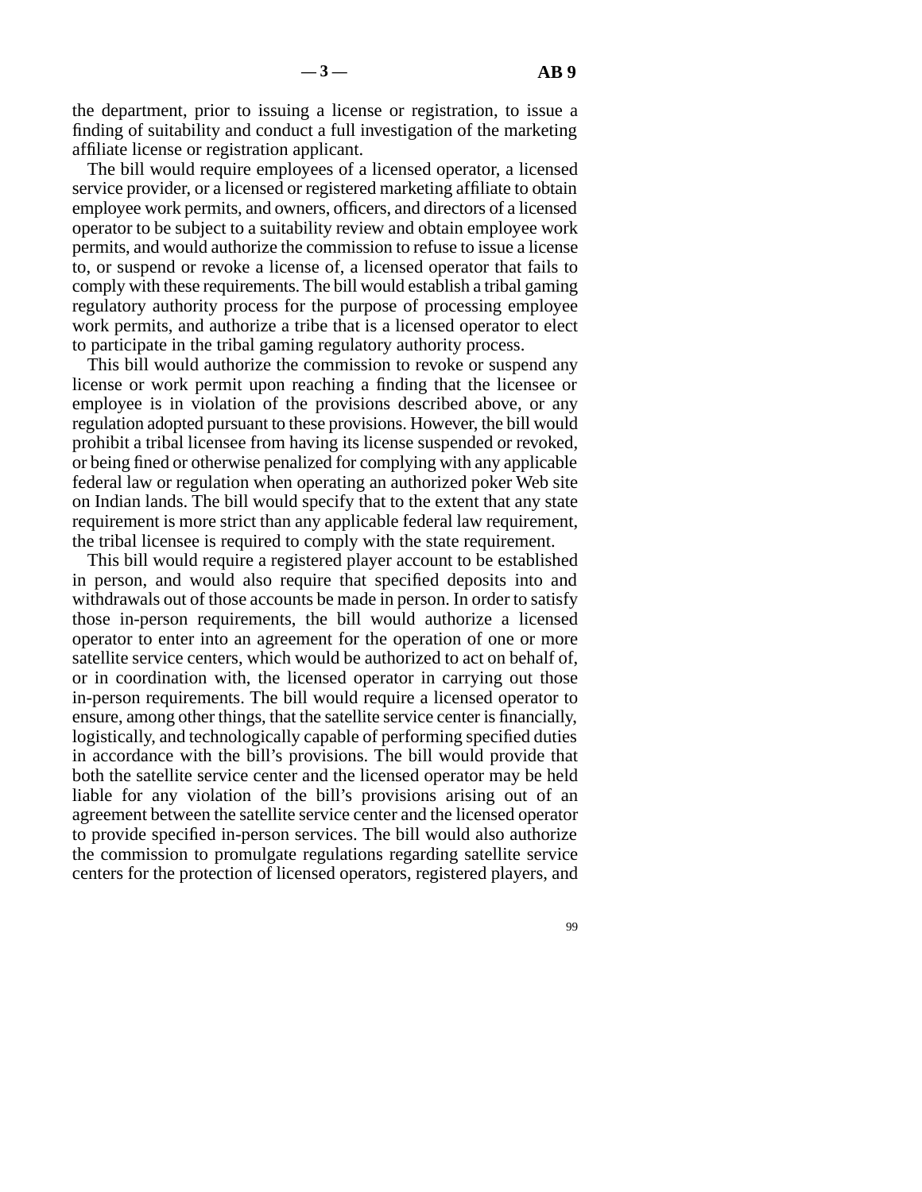the department, prior to issuing a license or registration, to issue a finding of suitability and conduct a full investigation of the marketing affiliate license or registration applicant.

The bill would require employees of a licensed operator, a licensed service provider, or a licensed or registered marketing affiliate to obtain employee work permits, and owners, officers, and directors of a licensed operator to be subject to a suitability review and obtain employee work permits, and would authorize the commission to refuse to issue a license to, or suspend or revoke a license of, a licensed operator that fails to comply with these requirements. The bill would establish a tribal gaming regulatory authority process for the purpose of processing employee work permits, and authorize a tribe that is a licensed operator to elect to participate in the tribal gaming regulatory authority process.

This bill would authorize the commission to revoke or suspend any license or work permit upon reaching a finding that the licensee or employee is in violation of the provisions described above, or any regulation adopted pursuant to these provisions. However, the bill would prohibit a tribal licensee from having its license suspended or revoked, or being fined or otherwise penalized for complying with any applicable federal law or regulation when operating an authorized poker Web site on Indian lands. The bill would specify that to the extent that any state requirement is more strict than any applicable federal law requirement, the tribal licensee is required to comply with the state requirement.

This bill would require a registered player account to be established in person, and would also require that specified deposits into and withdrawals out of those accounts be made in person. In order to satisfy those in-person requirements, the bill would authorize a licensed operator to enter into an agreement for the operation of one or more satellite service centers, which would be authorized to act on behalf of, or in coordination with, the licensed operator in carrying out those in-person requirements. The bill would require a licensed operator to ensure, among other things, that the satellite service center is financially, logistically, and technologically capable of performing specified duties in accordance with the bill's provisions. The bill would provide that both the satellite service center and the licensed operator may be held liable for any violation of the bill's provisions arising out of an agreement between the satellite service center and the licensed operator to provide specified in-person services. The bill would also authorize the commission to promulgate regulations regarding satellite service centers for the protection of licensed operators, registered players, and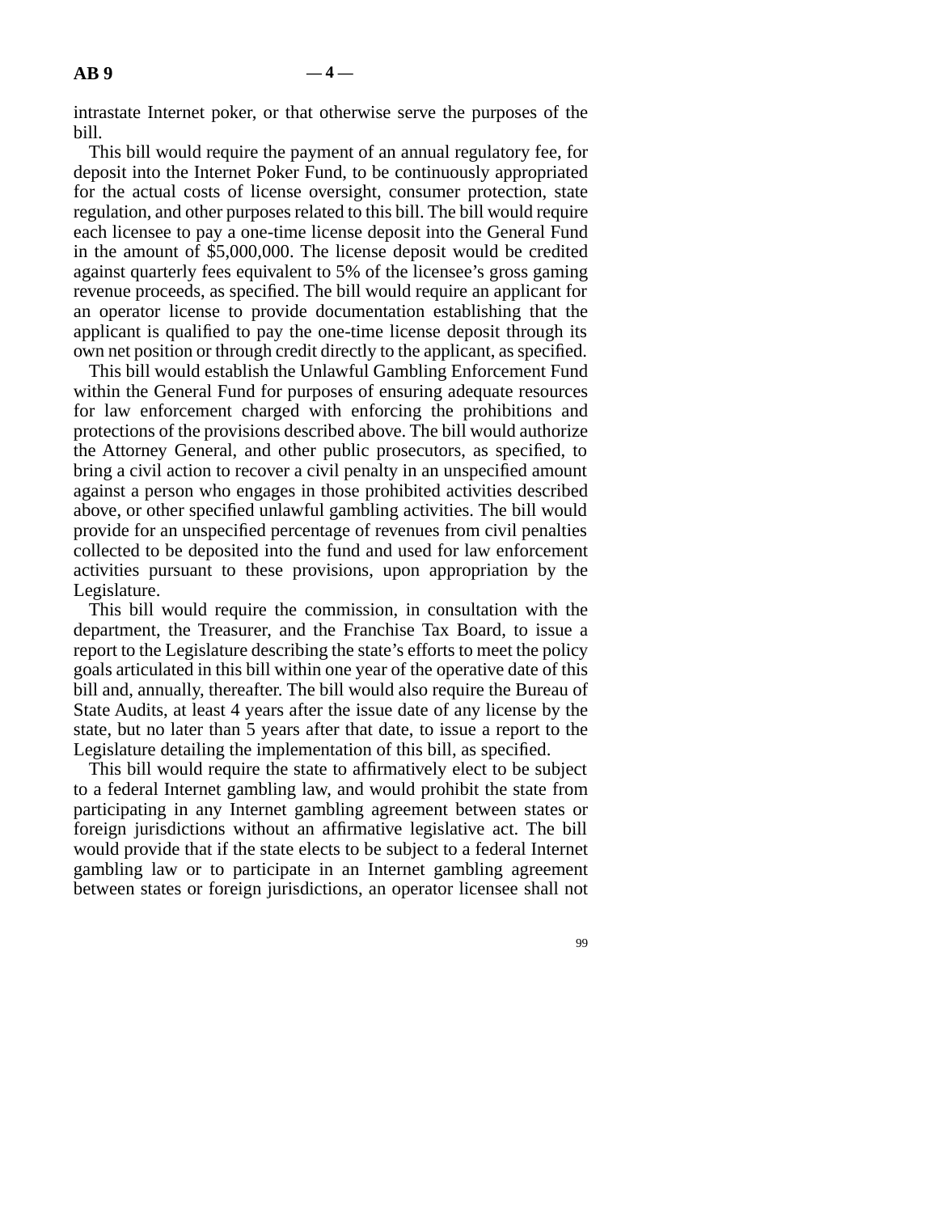intrastate Internet poker, or that otherwise serve the purposes of the bill.

This bill would require the payment of an annual regulatory fee, for deposit into the Internet Poker Fund, to be continuously appropriated for the actual costs of license oversight, consumer protection, state regulation, and other purposes related to this bill. The bill would require each licensee to pay a one-time license deposit into the General Fund in the amount of $5,000,000. The license deposit would be credited against quarterly fees equivalent to 5% of the licensee's gross gaming revenue proceeds, as specified. The bill would require an applicant for an operator license to provide documentation establishing that the applicant is qualified to pay the one-time license deposit through its own net position or through credit directly to the applicant, as specified.

This bill would establish the Unlawful Gambling Enforcement Fund within the General Fund for purposes of ensuring adequate resources for law enforcement charged with enforcing the prohibitions and protections of the provisions described above. The bill would authorize the Attorney General, and other public prosecutors, as specified, to bring a civil action to recover a civil penalty in an unspecified amount against a person who engages in those prohibited activities described above, or other specified unlawful gambling activities. The bill would provide for an unspecified percentage of revenues from civil penalties collected to be deposited into the fund and used for law enforcement activities pursuant to these provisions, upon appropriation by the Legislature.

This bill would require the commission, in consultation with the department, the Treasurer, and the Franchise Tax Board, to issue a report to the Legislature describing the state's efforts to meet the policy goals articulated in this bill within one year of the operative date of this bill and, annually, thereafter. The bill would also require the Bureau of State Audits, at least 4 years after the issue date of any license by the state, but no later than 5 years after that date, to issue a report to the Legislature detailing the implementation of this bill, as specified.

This bill would require the state to affirmatively elect to be subject to a federal Internet gambling law, and would prohibit the state from participating in any Internet gambling agreement between states or foreign jurisdictions without an affirmative legislative act. The bill would provide that if the state elects to be subject to a federal Internet gambling law or to participate in an Internet gambling agreement between states or foreign jurisdictions, an operator licensee shall not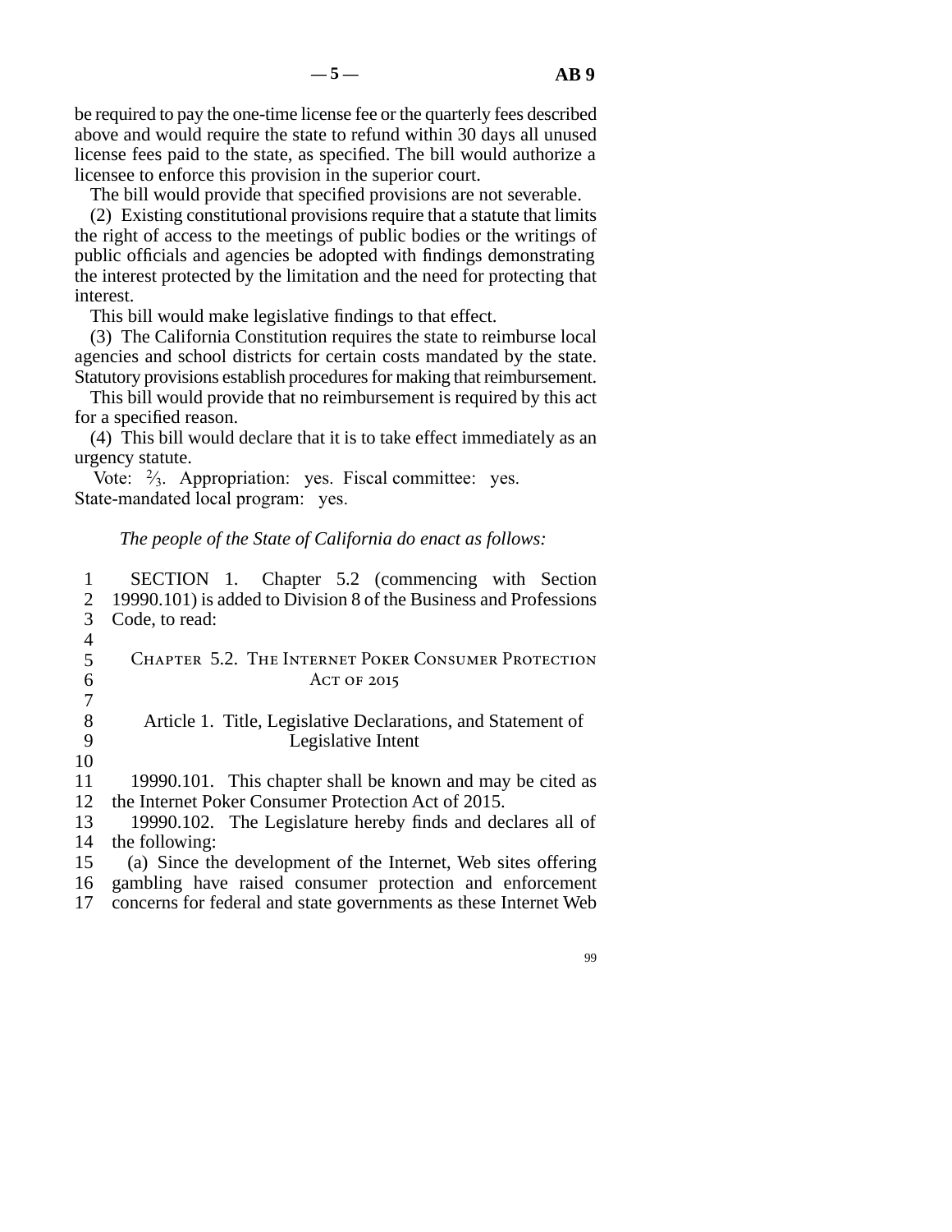be required to pay the one-time license fee or the quarterly fees described above and would require the state to refund within 30 days all unused license fees paid to the state, as specified. The bill would authorize a licensee to enforce this provision in the superior court.

The bill would provide that specified provisions are not severable.

(2) Existing constitutional provisions require that a statute that limits the right of access to the meetings of public bodies or the writings of public officials and agencies be adopted with findings demonstrating the interest protected by the limitation and the need for protecting that interest.

This bill would make legislative findings to that effect.

(3) The California Constitution requires the state to reimburse local agencies and school districts for certain costs mandated by the state. Statutory provisions establish procedures for making that reimbursement.

This bill would provide that no reimbursement is required by this act for a specified reason.

(4) This bill would declare that it is to take effect immediately as an urgency statute.

Vote: ⅔. Appropriation: yes. Fiscal committee: yes. State-mandated local program: yes.

*The people of the State of California do enact as follows:*

SECTION 1. Chapter 5.2 (commencing with Section 19990.101) is added to Division 8 of the Business and Professions Code, to read:

## Chapter 5.2. The Internet Poker Consumer Protection Act of 2015

### Article 1. Title, Legislative Declarations, and Statement of Legislative Intent

19990.101. This chapter shall be known and may be cited as the Internet Poker Consumer Protection Act of 2015.

19990.102. The Legislature hereby finds and declares all of the following:

(a) Since the development of the Internet, Web sites offering gambling have raised consumer protection and enforcement concerns for federal and state governments as these Internet Web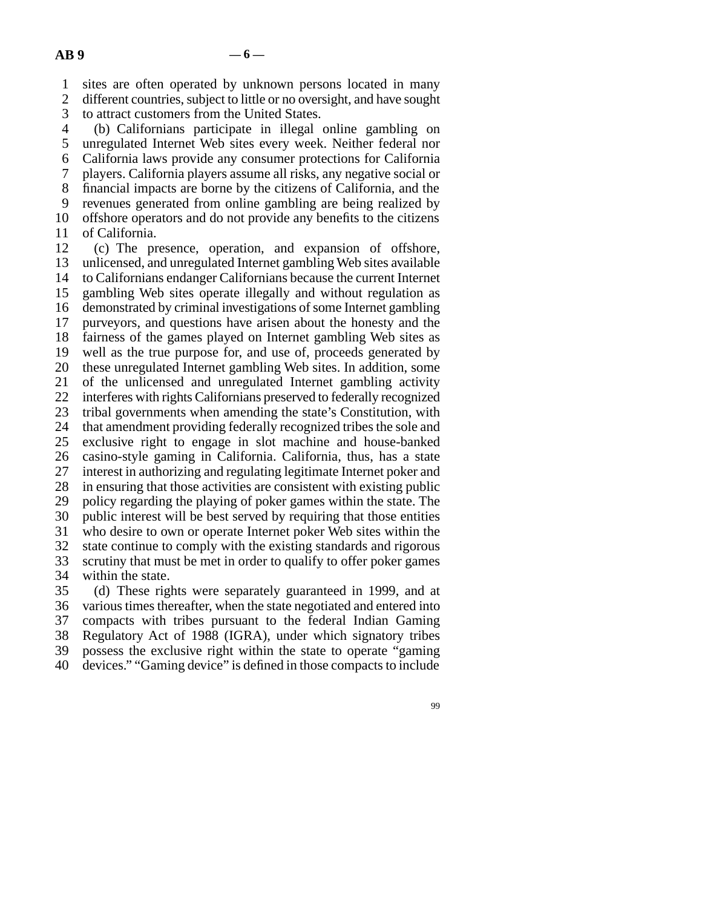sites are often operated by unknown persons located in many different countries, subject to little or no oversight, and have sought to attract customers from the United States.

(b) Californians participate in illegal online gambling on unregulated Internet Web sites every week. Neither federal nor California laws provide any consumer protections for California players. California players assume all risks, any negative social or financial impacts are borne by the citizens of California, and the revenues generated from online gambling are being realized by offshore operators and do not provide any benefits to the citizens of California.

(c) The presence, operation, and expansion of offshore, unlicensed, and unregulated Internet gambling Web sites available to Californians endanger Californians because the current Internet gambling Web sites operate illegally and without regulation as demonstrated by criminal investigations of some Internet gambling purveyors, and questions have arisen about the honesty and the fairness of the games played on Internet gambling Web sites as well as the true purpose for, and use of, proceeds generated by these unregulated Internet gambling Web sites. In addition, some of the unlicensed and unregulated Internet gambling activity interferes with rights Californians preserved to federally recognized tribal governments when amending the state's Constitution, with that amendment providing federally recognized tribes the sole and exclusive right to engage in slot machine and house-banked casino-style gaming in California. California, thus, has a state interest in authorizing and regulating legitimate Internet poker and in ensuring that those activities are consistent with existing public policy regarding the playing of poker games within the state. The public interest will be best served by requiring that those entities who desire to own or operate Internet poker Web sites within the state continue to comply with the existing standards and rigorous scrutiny that must be met in order to qualify to offer poker games within the state.

(d) These rights were separately guaranteed in 1999, and at various times thereafter, when the state negotiated and entered into compacts with tribes pursuant to the federal Indian Gaming Regulatory Act of 1988 (IGRA), under which signatory tribes possess the exclusive right within the state to operate "gaming devices." "Gaming device" is defined in those compacts to include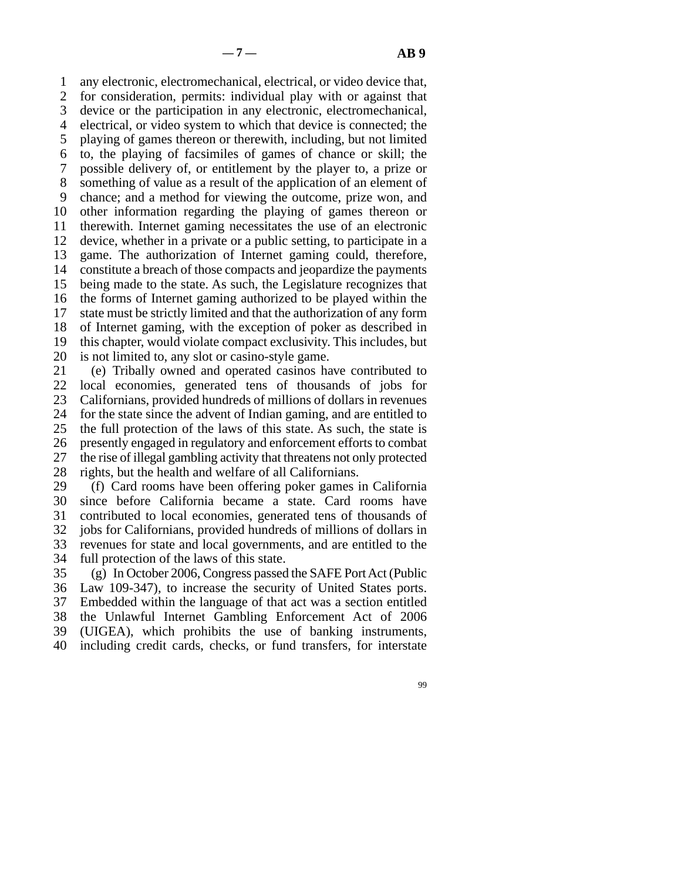any electronic, electromechanical, electrical, or video device that, for consideration, permits: individual play with or against that device or the participation in any electronic, electromechanical, electrical, or video system to which that device is connected; the playing of games thereon or therewith, including, but not limited to, the playing of facsimiles of games of chance or skill; the possible delivery of, or entitlement by the player to, a prize or something of value as a result of the application of an element of chance; and a method for viewing the outcome, prize won, and other information regarding the playing of games thereon or therewith. Internet gaming necessitates the use of an electronic device, whether in a private or a public setting, to participate in a game. The authorization of Internet gaming could, therefore, constitute a breach of those compacts and jeopardize the payments being made to the state. As such, the Legislature recognizes that the forms of Internet gaming authorized to be played within the state must be strictly limited and that the authorization of any form of Internet gaming, with the exception of poker as described in this chapter, would violate compact exclusivity. This includes, but is not limited to, any slot or casino-style game.

(e) Tribally owned and operated casinos have contributed to local economies, generated tens of thousands of jobs for Californians, provided hundreds of millions of dollars in revenues for the state since the advent of Indian gaming, and are entitled to the full protection of the laws of this state. As such, the state is presently engaged in regulatory and enforcement efforts to combat the rise of illegal gambling activity that threatens not only protected rights, but the health and welfare of all Californians.

(f) Card rooms have been offering poker games in California since before California became a state. Card rooms have contributed to local economies, generated tens of thousands of jobs for Californians, provided hundreds of millions of dollars in revenues for state and local governments, and are entitled to the full protection of the laws of this state.

(g) In October 2006, Congress passed the SAFE Port Act (Public Law 109-347), to increase the security of United States ports. Embedded within the language of that act was a section entitled the Unlawful Internet Gambling Enforcement Act of 2006 (UIGEA), which prohibits the use of banking instruments, including credit cards, checks, or fund transfers, for interstate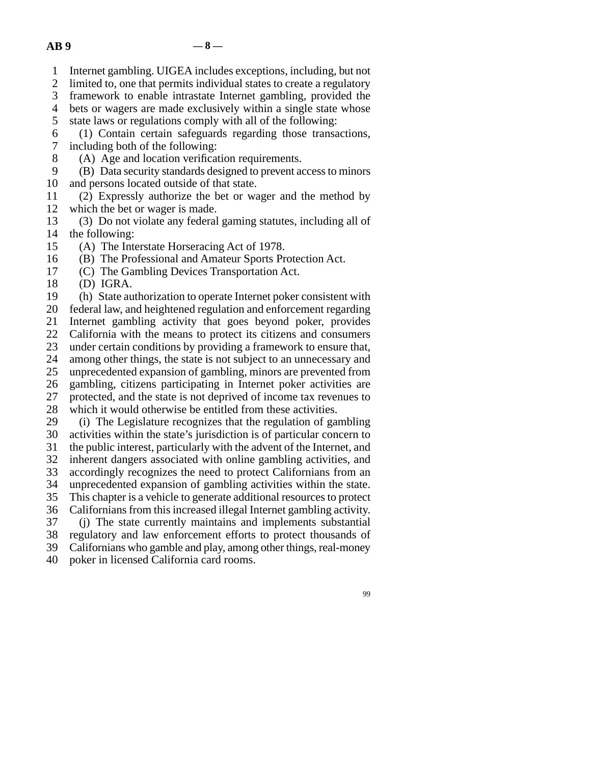Internet gambling. UIGEA includes exceptions, including, but not limited to, one that permits individual states to create a regulatory framework to enable intrastate Internet gambling, provided the bets or wagers are made exclusively within a single state whose state laws or regulations comply with all of the following:

(1) Contain certain safeguards regarding those transactions, including both of the following:

(A) Age and location verification requirements.

(B) Data security standards designed to prevent access to minors and persons located outside of that state.

(2) Expressly authorize the bet or wager and the method by which the bet or wager is made.

(3) Do not violate any federal gaming statutes, including all of the following:

(A) The Interstate Horseracing Act of 1978.

(B) The Professional and Amateur Sports Protection Act.

(C) The Gambling Devices Transportation Act.

(D) IGRA.

(h) State authorization to operate Internet poker consistent with federal law, and heightened regulation and enforcement regarding Internet gambling activity that goes beyond poker, provides California with the means to protect its citizens and consumers under certain conditions by providing a framework to ensure that, among other things, the state is not subject to an unnecessary and unprecedented expansion of gambling, minors are prevented from gambling, citizens participating in Internet poker activities are protected, and the state is not deprived of income tax revenues to which it would otherwise be entitled from these activities.

(i) The Legislature recognizes that the regulation of gambling activities within the state's jurisdiction is of particular concern to the public interest, particularly with the advent of the Internet, and inherent dangers associated with online gambling activities, and accordingly recognizes the need to protect Californians from an unprecedented expansion of gambling activities within the state. This chapter is a vehicle to generate additional resources to protect Californians from this increased illegal Internet gambling activity.

(j) The state currently maintains and implements substantial regulatory and law enforcement efforts to protect thousands of Californians who gamble and play, among other things, real-money poker in licensed California card rooms.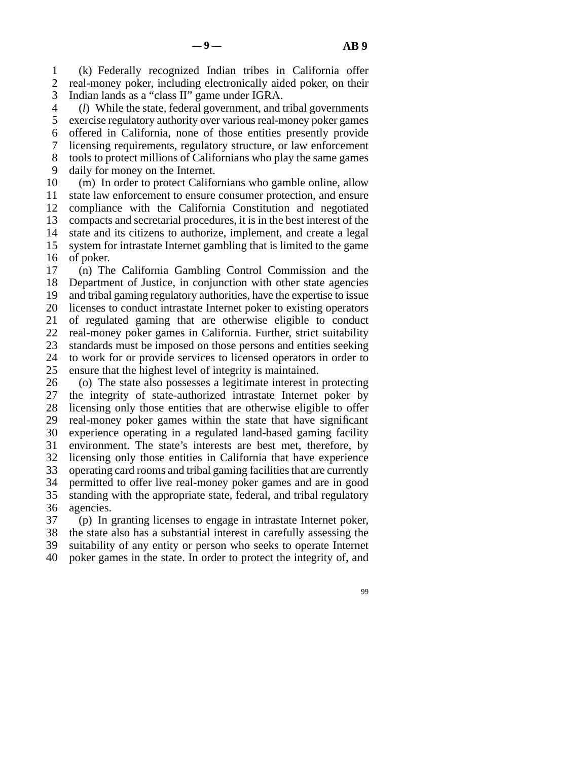(k) Federally recognized Indian tribes in California offer real-money poker, including electronically aided poker, on their Indian lands as a "class II" game under IGRA.

(*l*) While the state, federal government, and tribal governments exercise regulatory authority over various real-money poker games offered in California, none of those entities presently provide licensing requirements, regulatory structure, or law enforcement tools to protect millions of Californians who play the same games daily for money on the Internet.

(m) In order to protect Californians who gamble online, allow state law enforcement to ensure consumer protection, and ensure compliance with the California Constitution and negotiated compacts and secretarial procedures, it is in the best interest of the state and its citizens to authorize, implement, and create a legal system for intrastate Internet gambling that is limited to the game of poker.

(n) The California Gambling Control Commission and the Department of Justice, in conjunction with other state agencies and tribal gaming regulatory authorities, have the expertise to issue licenses to conduct intrastate Internet poker to existing operators of regulated gaming that are otherwise eligible to conduct real-money poker games in California. Further, strict suitability standards must be imposed on those persons and entities seeking to work for or provide services to licensed operators in order to ensure that the highest level of integrity is maintained.

(o) The state also possesses a legitimate interest in protecting the integrity of state-authorized intrastate Internet poker by licensing only those entities that are otherwise eligible to offer real-money poker games within the state that have significant experience operating in a regulated land-based gaming facility environment. The state's interests are best met, therefore, by licensing only those entities in California that have experience operating card rooms and tribal gaming facilities that are currently permitted to offer live real-money poker games and are in good standing with the appropriate state, federal, and tribal regulatory agencies.

(p) In granting licenses to engage in intrastate Internet poker, the state also has a substantial interest in carefully assessing the suitability of any entity or person who seeks to operate Internet poker games in the state. In order to protect the integrity of, and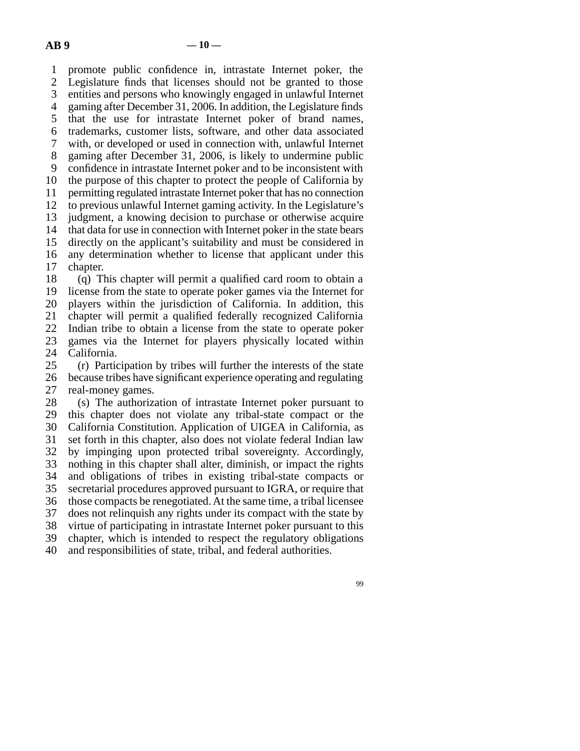promote public confidence in, intrastate Internet poker, the Legislature finds that licenses should not be granted to those entities and persons who knowingly engaged in unlawful Internet gaming after December 31, 2006. In addition, the Legislature finds that the use for intrastate Internet poker of brand names, trademarks, customer lists, software, and other data associated with, or developed or used in connection with, unlawful Internet gaming after December 31, 2006, is likely to undermine public confidence in intrastate Internet poker and to be inconsistent with the purpose of this chapter to protect the people of California by permitting regulated intrastate Internet poker that has no connection to previous unlawful Internet gaming activity. In the Legislature's judgment, a knowing decision to purchase or otherwise acquire that data for use in connection with Internet poker in the state bears directly on the applicant's suitability and must be considered in any determination whether to license that applicant under this chapter.

(q) This chapter will permit a qualified card room to obtain a license from the state to operate poker games via the Internet for players within the jurisdiction of California. In addition, this chapter will permit a qualified federally recognized California Indian tribe to obtain a license from the state to operate poker games via the Internet for players physically located within California.

(r) Participation by tribes will further the interests of the state because tribes have significant experience operating and regulating real-money games.

(s) The authorization of intrastate Internet poker pursuant to this chapter does not violate any tribal-state compact or the California Constitution. Application of UIGEA in California, as set forth in this chapter, also does not violate federal Indian law by impinging upon protected tribal sovereignty. Accordingly, nothing in this chapter shall alter, diminish, or impact the rights and obligations of tribes in existing tribal-state compacts or secretarial procedures approved pursuant to IGRA, or require that those compacts be renegotiated. At the same time, a tribal licensee does not relinquish any rights under its compact with the state by virtue of participating in intrastate Internet poker pursuant to this chapter, which is intended to respect the regulatory obligations and responsibilities of state, tribal, and federal authorities.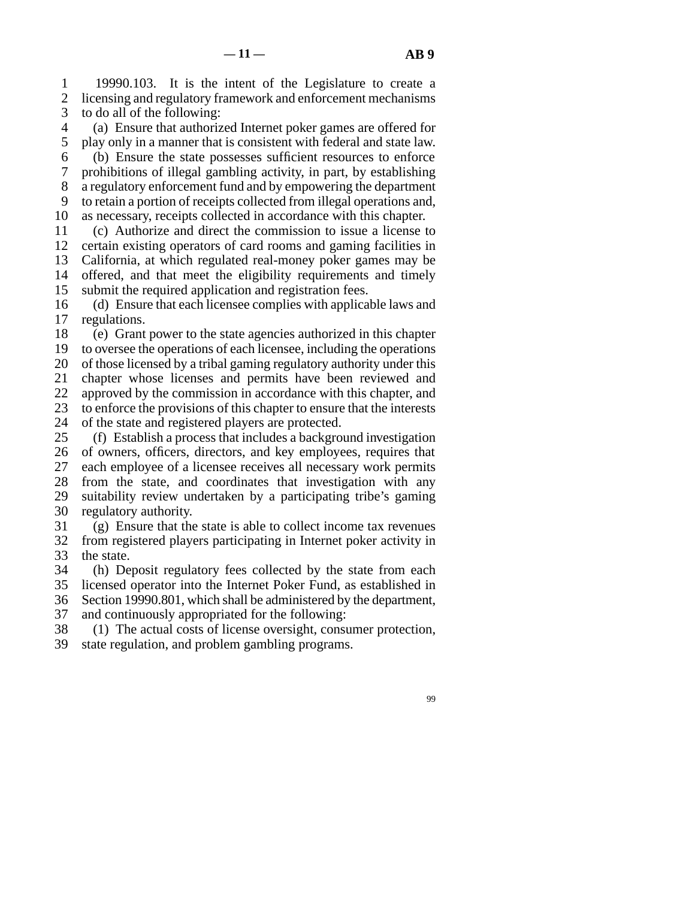19990.103. It is the intent of the Legislature to create a licensing and regulatory framework and enforcement mechanisms to do all of the following:

(a) Ensure that authorized Internet poker games are offered for play only in a manner that is consistent with federal and state law.

(b) Ensure the state possesses sufficient resources to enforce prohibitions of illegal gambling activity, in part, by establishing a regulatory enforcement fund and by empowering the department to retain a portion of receipts collected from illegal operations and, as necessary, receipts collected in accordance with this chapter.

(c) Authorize and direct the commission to issue a license to certain existing operators of card rooms and gaming facilities in California, at which regulated real-money poker games may be offered, and that meet the eligibility requirements and timely submit the required application and registration fees.

(d) Ensure that each licensee complies with applicable laws and regulations.

(e) Grant power to the state agencies authorized in this chapter to oversee the operations of each licensee, including the operations of those licensed by a tribal gaming regulatory authority under this chapter whose licenses and permits have been reviewed and approved by the commission in accordance with this chapter, and to enforce the provisions of this chapter to ensure that the interests of the state and registered players are protected.

(f) Establish a process that includes a background investigation of owners, officers, directors, and key employees, requires that each employee of a licensee receives all necessary work permits from the state, and coordinates that investigation with any suitability review undertaken by a participating tribe's gaming regulatory authority.

(g) Ensure that the state is able to collect income tax revenues from registered players participating in Internet poker activity in the state.

(h) Deposit regulatory fees collected by the state from each licensed operator into the Internet Poker Fund, as established in Section 19990.801, which shall be administered by the department, and continuously appropriated for the following:

(1) The actual costs of license oversight, consumer protection, state regulation, and problem gambling programs.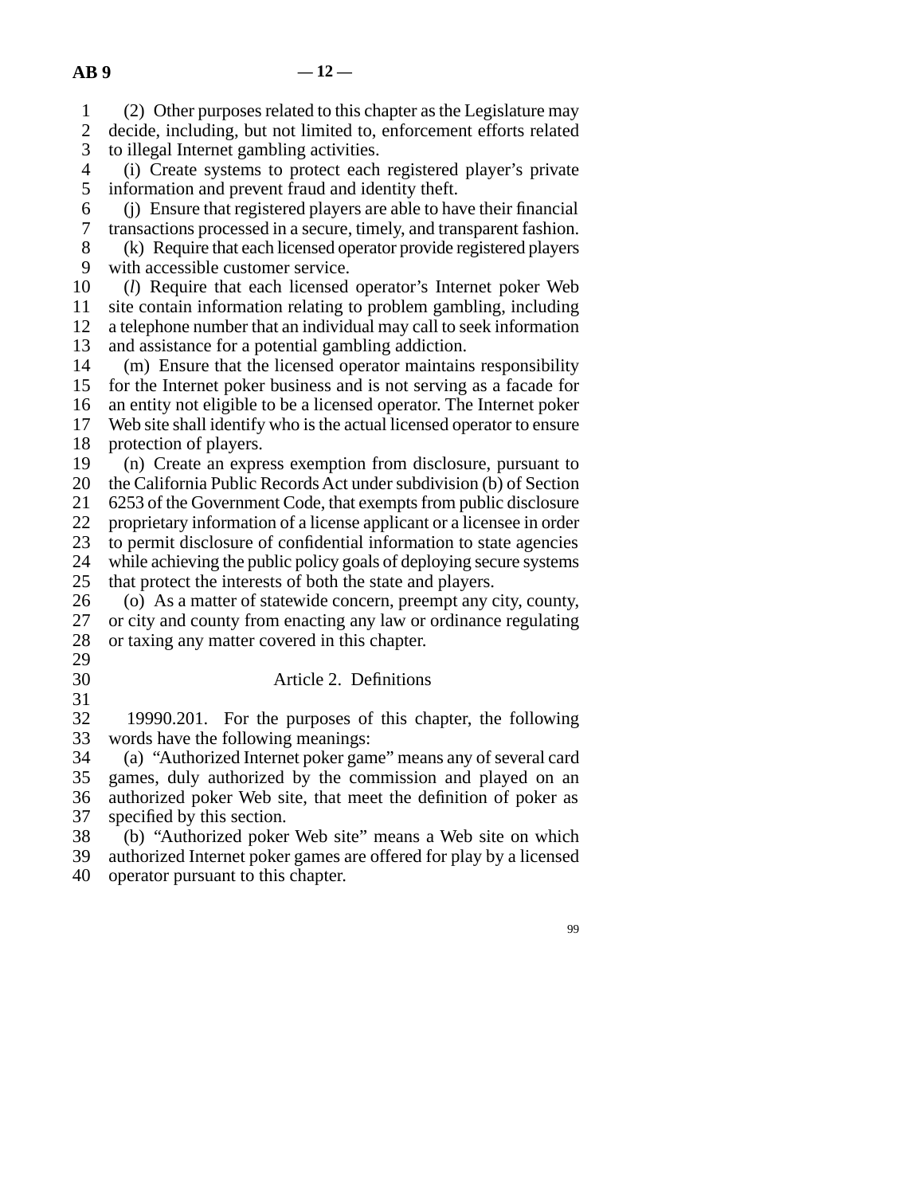(2) Other purposes related to this chapter as the Legislature may decide, including, but not limited to, enforcement efforts related to illegal Internet gambling activities.

(i) Create systems to protect each registered player's private information and prevent fraud and identity theft.

(j) Ensure that registered players are able to have their financial transactions processed in a secure, timely, and transparent fashion.

(k) Require that each licensed operator provide registered players with accessible customer service.

(*l*) Require that each licensed operator's Internet poker Web site contain information relating to problem gambling, including a telephone number that an individual may call to seek information and assistance for a potential gambling addiction.

(m) Ensure that the licensed operator maintains responsibility for the Internet poker business and is not serving as a facade for an entity not eligible to be a licensed operator. The Internet poker Web site shall identify who is the actual licensed operator to ensure protection of players.

(n) Create an express exemption from disclosure, pursuant to the California Public Records Act under subdivision (b) of Section 6253 of the Government Code, that exempts from public disclosure proprietary information of a license applicant or a licensee in order to permit disclosure of confidential information to state agencies while achieving the public policy goals of deploying secure systems that protect the interests of both the state and players.

(o) As a matter of statewide concern, preempt any city, county, or city and county from enacting any law or ordinance regulating or taxing any matter covered in this chapter.

## Article 2. Definitions

19990.201. For the purposes of this chapter, the following words have the following meanings:

(a) "Authorized Internet poker game" means any of several card games, duly authorized by the commission and played on an authorized poker Web site, that meet the definition of poker as specified by this section.

(b) "Authorized poker Web site" means a Web site on which authorized Internet poker games are offered for play by a licensed operator pursuant to this chapter.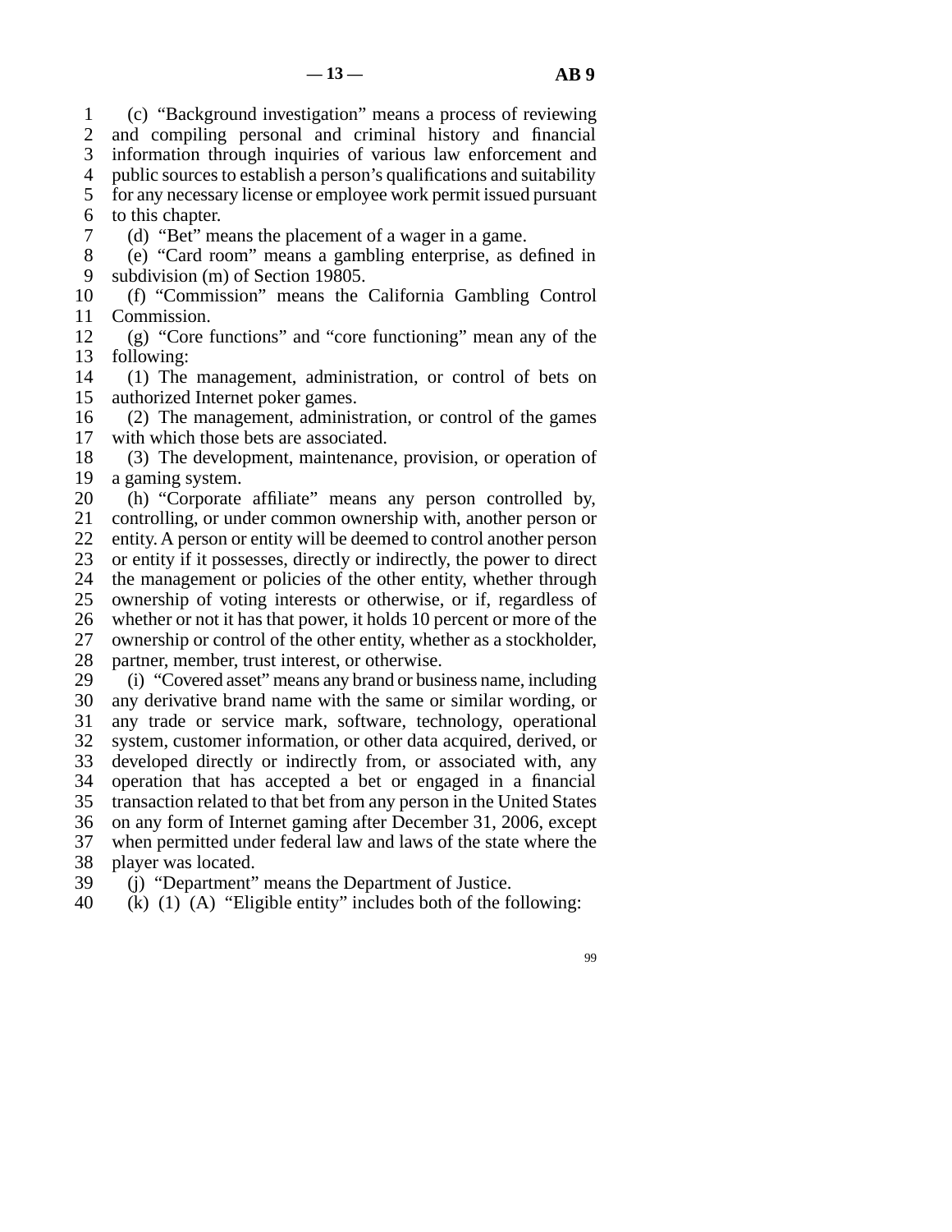(c) "Background investigation" means a process of reviewing and compiling personal and criminal history and financial information through inquiries of various law enforcement and public sources to establish a person's qualifications and suitability for any necessary license or employee work permit issued pursuant to this chapter.

(d) "Bet" means the placement of a wager in a game.

(e) "Card room" means a gambling enterprise, as defined in subdivision (m) of Section 19805.

(f) "Commission" means the California Gambling Control Commission.

(g) "Core functions" and "core functioning" mean any of the following:

(1) The management, administration, or control of bets on authorized Internet poker games.

(2) The management, administration, or control of the games with which those bets are associated.

(3) The development, maintenance, provision, or operation of a gaming system.

(h) "Corporate affiliate" means any person controlled by, controlling, or under common ownership with, another person or entity. A person or entity will be deemed to control another person or entity if it possesses, directly or indirectly, the power to direct the management or policies of the other entity, whether through ownership of voting interests or otherwise, or if, regardless of whether or not it has that power, it holds 10 percent or more of the ownership or control of the other entity, whether as a stockholder, partner, member, trust interest, or otherwise.

(i) "Covered asset" means any brand or business name, including any derivative brand name with the same or similar wording, or any trade or service mark, software, technology, operational system, customer information, or other data acquired, derived, or developed directly or indirectly from, or associated with, any operation that has accepted a bet or engaged in a financial transaction related to that bet from any person in the United States on any form of Internet gaming after December 31, 2006, except when permitted under federal law and laws of the state where the player was located.

(j) "Department" means the Department of Justice.

(k) (1) (A) "Eligible entity" includes both of the following: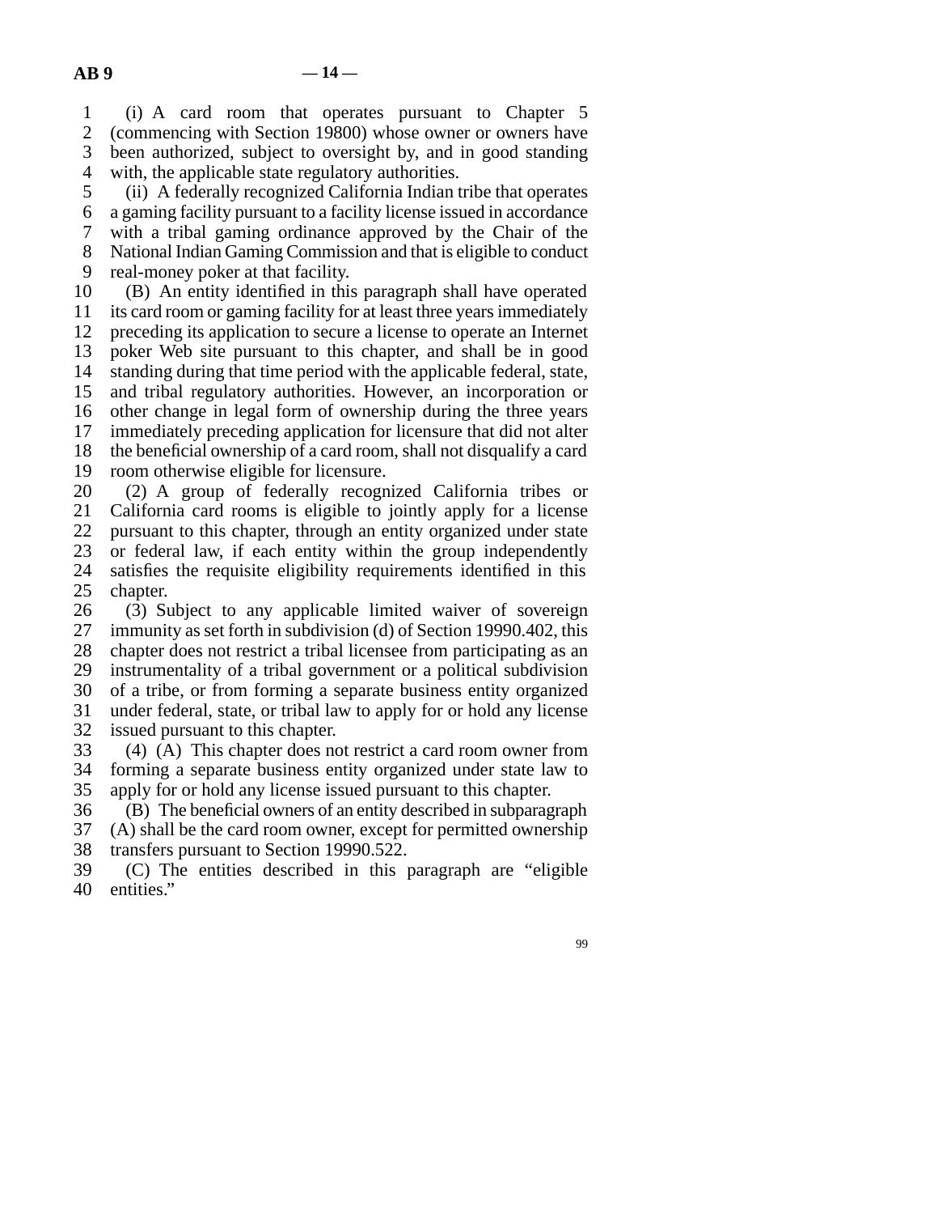(i) A card room that operates pursuant to Chapter 5 (commencing with Section 19800) whose owner or owners have been authorized, subject to oversight by, and in good standing with, the applicable state regulatory authorities.

(ii) A federally recognized California Indian tribe that operates a gaming facility pursuant to a facility license issued in accordance with a tribal gaming ordinance approved by the Chair of the National Indian Gaming Commission and that is eligible to conduct real-money poker at that facility.

(B) An entity identified in this paragraph shall have operated its card room or gaming facility for at least three years immediately preceding its application to secure a license to operate an Internet poker Web site pursuant to this chapter, and shall be in good standing during that time period with the applicable federal, state, and tribal regulatory authorities. However, an incorporation or other change in legal form of ownership during the three years immediately preceding application for licensure that did not alter the beneficial ownership of a card room, shall not disqualify a card room otherwise eligible for licensure.

(2) A group of federally recognized California tribes or California card rooms is eligible to jointly apply for a license pursuant to this chapter, through an entity organized under state or federal law, if each entity within the group independently satisfies the requisite eligibility requirements identified in this chapter.

(3) Subject to any applicable limited waiver of sovereign immunity as set forth in subdivision (d) of Section 19990.402, this chapter does not restrict a tribal licensee from participating as an instrumentality of a tribal government or a political subdivision of a tribe, or from forming a separate business entity organized under federal, state, or tribal law to apply for or hold any license issued pursuant to this chapter.

(4) (A) This chapter does not restrict a card room owner from forming a separate business entity organized under state law to apply for or hold any license issued pursuant to this chapter.

(B) The beneficial owners of an entity described in subparagraph (A) shall be the card room owner, except for permitted ownership transfers pursuant to Section 19990.522.

(C) The entities described in this paragraph are "eligible entities."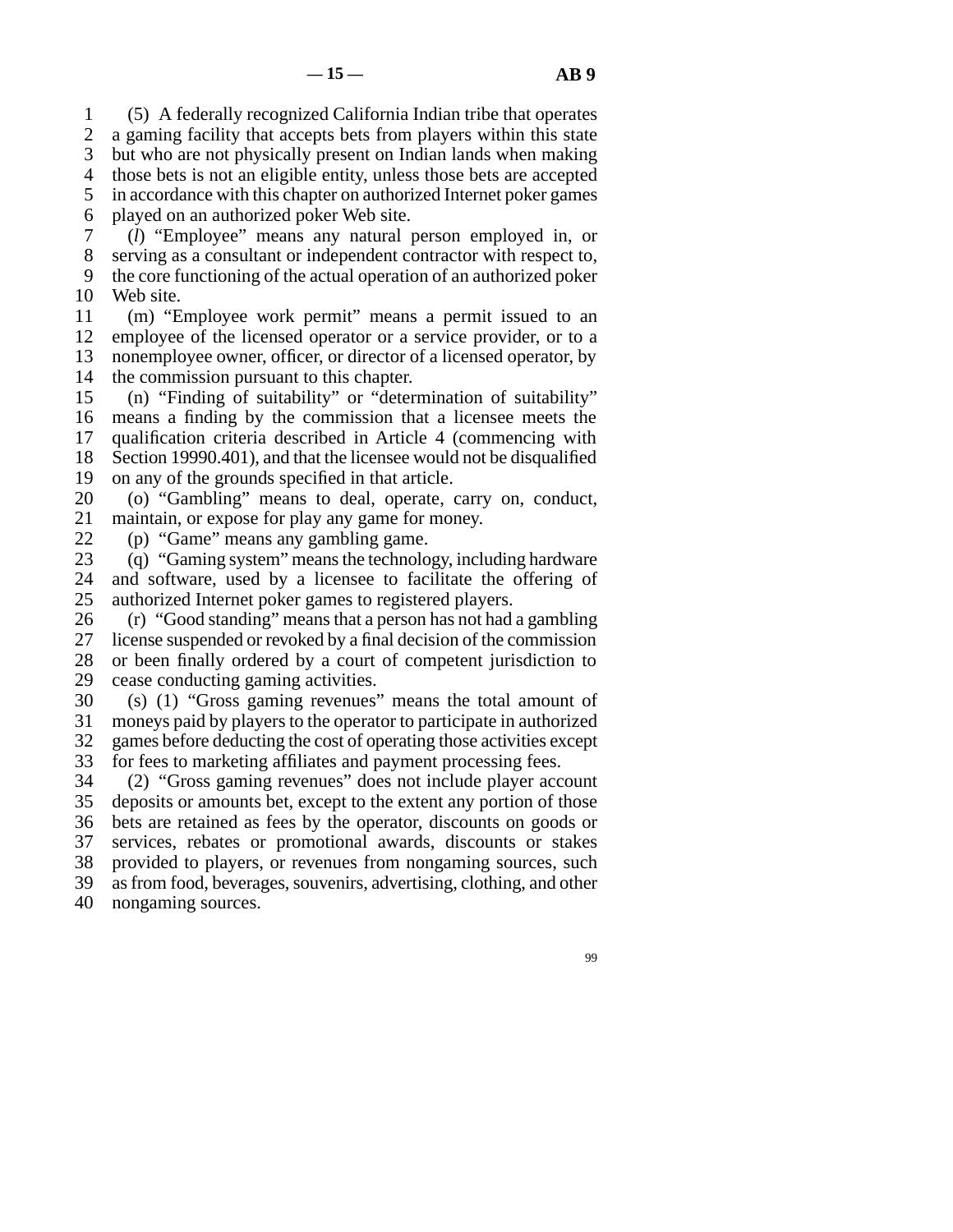(5) A federally recognized California Indian tribe that operates a gaming facility that accepts bets from players within this state but who are not physically present on Indian lands when making those bets is not an eligible entity, unless those bets are accepted in accordance with this chapter on authorized Internet poker games played on an authorized poker Web site.

(*l*) "Employee" means any natural person employed in, or serving as a consultant or independent contractor with respect to, the core functioning of the actual operation of an authorized poker Web site.

(m) "Employee work permit" means a permit issued to an employee of the licensed operator or a service provider, or to a nonemployee owner, officer, or director of a licensed operator, by the commission pursuant to this chapter.

(n) "Finding of suitability" or "determination of suitability" means a finding by the commission that a licensee meets the qualification criteria described in Article 4 (commencing with Section 19990.401), and that the licensee would not be disqualified on any of the grounds specified in that article.

(o) "Gambling" means to deal, operate, carry on, conduct, maintain, or expose for play any game for money.

(p) "Game" means any gambling game.

(q) "Gaming system" means the technology, including hardware and software, used by a licensee to facilitate the offering of authorized Internet poker games to registered players.

(r) "Good standing" means that a person has not had a gambling license suspended or revoked by a final decision of the commission or been finally ordered by a court of competent jurisdiction to cease conducting gaming activities.

(s) (1) "Gross gaming revenues" means the total amount of moneys paid by players to the operator to participate in authorized games before deducting the cost of operating those activities except for fees to marketing affiliates and payment processing fees.

(2) "Gross gaming revenues" does not include player account deposits or amounts bet, except to the extent any portion of those bets are retained as fees by the operator, discounts on goods or services, rebates or promotional awards, discounts or stakes provided to players, or revenues from nongaming sources, such as from food, beverages, souvenirs, advertising, clothing, and other nongaming sources.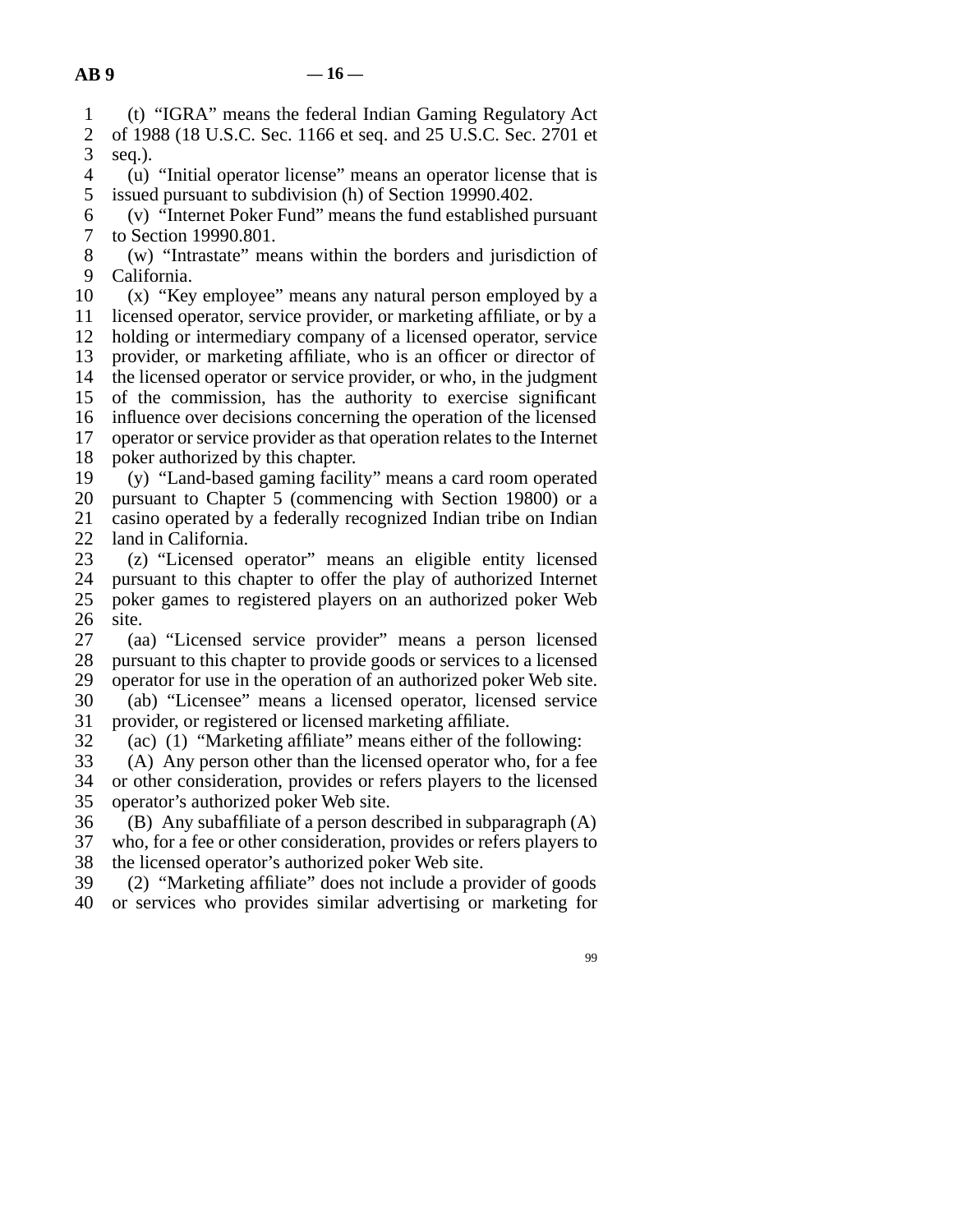(t) "IGRA" means the federal Indian Gaming Regulatory Act of 1988 (18 U.S.C. Sec. 1166 et seq. and 25 U.S.C. Sec. 2701 et seq.).

(u) "Initial operator license" means an operator license that is issued pursuant to subdivision (h) of Section 19990.402.

(v) "Internet Poker Fund" means the fund established pursuant to Section 19990.801.

(w) "Intrastate" means within the borders and jurisdiction of California.

(x) "Key employee" means any natural person employed by a licensed operator, service provider, or marketing affiliate, or by a holding or intermediary company of a licensed operator, service provider, or marketing affiliate, who is an officer or director of the licensed operator or service provider, or who, in the judgment of the commission, has the authority to exercise significant influence over decisions concerning the operation of the licensed operator or service provider as that operation relates to the Internet poker authorized by this chapter.

(y) "Land-based gaming facility" means a card room operated pursuant to Chapter 5 (commencing with Section 19800) or a casino operated by a federally recognized Indian tribe on Indian land in California.

(z) "Licensed operator" means an eligible entity licensed pursuant to this chapter to offer the play of authorized Internet poker games to registered players on an authorized poker Web site.

(aa) "Licensed service provider" means a person licensed pursuant to this chapter to provide goods or services to a licensed operator for use in the operation of an authorized poker Web site.

(ab) "Licensee" means a licensed operator, licensed service provider, or registered or licensed marketing affiliate.

(ac) (1) "Marketing affiliate" means either of the following:

(A) Any person other than the licensed operator who, for a fee or other consideration, provides or refers players to the licensed operator's authorized poker Web site.

(B) Any subaffiliate of a person described in subparagraph (A) who, for a fee or other consideration, provides or refers players to the licensed operator's authorized poker Web site.

(2) "Marketing affiliate" does not include a provider of goods or services who provides similar advertising or marketing for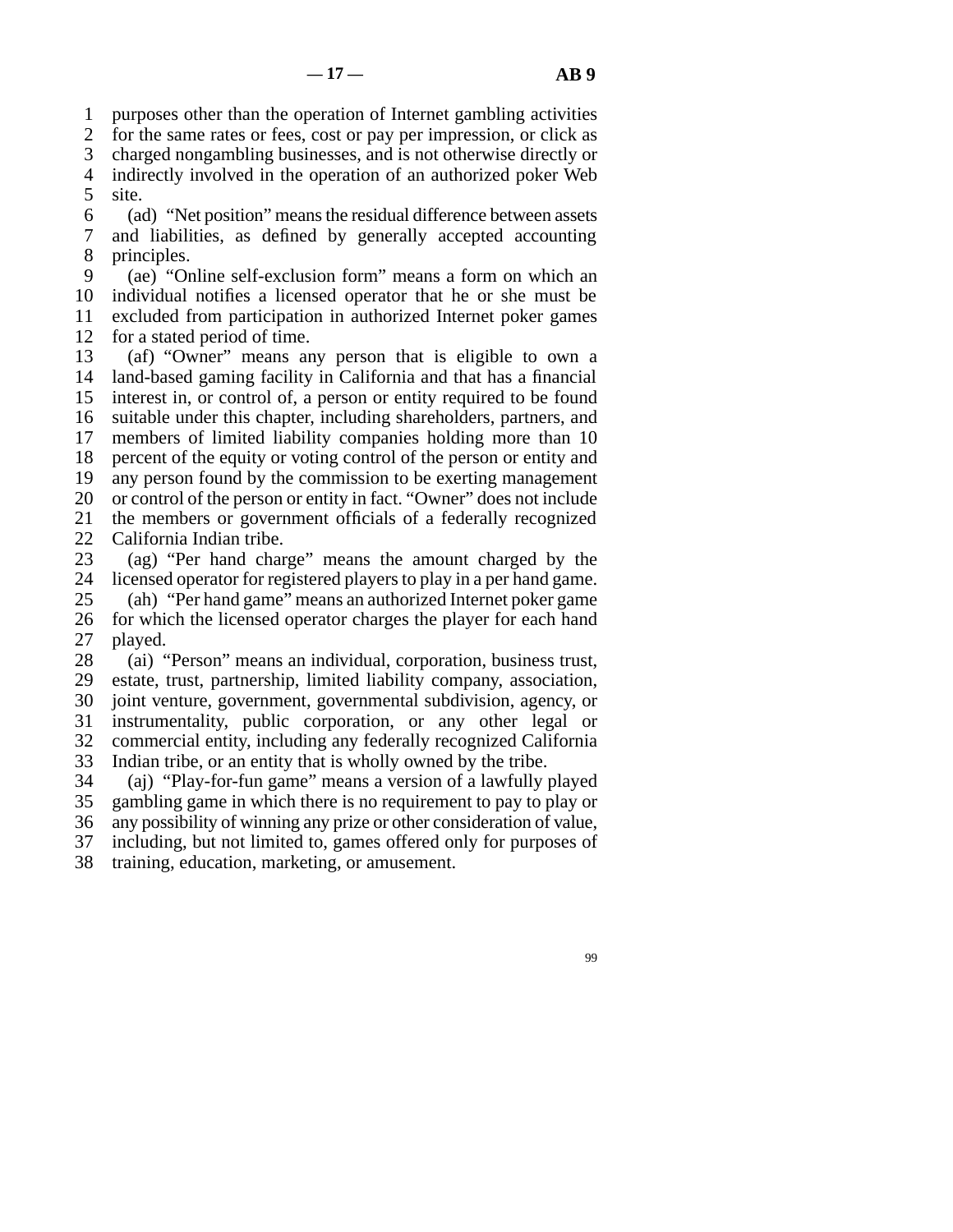purposes other than the operation of Internet gambling activities for the same rates or fees, cost or pay per impression, or click as charged nongambling businesses, and is not otherwise directly or indirectly involved in the operation of an authorized poker Web site.

(ad) "Net position" means the residual difference between assets and liabilities, as defined by generally accepted accounting principles.

(ae) "Online self-exclusion form" means a form on which an individual notifies a licensed operator that he or she must be excluded from participation in authorized Internet poker games for a stated period of time.

(af) "Owner" means any person that is eligible to own a land-based gaming facility in California and that has a financial interest in, or control of, a person or entity required to be found suitable under this chapter, including shareholders, partners, and members of limited liability companies holding more than 10 percent of the equity or voting control of the person or entity and any person found by the commission to be exerting management or control of the person or entity in fact. "Owner" does not include the members or government officials of a federally recognized California Indian tribe.

(ag) "Per hand charge" means the amount charged by the licensed operator for registered players to play in a per hand game.

(ah) "Per hand game" means an authorized Internet poker game for which the licensed operator charges the player for each hand played.

(ai) "Person" means an individual, corporation, business trust, estate, trust, partnership, limited liability company, association, joint venture, government, governmental subdivision, agency, or instrumentality, public corporation, or any other legal or commercial entity, including any federally recognized California Indian tribe, or an entity that is wholly owned by the tribe.

(aj) "Play-for-fun game" means a version of a lawfully played gambling game in which there is no requirement to pay to play or any possibility of winning any prize or other consideration of value, including, but not limited to, games offered only for purposes of training, education, marketing, or amusement.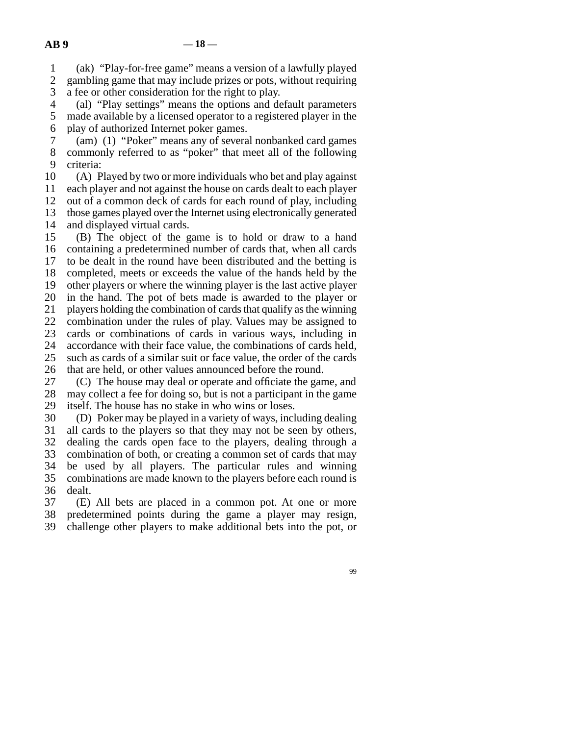(ak) "Play-for-free game" means a version of a lawfully played gambling game that may include prizes or pots, without requiring a fee or other consideration for the right to play.

(al) "Play settings" means the options and default parameters made available by a licensed operator to a registered player in the play of authorized Internet poker games.

(am) (1) "Poker" means any of several nonbanked card games commonly referred to as "poker" that meet all of the following criteria:

(A) Played by two or more individuals who bet and play against each player and not against the house on cards dealt to each player out of a common deck of cards for each round of play, including those games played over the Internet using electronically generated and displayed virtual cards.

(B) The object of the game is to hold or draw to a hand containing a predetermined number of cards that, when all cards to be dealt in the round have been distributed and the betting is completed, meets or exceeds the value of the hands held by the other players or where the winning player is the last active player in the hand. The pot of bets made is awarded to the player or players holding the combination of cards that qualify as the winning combination under the rules of play. Values may be assigned to cards or combinations of cards in various ways, including in accordance with their face value, the combinations of cards held, such as cards of a similar suit or face value, the order of the cards that are held, or other values announced before the round.

(C) The house may deal or operate and officiate the game, and may collect a fee for doing so, but is not a participant in the game itself. The house has no stake in who wins or loses.

(D) Poker may be played in a variety of ways, including dealing all cards to the players so that they may not be seen by others, dealing the cards open face to the players, dealing through a combination of both, or creating a common set of cards that may be used by all players. The particular rules and winning combinations are made known to the players before each round is dealt.

(E) All bets are placed in a common pot. At one or more predetermined points during the game a player may resign, challenge other players to make additional bets into the pot, or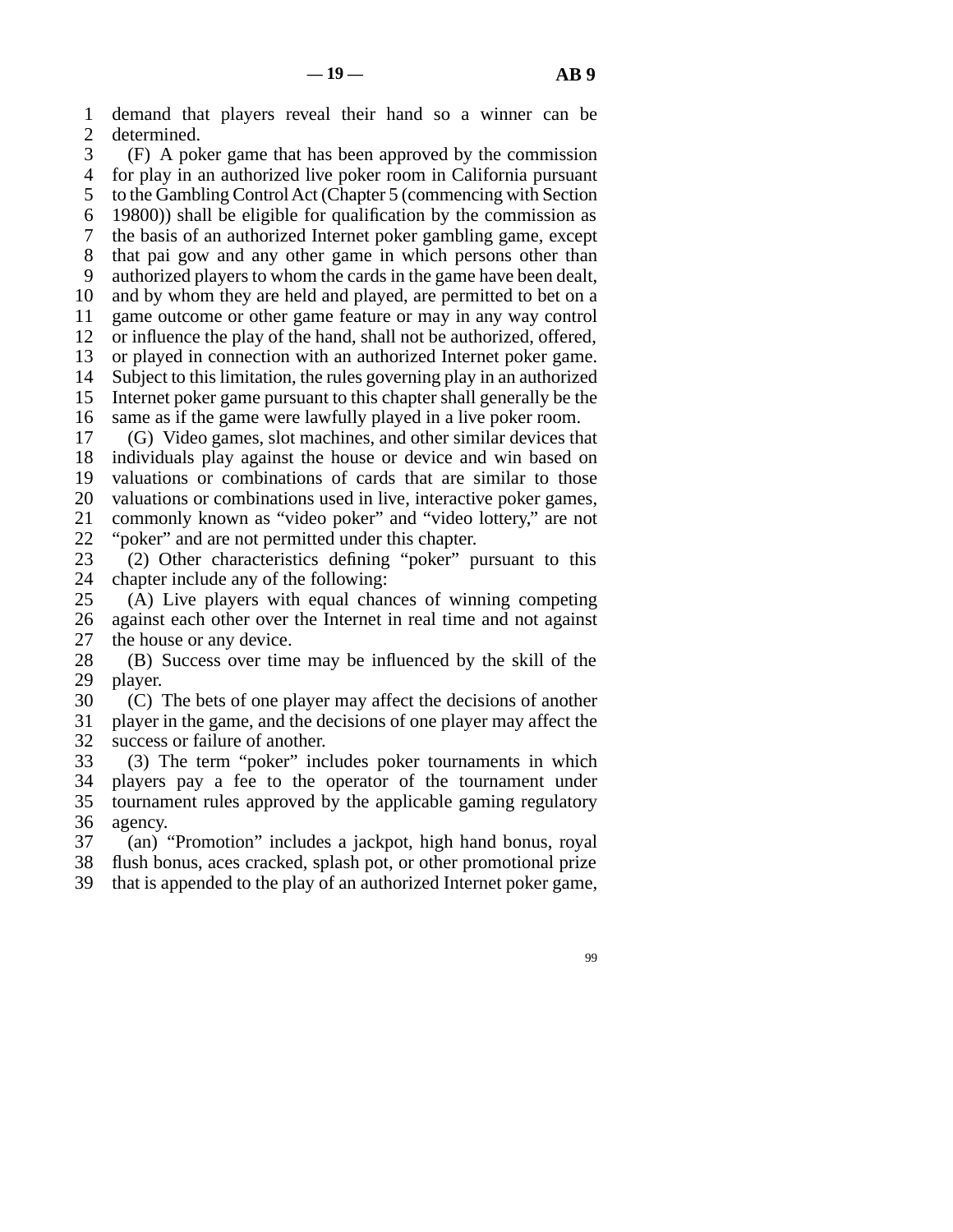demand that players reveal their hand so a winner can be determined.

(F) A poker game that has been approved by the commission for play in an authorized live poker room in California pursuant to the Gambling Control Act (Chapter 5 (commencing with Section 19800)) shall be eligible for qualification by the commission as the basis of an authorized Internet poker gambling game, except that pai gow and any other game in which persons other than authorized players to whom the cards in the game have been dealt, and by whom they are held and played, are permitted to bet on a game outcome or other game feature or may in any way control or influence the play of the hand, shall not be authorized, offered, or played in connection with an authorized Internet poker game. Subject to this limitation, the rules governing play in an authorized Internet poker game pursuant to this chapter shall generally be the same as if the game were lawfully played in a live poker room.

(G) Video games, slot machines, and other similar devices that individuals play against the house or device and win based on valuations or combinations of cards that are similar to those valuations or combinations used in live, interactive poker games, commonly known as "video poker" and "video lottery," are not "poker" and are not permitted under this chapter.

(2) Other characteristics defining "poker" pursuant to this chapter include any of the following:

(A) Live players with equal chances of winning competing against each other over the Internet in real time and not against the house or any device.

(B) Success over time may be influenced by the skill of the player.

(C) The bets of one player may affect the decisions of another player in the game, and the decisions of one player may affect the success or failure of another.

(3) The term "poker" includes poker tournaments in which players pay a fee to the operator of the tournament under tournament rules approved by the applicable gaming regulatory agency.

(an) "Promotion" includes a jackpot, high hand bonus, royal flush bonus, aces cracked, splash pot, or other promotional prize that is appended to the play of an authorized Internet poker game,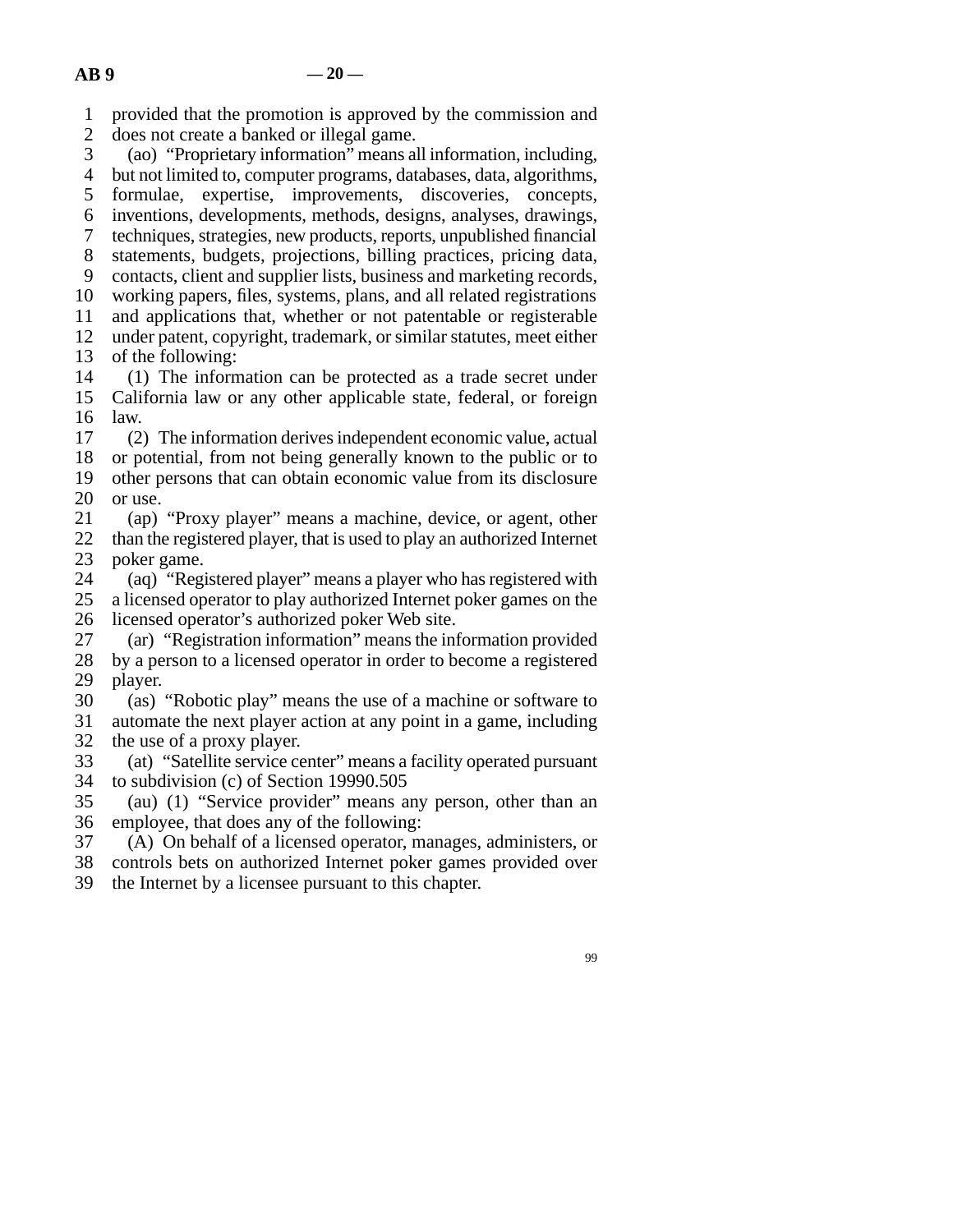provided that the promotion is approved by the commission and does not create a banked or illegal game.

(ao) "Proprietary information" means all information, including, but not limited to, computer programs, databases, data, algorithms, formulae, expertise, improvements, discoveries, concepts, inventions, developments, methods, designs, analyses, drawings, techniques, strategies, new products, reports, unpublished financial statements, budgets, projections, billing practices, pricing data, contacts, client and supplier lists, business and marketing records, working papers, files, systems, plans, and all related registrations and applications that, whether or not patentable or registerable under patent, copyright, trademark, or similar statutes, meet either of the following:

(1) The information can be protected as a trade secret under California law or any other applicable state, federal, or foreign law.

(2) The information derives independent economic value, actual or potential, from not being generally known to the public or to other persons that can obtain economic value from its disclosure or use.

(ap) "Proxy player" means a machine, device, or agent, other than the registered player, that is used to play an authorized Internet poker game.

(aq) "Registered player" means a player who has registered with a licensed operator to play authorized Internet poker games on the licensed operator's authorized poker Web site.

(ar) "Registration information" means the information provided by a person to a licensed operator in order to become a registered player.

(as) "Robotic play" means the use of a machine or software to automate the next player action at any point in a game, including the use of a proxy player.

(at) "Satellite service center" means a facility operated pursuant to subdivision (c) of Section 19990.505

(au) (1) "Service provider" means any person, other than an employee, that does any of the following:

(A) On behalf of a licensed operator, manages, administers, or controls bets on authorized Internet poker games provided over the Internet by a licensee pursuant to this chapter.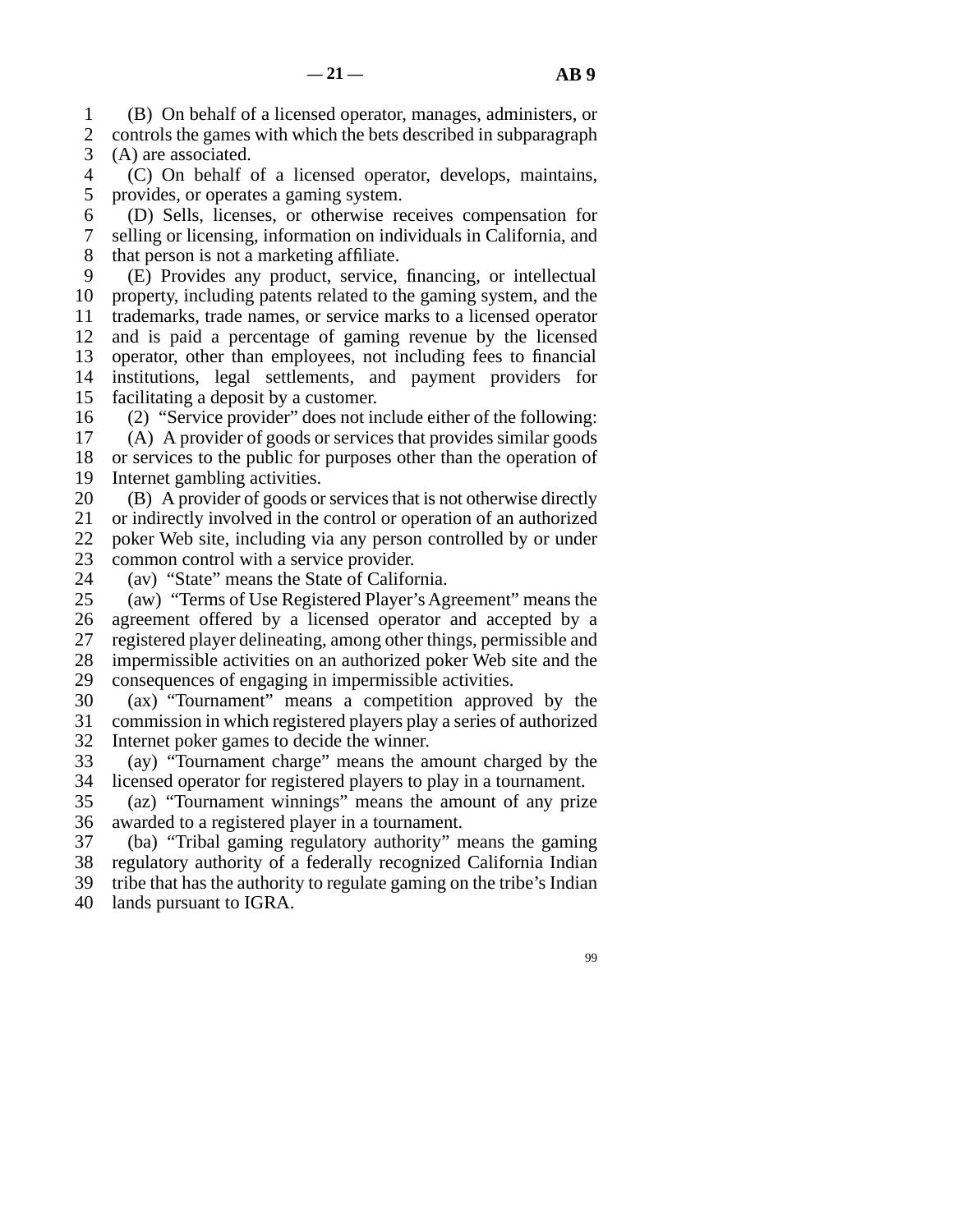(B) On behalf of a licensed operator, manages, administers, or controls the games with which the bets described in subparagraph (A) are associated.

(C) On behalf of a licensed operator, develops, maintains, provides, or operates a gaming system.

(D) Sells, licenses, or otherwise receives compensation for selling or licensing, information on individuals in California, and that person is not a marketing affiliate.

(E) Provides any product, service, financing, or intellectual property, including patents related to the gaming system, and the trademarks, trade names, or service marks to a licensed operator and is paid a percentage of gaming revenue by the licensed operator, other than employees, not including fees to financial institutions, legal settlements, and payment providers for facilitating a deposit by a customer.

(2) "Service provider" does not include either of the following:

(A) A provider of goods or services that provides similar goods or services to the public for purposes other than the operation of Internet gambling activities.

(B) A provider of goods or services that is not otherwise directly or indirectly involved in the control or operation of an authorized poker Web site, including via any person controlled by or under common control with a service provider.

(av) "State" means the State of California.

(aw) "Terms of Use Registered Player's Agreement" means the agreement offered by a licensed operator and accepted by a registered player delineating, among other things, permissible and impermissible activities on an authorized poker Web site and the consequences of engaging in impermissible activities.

(ax) "Tournament" means a competition approved by the commission in which registered players play a series of authorized Internet poker games to decide the winner.

(ay) "Tournament charge" means the amount charged by the licensed operator for registered players to play in a tournament.

(az) "Tournament winnings" means the amount of any prize awarded to a registered player in a tournament.

(ba) "Tribal gaming regulatory authority" means the gaming regulatory authority of a federally recognized California Indian tribe that has the authority to regulate gaming on the tribe's Indian lands pursuant to IGRA.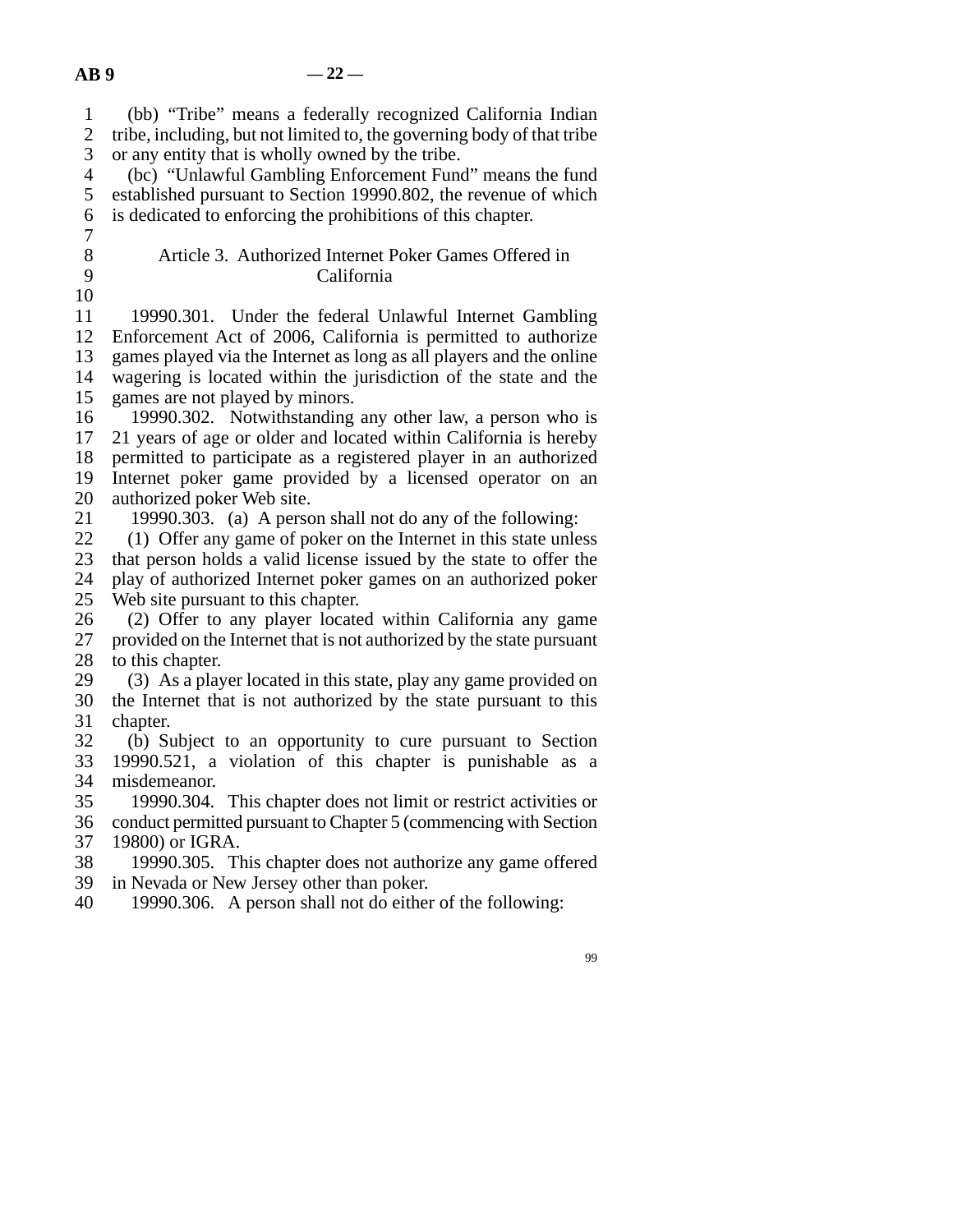(bb) "Tribe" means a federally recognized California Indian tribe, including, but not limited to, the governing body of that tribe or any entity that is wholly owned by the tribe.

(bc) "Unlawful Gambling Enforcement Fund" means the fund established pursuant to Section 19990.802, the revenue of which is dedicated to enforcing the prohibitions of this chapter.

## Article 3. Authorized Internet Poker Games Offered in California

19990.301. Under the federal Unlawful Internet Gambling Enforcement Act of 2006, California is permitted to authorize games played via the Internet as long as all players and the online wagering is located within the jurisdiction of the state and the games are not played by minors.

19990.302. Notwithstanding any other law, a person who is 21 years of age or older and located within California is hereby permitted to participate as a registered player in an authorized Internet poker game provided by a licensed operator on an authorized poker Web site.

19990.303. (a) A person shall not do any of the following:

(1) Offer any game of poker on the Internet in this state unless that person holds a valid license issued by the state to offer the play of authorized Internet poker games on an authorized poker Web site pursuant to this chapter.

(2) Offer to any player located within California any game provided on the Internet that is not authorized by the state pursuant to this chapter.

(3) As a player located in this state, play any game provided on the Internet that is not authorized by the state pursuant to this chapter.

(b) Subject to an opportunity to cure pursuant to Section 19990.521, a violation of this chapter is punishable as a misdemeanor.

19990.304. This chapter does not limit or restrict activities or conduct permitted pursuant to Chapter 5 (commencing with Section 19800) or IGRA.

19990.305. This chapter does not authorize any game offered in Nevada or New Jersey other than poker.

19990.306. A person shall not do either of the following: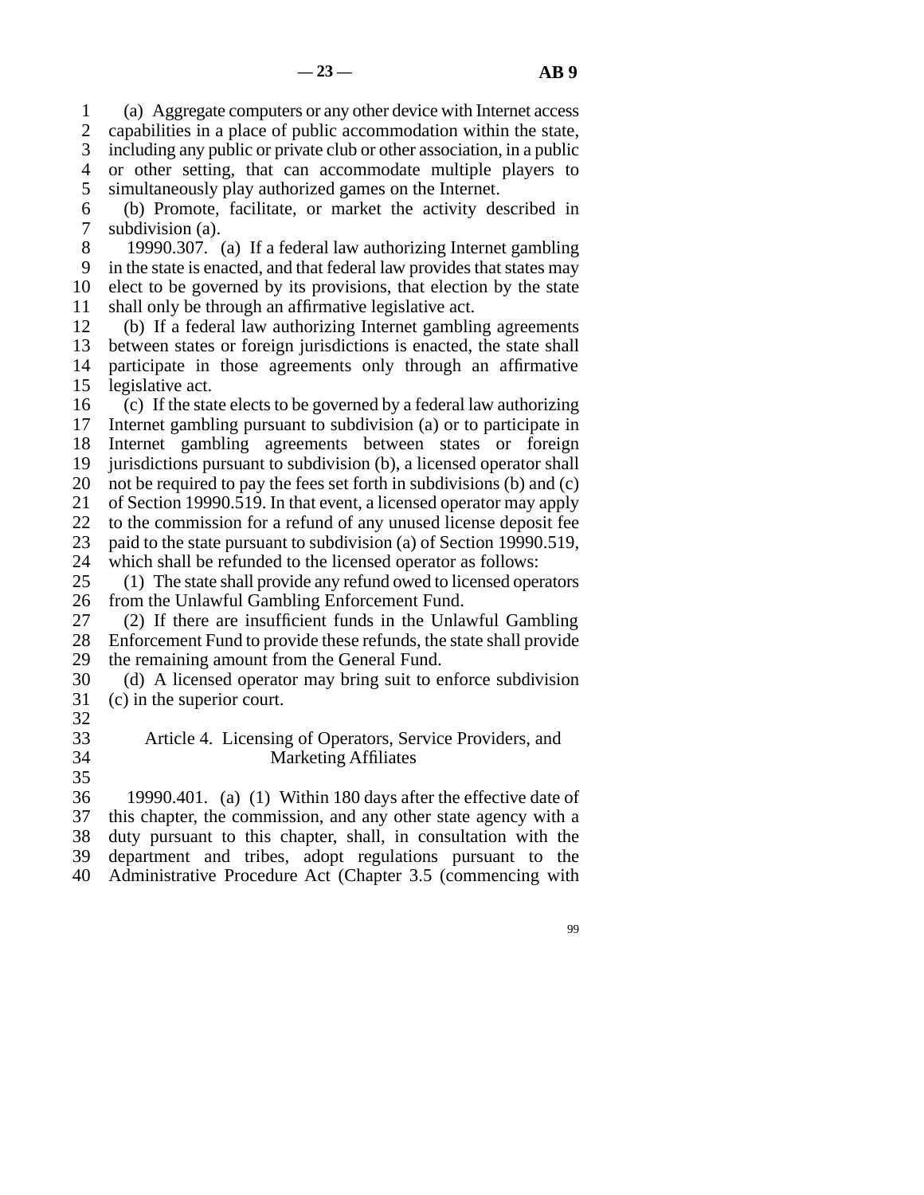(a) Aggregate computers or any other device with Internet access capabilities in a place of public accommodation within the state, including any public or private club or other association, in a public or other setting, that can accommodate multiple players to simultaneously play authorized games on the Internet.

(b) Promote, facilitate, or market the activity described in subdivision (a).

19990.307. (a) If a federal law authorizing Internet gambling in the state is enacted, and that federal law provides that states may elect to be governed by its provisions, that election by the state shall only be through an affirmative legislative act.

(b) If a federal law authorizing Internet gambling agreements between states or foreign jurisdictions is enacted, the state shall participate in those agreements only through an affirmative legislative act.

(c) If the state elects to be governed by a federal law authorizing Internet gambling pursuant to subdivision (a) or to participate in Internet gambling agreements between states or foreign jurisdictions pursuant to subdivision (b), a licensed operator shall not be required to pay the fees set forth in subdivisions (b) and (c) of Section 19990.519. In that event, a licensed operator may apply to the commission for a refund of any unused license deposit fee paid to the state pursuant to subdivision (a) of Section 19990.519, which shall be refunded to the licensed operator as follows:

(1) The state shall provide any refund owed to licensed operators from the Unlawful Gambling Enforcement Fund.

(2) If there are insufficient funds in the Unlawful Gambling Enforcement Fund to provide these refunds, the state shall provide the remaining amount from the General Fund.

(d) A licensed operator may bring suit to enforce subdivision (c) in the superior court.

## Article 4. Licensing of Operators, Service Providers, and Marketing Affiliates

19990.401. (a) (1) Within 180 days after the effective date of this chapter, the commission, and any other state agency with a duty pursuant to this chapter, shall, in consultation with the department and tribes, adopt regulations pursuant to the Administrative Procedure Act (Chapter 3.5 (commencing with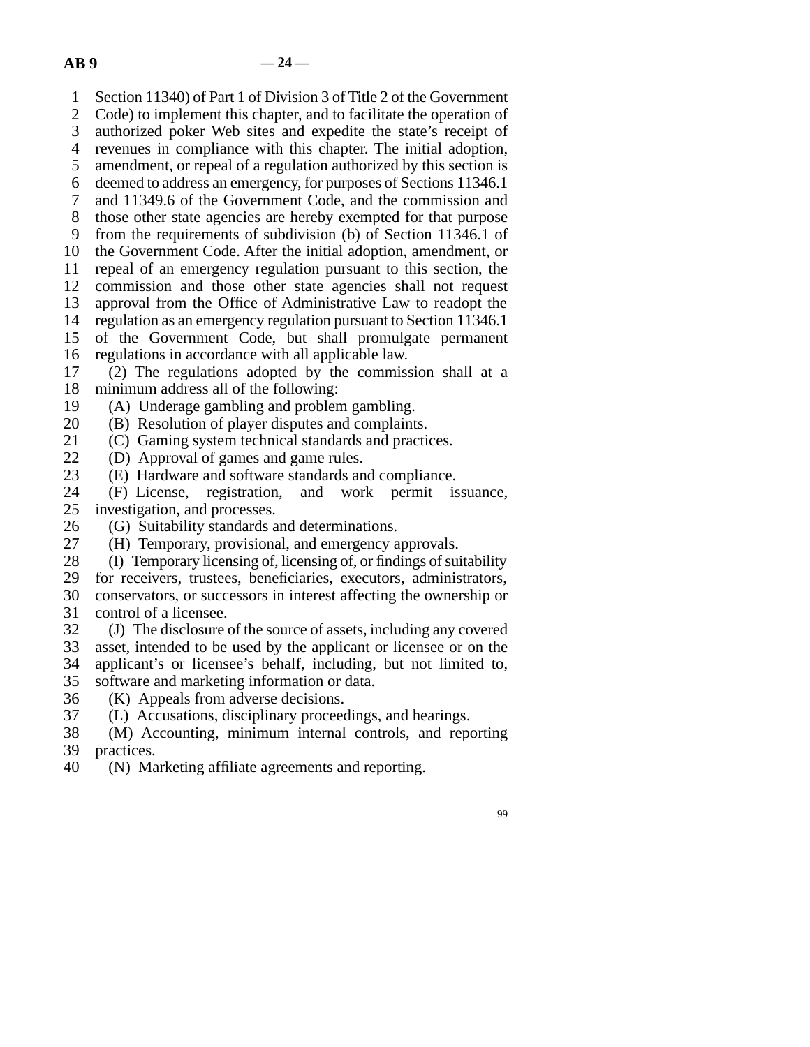Section 11340) of Part 1 of Division 3 of Title 2 of the Government Code) to implement this chapter, and to facilitate the operation of authorized poker Web sites and expedite the state's receipt of revenues in compliance with this chapter. The initial adoption, amendment, or repeal of a regulation authorized by this section is deemed to address an emergency, for purposes of Sections 11346.1 and 11349.6 of the Government Code, and the commission and those other state agencies are hereby exempted for that purpose from the requirements of subdivision (b) of Section 11346.1 of the Government Code. After the initial adoption, amendment, or repeal of an emergency regulation pursuant to this section, the commission and those other state agencies shall not request approval from the Office of Administrative Law to readopt the regulation as an emergency regulation pursuant to Section 11346.1 of the Government Code, but shall promulgate permanent regulations in accordance with all applicable law.

(2) The regulations adopted by the commission shall at a minimum address all of the following:

(A) Underage gambling and problem gambling.

(B) Resolution of player disputes and complaints.

(C) Gaming system technical standards and practices.

(D) Approval of games and game rules.

(E) Hardware and software standards and compliance.

(F) License, registration, and work permit issuance, investigation, and processes.

(G) Suitability standards and determinations.

(H) Temporary, provisional, and emergency approvals.

(I) Temporary licensing of, licensing of, or findings of suitability for receivers, trustees, beneficiaries, executors, administrators, conservators, or successors in interest affecting the ownership or control of a licensee.

(J) The disclosure of the source of assets, including any covered asset, intended to be used by the applicant or licensee or on the applicant's or licensee's behalf, including, but not limited to, software and marketing information or data.

(K) Appeals from adverse decisions.

(L) Accusations, disciplinary proceedings, and hearings.

(M) Accounting, minimum internal controls, and reporting practices.

(N) Marketing affiliate agreements and reporting.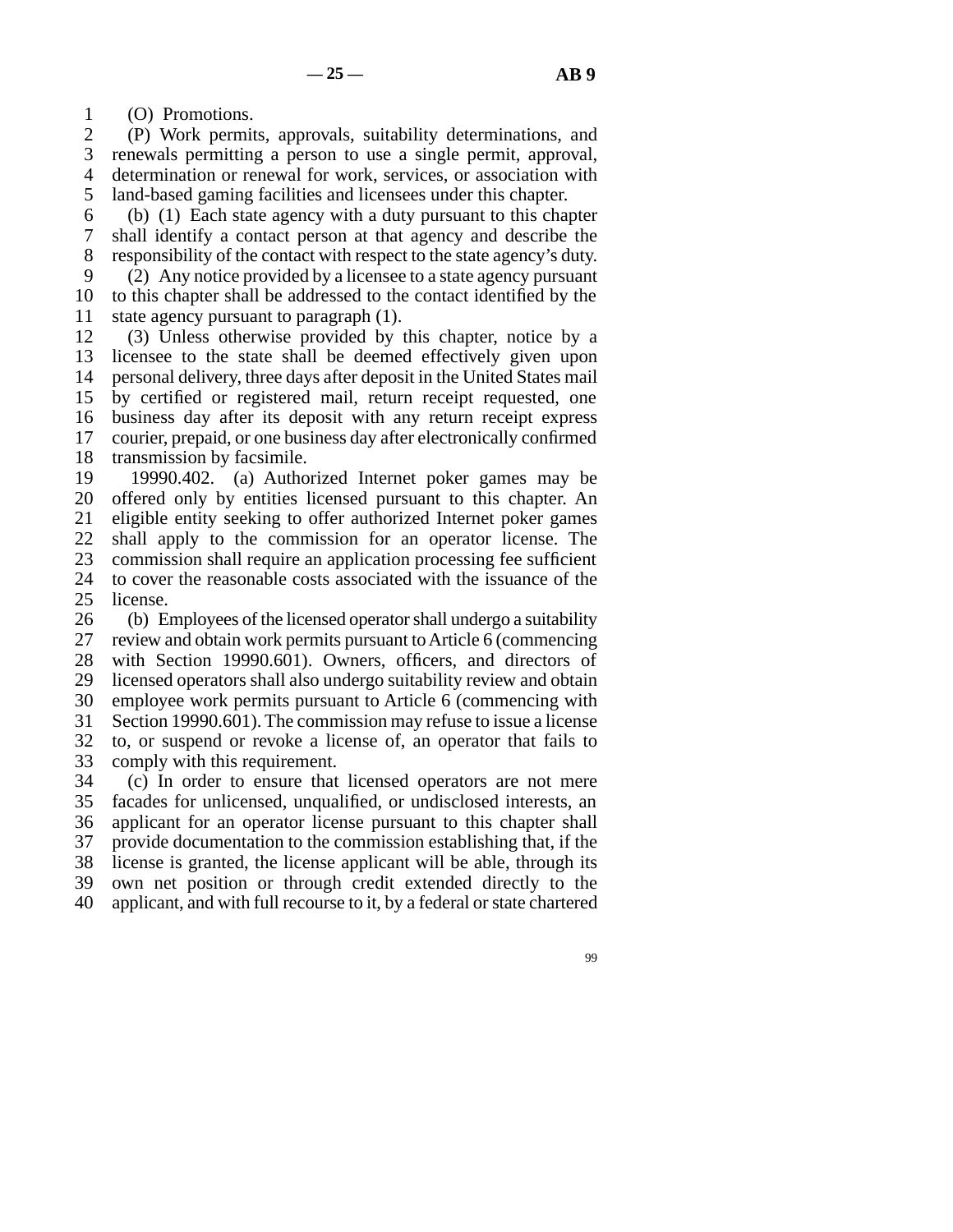(O) Promotions.

(P) Work permits, approvals, suitability determinations, and renewals permitting a person to use a single permit, approval, determination or renewal for work, services, or association with land-based gaming facilities and licensees under this chapter.

(b) (1) Each state agency with a duty pursuant to this chapter shall identify a contact person at that agency and describe the responsibility of the contact with respect to the state agency's duty.

(2) Any notice provided by a licensee to a state agency pursuant to this chapter shall be addressed to the contact identified by the state agency pursuant to paragraph (1).

(3) Unless otherwise provided by this chapter, notice by a licensee to the state shall be deemed effectively given upon personal delivery, three days after deposit in the United States mail by certified or registered mail, return receipt requested, one business day after its deposit with any return receipt express courier, prepaid, or one business day after electronically confirmed transmission by facsimile.

19990.402. (a) Authorized Internet poker games may be offered only by entities licensed pursuant to this chapter. An eligible entity seeking to offer authorized Internet poker games shall apply to the commission for an operator license. The commission shall require an application processing fee sufficient to cover the reasonable costs associated with the issuance of the license.

(b) Employees of the licensed operator shall undergo a suitability review and obtain work permits pursuant to Article 6 (commencing with Section 19990.601). Owners, officers, and directors of licensed operators shall also undergo suitability review and obtain employee work permits pursuant to Article 6 (commencing with Section 19990.601). The commission may refuse to issue a license to, or suspend or revoke a license of, an operator that fails to comply with this requirement.

(c) In order to ensure that licensed operators are not mere facades for unlicensed, unqualified, or undisclosed interests, an applicant for an operator license pursuant to this chapter shall provide documentation to the commission establishing that, if the license is granted, the license applicant will be able, through its own net position or through credit extended directly to the applicant, and with full recourse to it, by a federal or state chartered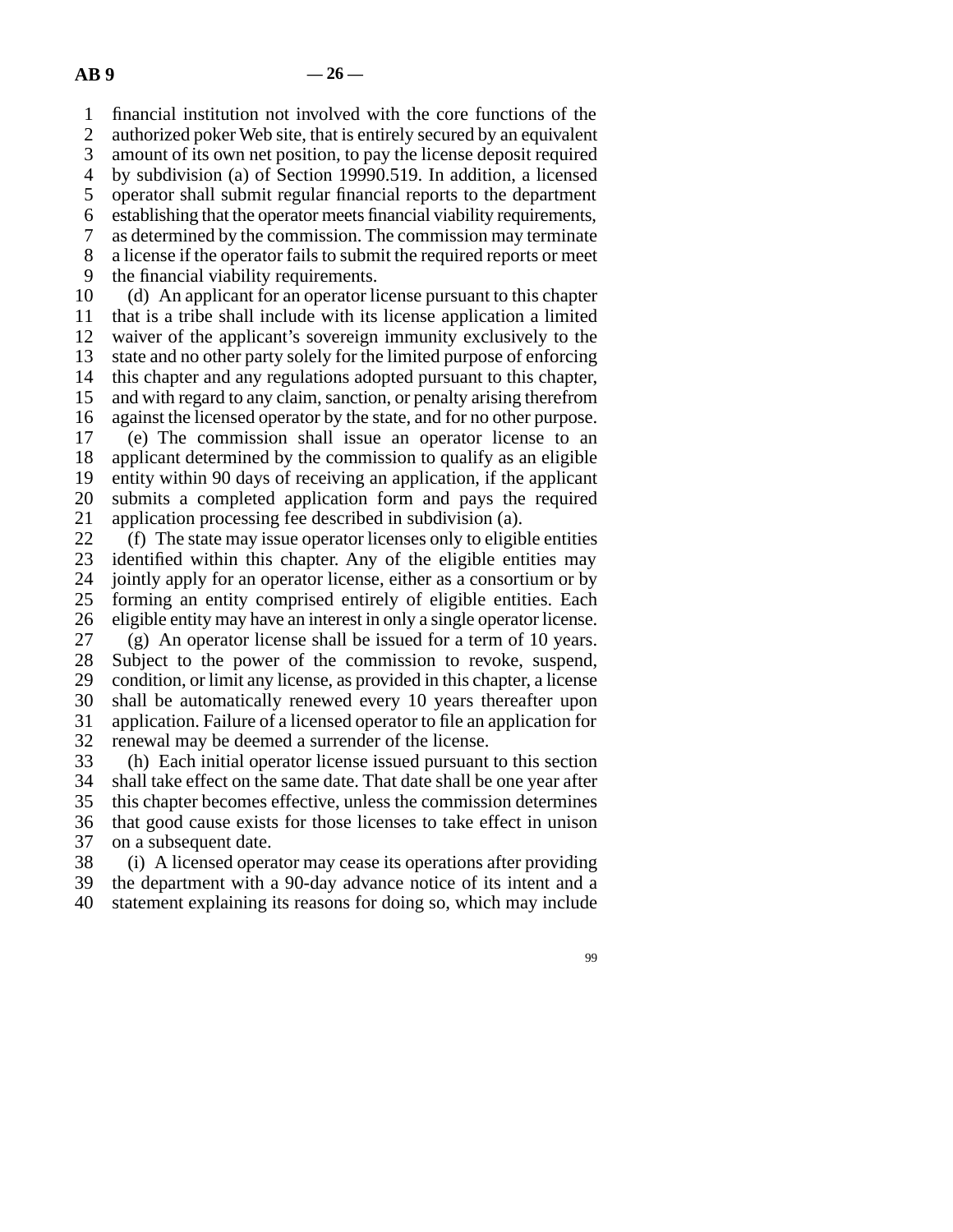financial institution not involved with the core functions of the authorized poker Web site, that is entirely secured by an equivalent amount of its own net position, to pay the license deposit required by subdivision (a) of Section 19990.519. In addition, a licensed operator shall submit regular financial reports to the department establishing that the operator meets financial viability requirements, as determined by the commission. The commission may terminate a license if the operator fails to submit the required reports or meet the financial viability requirements.

(d) An applicant for an operator license pursuant to this chapter that is a tribe shall include with its license application a limited waiver of the applicant's sovereign immunity exclusively to the state and no other party solely for the limited purpose of enforcing this chapter and any regulations adopted pursuant to this chapter, and with regard to any claim, sanction, or penalty arising therefrom against the licensed operator by the state, and for no other purpose.

(e) The commission shall issue an operator license to an applicant determined by the commission to qualify as an eligible entity within 90 days of receiving an application, if the applicant submits a completed application form and pays the required application processing fee described in subdivision (a).

(f) The state may issue operator licenses only to eligible entities identified within this chapter. Any of the eligible entities may jointly apply for an operator license, either as a consortium or by forming an entity comprised entirely of eligible entities. Each eligible entity may have an interest in only a single operator license.

(g) An operator license shall be issued for a term of 10 years. Subject to the power of the commission to revoke, suspend, condition, or limit any license, as provided in this chapter, a license shall be automatically renewed every 10 years thereafter upon application. Failure of a licensed operator to file an application for renewal may be deemed a surrender of the license.

(h) Each initial operator license issued pursuant to this section shall take effect on the same date. That date shall be one year after this chapter becomes effective, unless the commission determines that good cause exists for those licenses to take effect in unison on a subsequent date.

(i) A licensed operator may cease its operations after providing the department with a 90-day advance notice of its intent and a statement explaining its reasons for doing so, which may include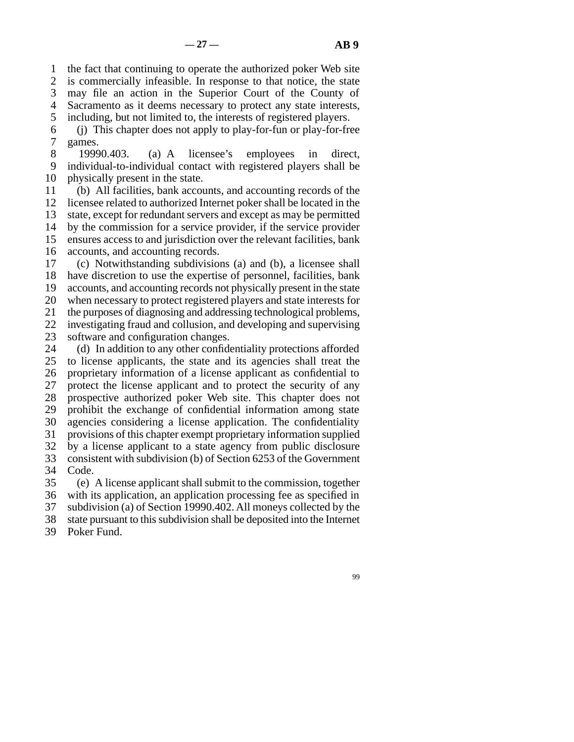the fact that continuing to operate the authorized poker Web site is commercially infeasible. In response to that notice, the state may file an action in the Superior Court of the County of Sacramento as it deems necessary to protect any state interests, including, but not limited to, the interests of registered players.

(j) This chapter does not apply to play-for-fun or play-for-free games.

19990.403. (a) A licensee's employees in direct, individual-to-individual contact with registered players shall be physically present in the state.

(b) All facilities, bank accounts, and accounting records of the licensee related to authorized Internet poker shall be located in the state, except for redundant servers and except as may be permitted by the commission for a service provider, if the service provider ensures access to and jurisdiction over the relevant facilities, bank accounts, and accounting records.

(c) Notwithstanding subdivisions (a) and (b), a licensee shall have discretion to use the expertise of personnel, facilities, bank accounts, and accounting records not physically present in the state when necessary to protect registered players and state interests for the purposes of diagnosing and addressing technological problems, investigating fraud and collusion, and developing and supervising software and configuration changes.

(d) In addition to any other confidentiality protections afforded to license applicants, the state and its agencies shall treat the proprietary information of a license applicant as confidential to protect the license applicant and to protect the security of any prospective authorized poker Web site. This chapter does not prohibit the exchange of confidential information among state agencies considering a license application. The confidentiality provisions of this chapter exempt proprietary information supplied by a license applicant to a state agency from public disclosure consistent with subdivision (b) of Section 6253 of the Government Code.

(e) A license applicant shall submit to the commission, together with its application, an application processing fee as specified in subdivision (a) of Section 19990.402. All moneys collected by the state pursuant to this subdivision shall be deposited into the Internet Poker Fund.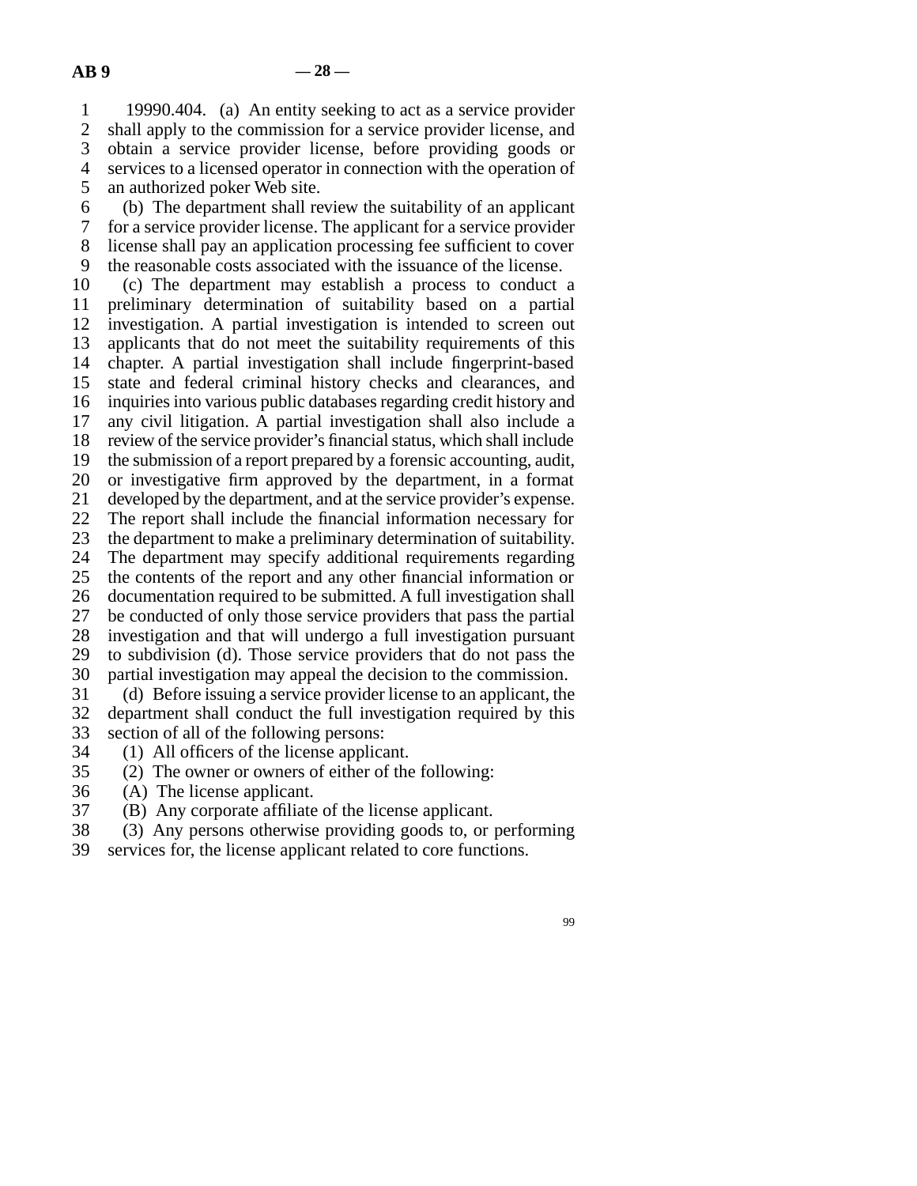19990.404. (a) An entity seeking to act as a service provider shall apply to the commission for a service provider license, and obtain a service provider license, before providing goods or services to a licensed operator in connection with the operation of an authorized poker Web site.

(b) The department shall review the suitability of an applicant for a service provider license. The applicant for a service provider license shall pay an application processing fee sufficient to cover the reasonable costs associated with the issuance of the license.

(c) The department may establish a process to conduct a preliminary determination of suitability based on a partial investigation. A partial investigation is intended to screen out applicants that do not meet the suitability requirements of this chapter. A partial investigation shall include fingerprint-based state and federal criminal history checks and clearances, and inquiries into various public databases regarding credit history and any civil litigation. A partial investigation shall also include a review of the service provider's financial status, which shall include the submission of a report prepared by a forensic accounting, audit, or investigative firm approved by the department, in a format developed by the department, and at the service provider's expense. The report shall include the financial information necessary for the department to make a preliminary determination of suitability. The department may specify additional requirements regarding the contents of the report and any other financial information or documentation required to be submitted. A full investigation shall be conducted of only those service providers that pass the partial investigation and that will undergo a full investigation pursuant to subdivision (d). Those service providers that do not pass the partial investigation may appeal the decision to the commission.

(d) Before issuing a service provider license to an applicant, the department shall conduct the full investigation required by this section of all of the following persons:

(1) All officers of the license applicant.

(2) The owner or owners of either of the following:

(A) The license applicant.

(B) Any corporate affiliate of the license applicant.

(3) Any persons otherwise providing goods to, or performing services for, the license applicant related to core functions.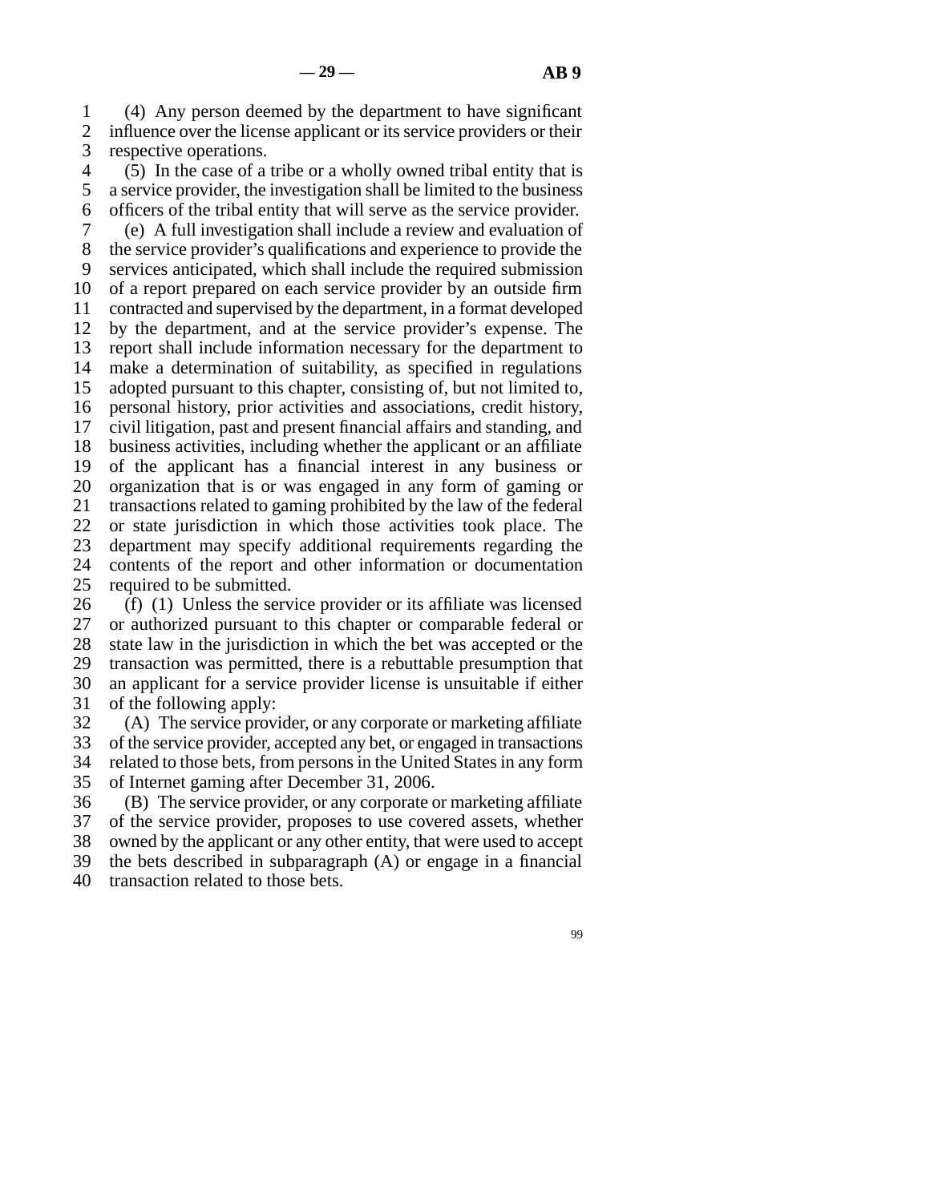(4) Any person deemed by the department to have significant influence over the license applicant or its service providers or their respective operations.

(5) In the case of a tribe or a wholly owned tribal entity that is a service provider, the investigation shall be limited to the business officers of the tribal entity that will serve as the service provider.

(e) A full investigation shall include a review and evaluation of the service provider's qualifications and experience to provide the services anticipated, which shall include the required submission of a report prepared on each service provider by an outside firm contracted and supervised by the department, in a format developed by the department, and at the service provider's expense. The report shall include information necessary for the department to make a determination of suitability, as specified in regulations adopted pursuant to this chapter, consisting of, but not limited to, personal history, prior activities and associations, credit history, civil litigation, past and present financial affairs and standing, and business activities, including whether the applicant or an affiliate of the applicant has a financial interest in any business or organization that is or was engaged in any form of gaming or transactions related to gaming prohibited by the law of the federal or state jurisdiction in which those activities took place. The department may specify additional requirements regarding the contents of the report and other information or documentation required to be submitted.

(f) (1) Unless the service provider or its affiliate was licensed or authorized pursuant to this chapter or comparable federal or state law in the jurisdiction in which the bet was accepted or the transaction was permitted, there is a rebuttable presumption that an applicant for a service provider license is unsuitable if either of the following apply:

(A) The service provider, or any corporate or marketing affiliate of the service provider, accepted any bet, or engaged in transactions related to those bets, from persons in the United States in any form of Internet gaming after December 31, 2006.

(B) The service provider, or any corporate or marketing affiliate of the service provider, proposes to use covered assets, whether owned by the applicant or any other entity, that were used to accept the bets described in subparagraph (A) or engage in a financial transaction related to those bets.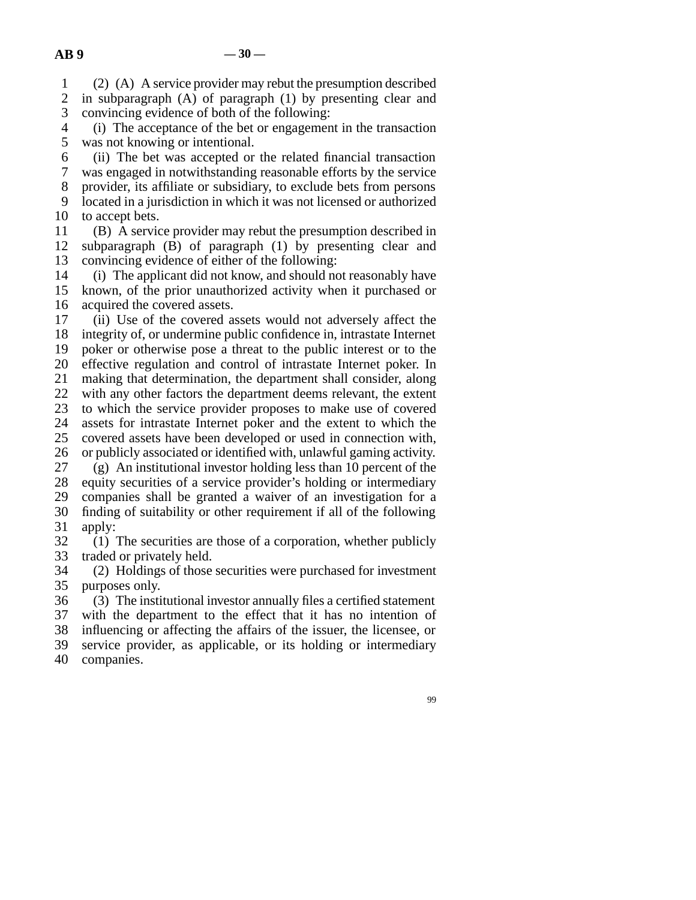(2) (A) A service provider may rebut the presumption described in subparagraph (A) of paragraph (1) by presenting clear and convincing evidence of both of the following:

(i) The acceptance of the bet or engagement in the transaction was not knowing or intentional.

(ii) The bet was accepted or the related financial transaction was engaged in notwithstanding reasonable efforts by the service provider, its affiliate or subsidiary, to exclude bets from persons located in a jurisdiction in which it was not licensed or authorized to accept bets.

(B) A service provider may rebut the presumption described in subparagraph (B) of paragraph (1) by presenting clear and convincing evidence of either of the following:

(i) The applicant did not know, and should not reasonably have known, of the prior unauthorized activity when it purchased or acquired the covered assets.

(ii) Use of the covered assets would not adversely affect the integrity of, or undermine public confidence in, intrastate Internet poker or otherwise pose a threat to the public interest or to the effective regulation and control of intrastate Internet poker. In making that determination, the department shall consider, along with any other factors the department deems relevant, the extent to which the service provider proposes to make use of covered assets for intrastate Internet poker and the extent to which the covered assets have been developed or used in connection with, or publicly associated or identified with, unlawful gaming activity.

(g) An institutional investor holding less than 10 percent of the equity securities of a service provider's holding or intermediary companies shall be granted a waiver of an investigation for a finding of suitability or other requirement if all of the following apply:

(1) The securities are those of a corporation, whether publicly traded or privately held.

(2) Holdings of those securities were purchased for investment purposes only.

(3) The institutional investor annually files a certified statement with the department to the effect that it has no intention of influencing or affecting the affairs of the issuer, the licensee, or service provider, as applicable, or its holding or intermediary companies.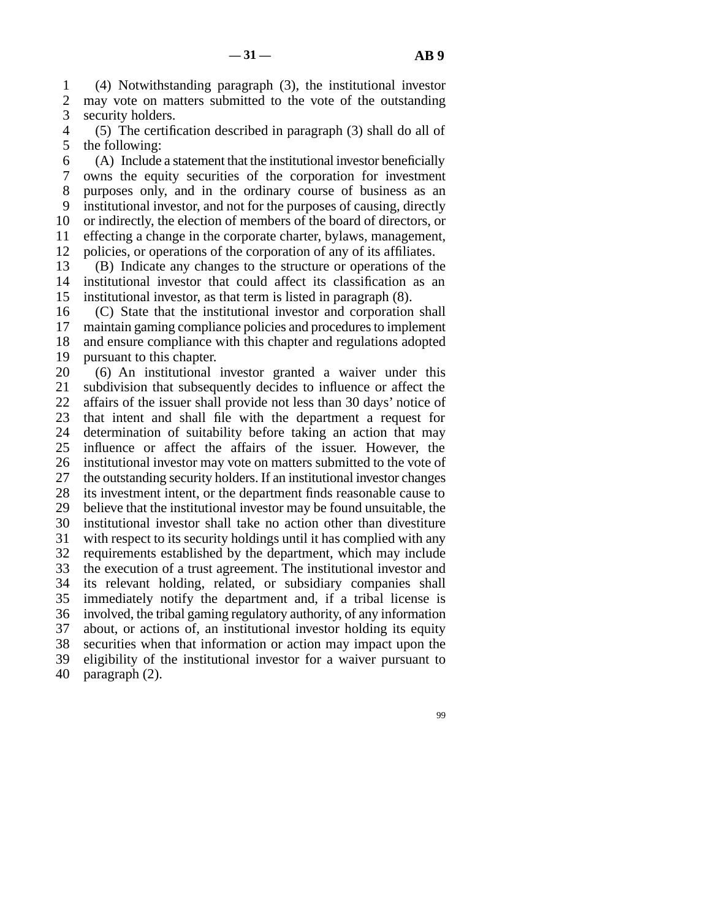(4) Notwithstanding paragraph (3), the institutional investor may vote on matters submitted to the vote of the outstanding security holders.

(5) The certification described in paragraph (3) shall do all of the following:

(A) Include a statement that the institutional investor beneficially owns the equity securities of the corporation for investment purposes only, and in the ordinary course of business as an institutional investor, and not for the purposes of causing, directly or indirectly, the election of members of the board of directors, or effecting a change in the corporate charter, bylaws, management, policies, or operations of the corporation of any of its affiliates.

(B) Indicate any changes to the structure or operations of the institutional investor that could affect its classification as an institutional investor, as that term is listed in paragraph (8).

(C) State that the institutional investor and corporation shall maintain gaming compliance policies and procedures to implement and ensure compliance with this chapter and regulations adopted pursuant to this chapter.

(6) An institutional investor granted a waiver under this subdivision that subsequently decides to influence or affect the affairs of the issuer shall provide not less than 30 days' notice of that intent and shall file with the department a request for determination of suitability before taking an action that may influence or affect the affairs of the issuer. However, the institutional investor may vote on matters submitted to the vote of the outstanding security holders. If an institutional investor changes its investment intent, or the department finds reasonable cause to believe that the institutional investor may be found unsuitable, the institutional investor shall take no action other than divestiture with respect to its security holdings until it has complied with any requirements established by the department, which may include the execution of a trust agreement. The institutional investor and its relevant holding, related, or subsidiary companies shall immediately notify the department and, if a tribal license is involved, the tribal gaming regulatory authority, of any information about, or actions of, an institutional investor holding its equity securities when that information or action may impact upon the eligibility of the institutional investor for a waiver pursuant to paragraph (2).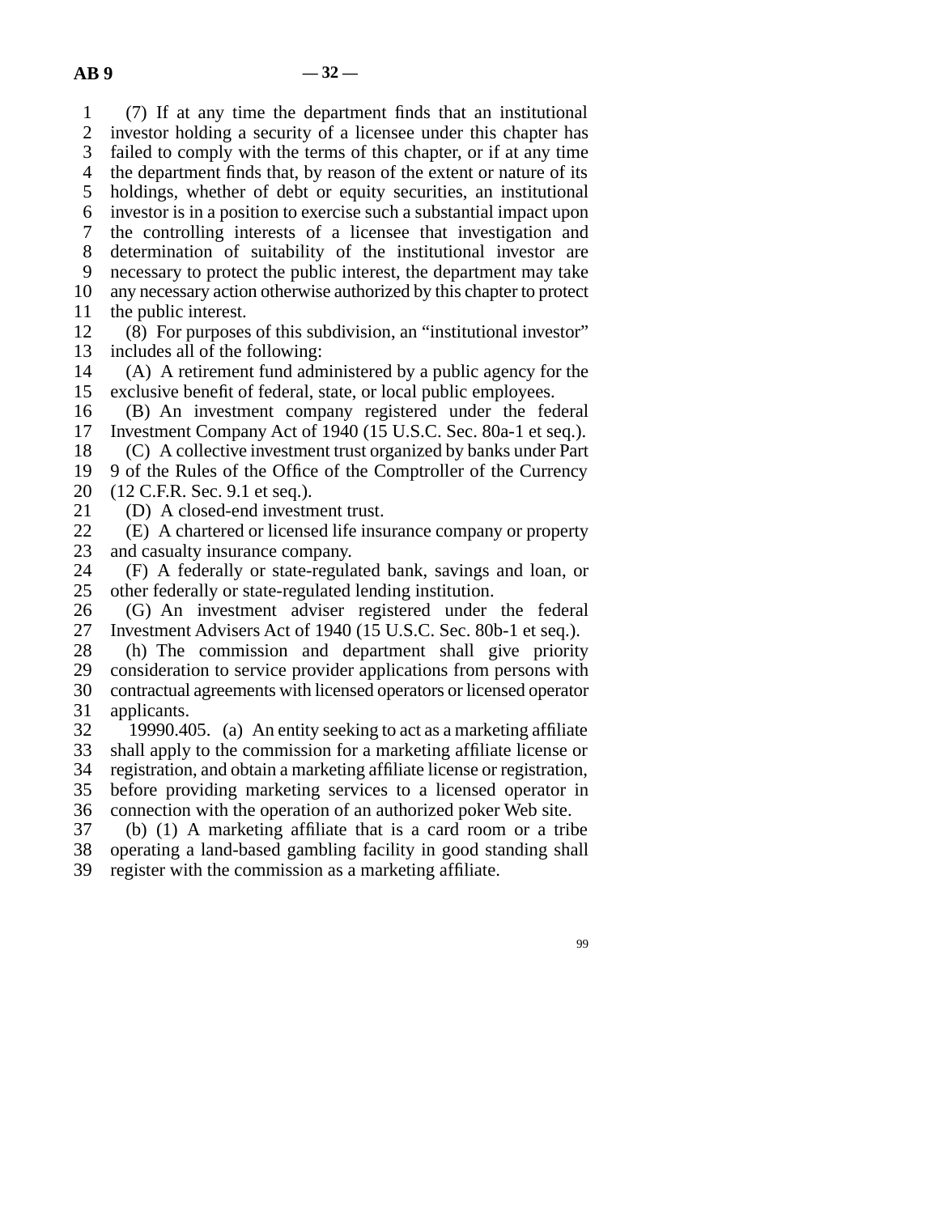(7) If at any time the department finds that an institutional investor holding a security of a licensee under this chapter has failed to comply with the terms of this chapter, or if at any time the department finds that, by reason of the extent or nature of its holdings, whether of debt or equity securities, an institutional investor is in a position to exercise such a substantial impact upon the controlling interests of a licensee that investigation and determination of suitability of the institutional investor are necessary to protect the public interest, the department may take any necessary action otherwise authorized by this chapter to protect the public interest.

(8) For purposes of this subdivision, an "institutional investor" includes all of the following:

(A) A retirement fund administered by a public agency for the exclusive benefit of federal, state, or local public employees.

(B) An investment company registered under the federal Investment Company Act of 1940 (15 U.S.C. Sec. 80a-1 et seq.).

(C) A collective investment trust organized by banks under Part 9 of the Rules of the Office of the Comptroller of the Currency (12 C.F.R. Sec. 9.1 et seq.).

(D) A closed-end investment trust.

(E) A chartered or licensed life insurance company or property and casualty insurance company.

(F) A federally or state-regulated bank, savings and loan, or other federally or state-regulated lending institution.

(G) An investment adviser registered under the federal Investment Advisers Act of 1940 (15 U.S.C. Sec. 80b-1 et seq.).

(h) The commission and department shall give priority consideration to service provider applications from persons with contractual agreements with licensed operators or licensed operator applicants.

19990.405. (a) An entity seeking to act as a marketing affiliate shall apply to the commission for a marketing affiliate license or registration, and obtain a marketing affiliate license or registration, before providing marketing services to a licensed operator in connection with the operation of an authorized poker Web site.

(b) (1) A marketing affiliate that is a card room or a tribe operating a land-based gambling facility in good standing shall register with the commission as a marketing affiliate.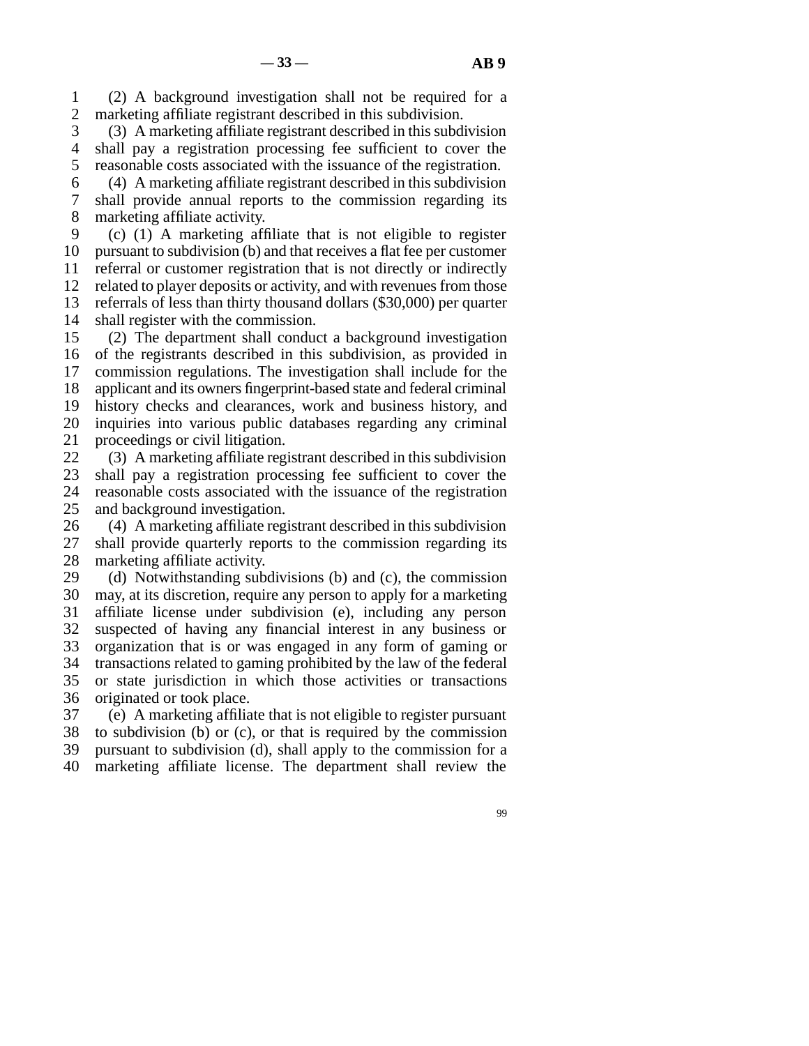(2) A background investigation shall not be required for a marketing affiliate registrant described in this subdivision.

(3) A marketing affiliate registrant described in this subdivision shall pay a registration processing fee sufficient to cover the reasonable costs associated with the issuance of the registration.

(4) A marketing affiliate registrant described in this subdivision shall provide annual reports to the commission regarding its marketing affiliate activity.

(c) (1) A marketing affiliate that is not eligible to register pursuant to subdivision (b) and that receives a flat fee per customer referral or customer registration that is not directly or indirectly related to player deposits or activity, and with revenues from those referrals of less than thirty thousand dollars ($30,000) per quarter shall register with the commission.

(2) The department shall conduct a background investigation of the registrants described in this subdivision, as provided in commission regulations. The investigation shall include for the applicant and its owners fingerprint-based state and federal criminal history checks and clearances, work and business history, and inquiries into various public databases regarding any criminal proceedings or civil litigation.

(3) A marketing affiliate registrant described in this subdivision shall pay a registration processing fee sufficient to cover the reasonable costs associated with the issuance of the registration and background investigation.

(4) A marketing affiliate registrant described in this subdivision shall provide quarterly reports to the commission regarding its marketing affiliate activity.

(d) Notwithstanding subdivisions (b) and (c), the commission may, at its discretion, require any person to apply for a marketing affiliate license under subdivision (e), including any person suspected of having any financial interest in any business or organization that is or was engaged in any form of gaming or transactions related to gaming prohibited by the law of the federal or state jurisdiction in which those activities or transactions originated or took place.

(e) A marketing affiliate that is not eligible to register pursuant to subdivision (b) or (c), or that is required by the commission pursuant to subdivision (d), shall apply to the commission for a marketing affiliate license. The department shall review the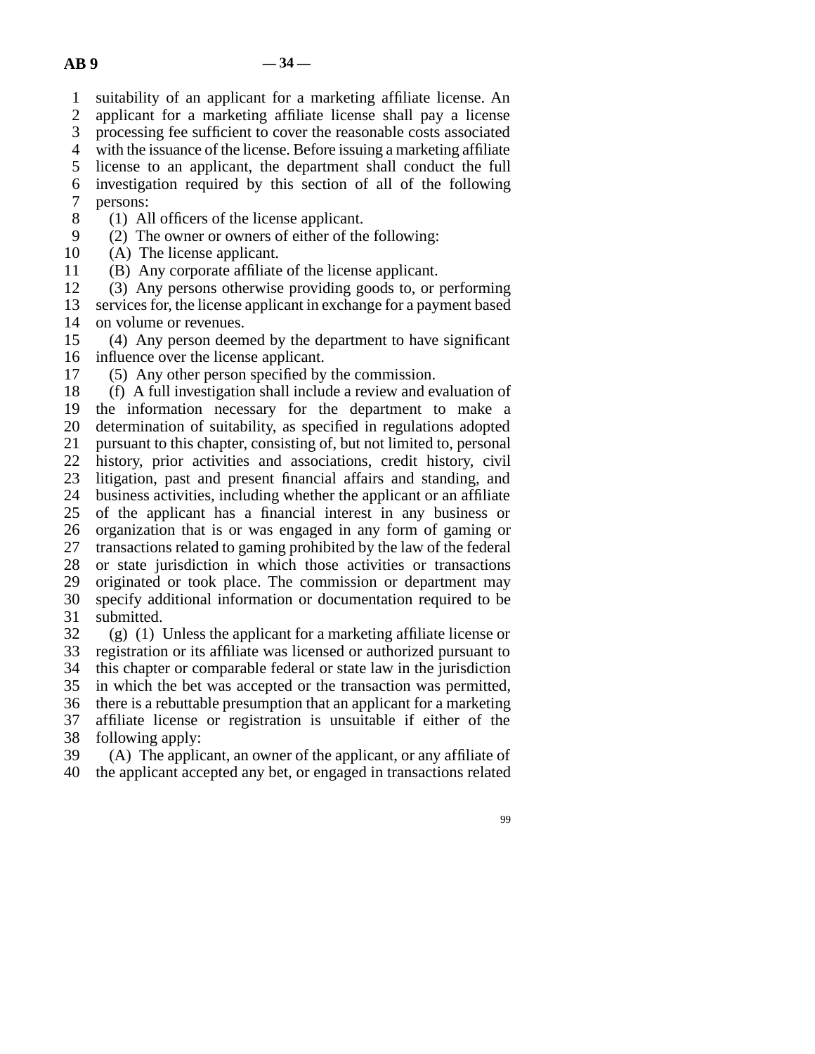suitability of an applicant for a marketing affiliate license. An applicant for a marketing affiliate license shall pay a license processing fee sufficient to cover the reasonable costs associated with the issuance of the license. Before issuing a marketing affiliate license to an applicant, the department shall conduct the full investigation required by this section of all of the following persons:

(1) All officers of the license applicant.

(2) The owner or owners of either of the following:

(A) The license applicant.

(B) Any corporate affiliate of the license applicant.

(3) Any persons otherwise providing goods to, or performing services for, the license applicant in exchange for a payment based on volume or revenues.

(4) Any person deemed by the department to have significant influence over the license applicant.

(5) Any other person specified by the commission.

(f) A full investigation shall include a review and evaluation of the information necessary for the department to make a determination of suitability, as specified in regulations adopted pursuant to this chapter, consisting of, but not limited to, personal history, prior activities and associations, credit history, civil litigation, past and present financial affairs and standing, and business activities, including whether the applicant or an affiliate of the applicant has a financial interest in any business or organization that is or was engaged in any form of gaming or transactions related to gaming prohibited by the law of the federal or state jurisdiction in which those activities or transactions originated or took place. The commission or department may specify additional information or documentation required to be submitted.

(g) (1) Unless the applicant for a marketing affiliate license or registration or its affiliate was licensed or authorized pursuant to this chapter or comparable federal or state law in the jurisdiction in which the bet was accepted or the transaction was permitted, there is a rebuttable presumption that an applicant for a marketing affiliate license or registration is unsuitable if either of the following apply:

(A) The applicant, an owner of the applicant, or any affiliate of the applicant accepted any bet, or engaged in transactions related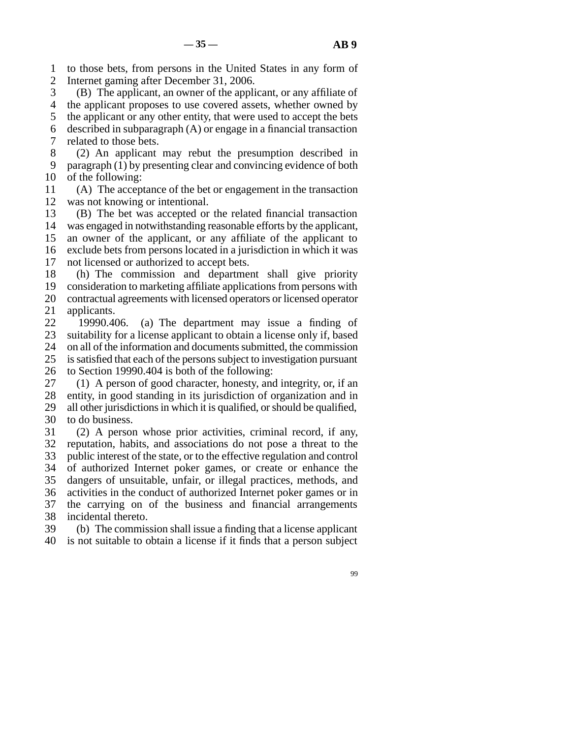to those bets, from persons in the United States in any form of Internet gaming after December 31, 2006.

(B) The applicant, an owner of the applicant, or any affiliate of the applicant proposes to use covered assets, whether owned by the applicant or any other entity, that were used to accept the bets described in subparagraph (A) or engage in a financial transaction related to those bets.

(2) An applicant may rebut the presumption described in paragraph (1) by presenting clear and convincing evidence of both of the following:

(A) The acceptance of the bet or engagement in the transaction was not knowing or intentional.

(B) The bet was accepted or the related financial transaction was engaged in notwithstanding reasonable efforts by the applicant, an owner of the applicant, or any affiliate of the applicant to exclude bets from persons located in a jurisdiction in which it was not licensed or authorized to accept bets.

(h) The commission and department shall give priority consideration to marketing affiliate applications from persons with contractual agreements with licensed operators or licensed operator applicants.

19990.406. (a) The department may issue a finding of suitability for a license applicant to obtain a license only if, based on all of the information and documents submitted, the commission is satisfied that each of the persons subject to investigation pursuant to Section 19990.404 is both of the following:

(1) A person of good character, honesty, and integrity, or, if an entity, in good standing in its jurisdiction of organization and in all other jurisdictions in which it is qualified, or should be qualified, to do business.

(2) A person whose prior activities, criminal record, if any, reputation, habits, and associations do not pose a threat to the public interest of the state, or to the effective regulation and control of authorized Internet poker games, or create or enhance the dangers of unsuitable, unfair, or illegal practices, methods, and activities in the conduct of authorized Internet poker games or in the carrying on of the business and financial arrangements incidental thereto.

(b) The commission shall issue a finding that a license applicant is not suitable to obtain a license if it finds that a person subject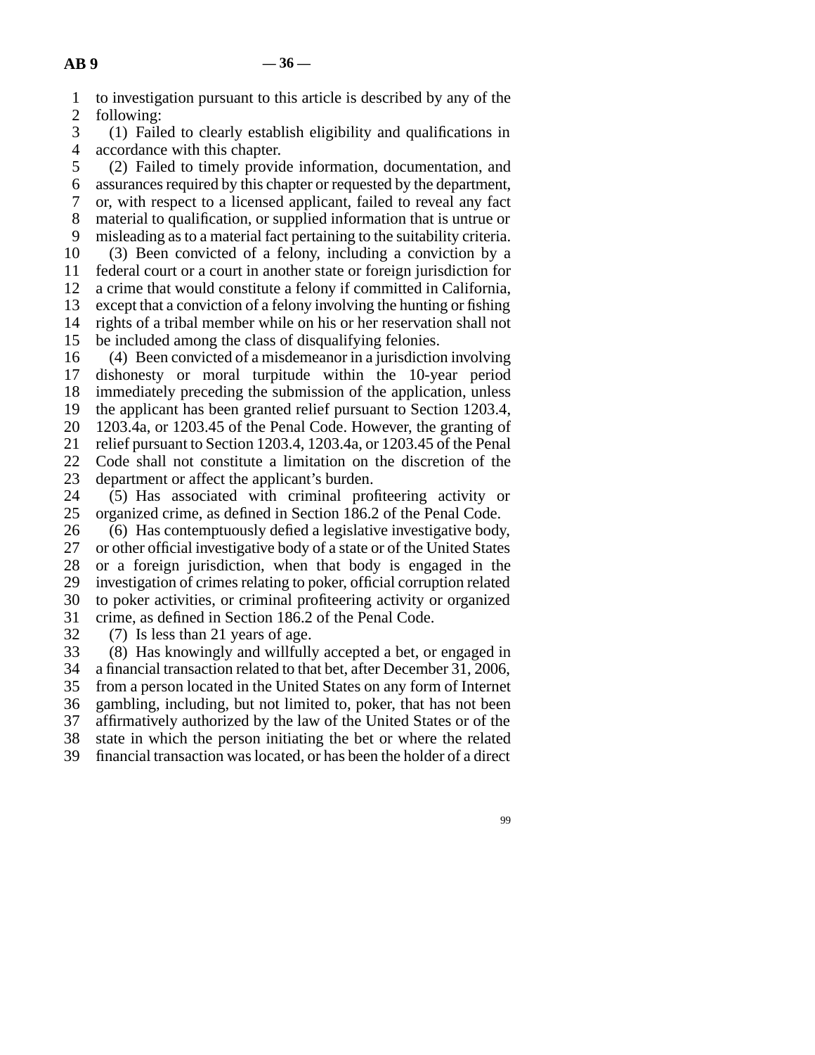to investigation pursuant to this article is described by any of the following:

(1) Failed to clearly establish eligibility and qualifications in accordance with this chapter.

(2) Failed to timely provide information, documentation, and assurances required by this chapter or requested by the department, or, with respect to a licensed applicant, failed to reveal any fact material to qualification, or supplied information that is untrue or misleading as to a material fact pertaining to the suitability criteria.

(3) Been convicted of a felony, including a conviction by a federal court or a court in another state or foreign jurisdiction for a crime that would constitute a felony if committed in California, except that a conviction of a felony involving the hunting or fishing rights of a tribal member while on his or her reservation shall not be included among the class of disqualifying felonies.

(4) Been convicted of a misdemeanor in a jurisdiction involving dishonesty or moral turpitude within the 10-year period immediately preceding the submission of the application, unless the applicant has been granted relief pursuant to Section 1203.4, 1203.4a, or 1203.45 of the Penal Code. However, the granting of relief pursuant to Section 1203.4, 1203.4a, or 1203.45 of the Penal Code shall not constitute a limitation on the discretion of the department or affect the applicant's burden.

(5) Has associated with criminal profiteering activity or organized crime, as defined in Section 186.2 of the Penal Code.

(6) Has contemptuously defied a legislative investigative body, or other official investigative body of a state or of the United States or a foreign jurisdiction, when that body is engaged in the investigation of crimes relating to poker, official corruption related to poker activities, or criminal profiteering activity or organized crime, as defined in Section 186.2 of the Penal Code.

(7) Is less than 21 years of age.

(8) Has knowingly and willfully accepted a bet, or engaged in a financial transaction related to that bet, after December 31, 2006, from a person located in the United States on any form of Internet gambling, including, but not limited to, poker, that has not been affirmatively authorized by the law of the United States or of the state in which the person initiating the bet or where the related financial transaction was located, or has been the holder of a direct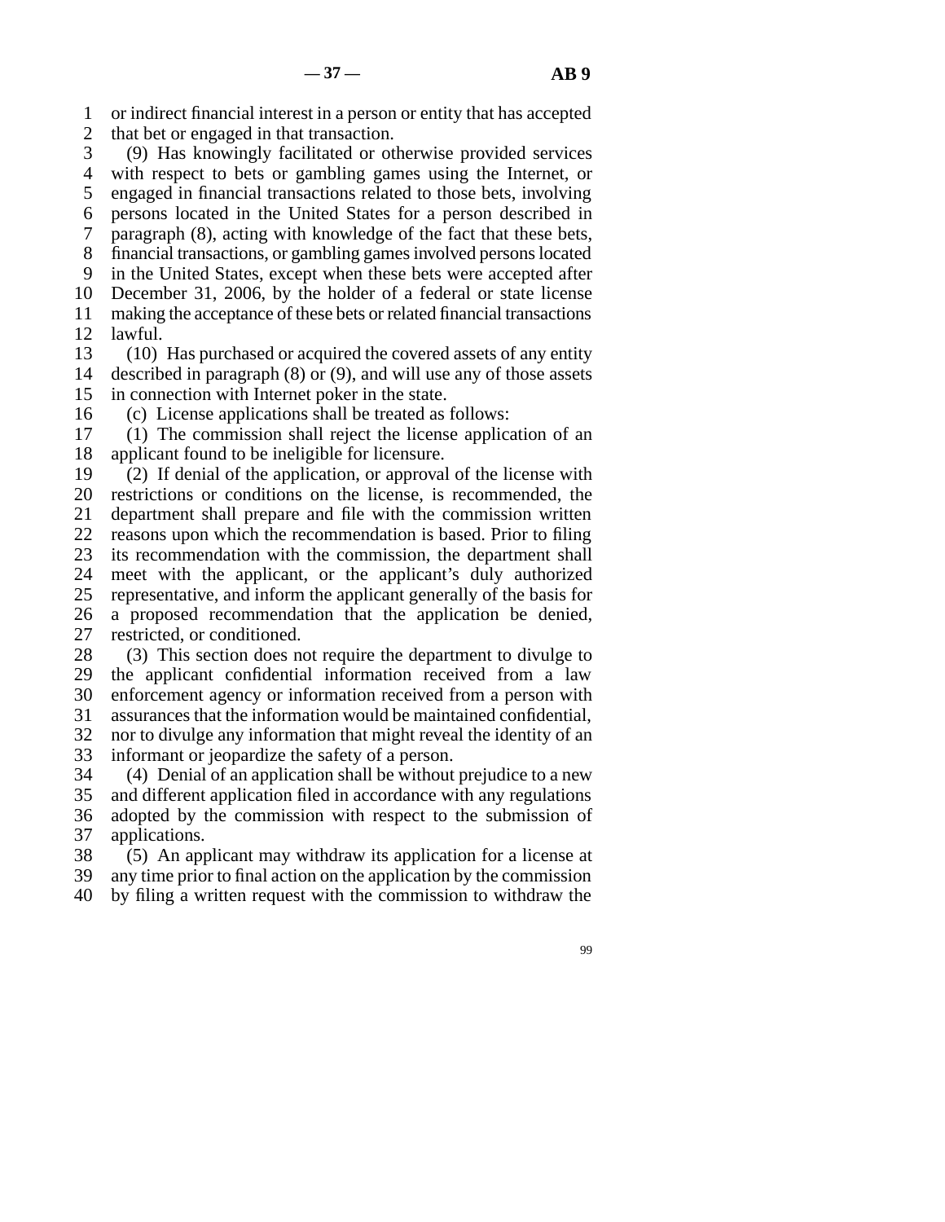or indirect financial interest in a person or entity that has accepted that bet or engaged in that transaction.

(9) Has knowingly facilitated or otherwise provided services with respect to bets or gambling games using the Internet, or engaged in financial transactions related to those bets, involving persons located in the United States for a person described in paragraph (8), acting with knowledge of the fact that these bets, financial transactions, or gambling games involved persons located in the United States, except when these bets were accepted after December 31, 2006, by the holder of a federal or state license making the acceptance of these bets or related financial transactions lawful.

(10) Has purchased or acquired the covered assets of any entity described in paragraph (8) or (9), and will use any of those assets in connection with Internet poker in the state.

(c) License applications shall be treated as follows:

(1) The commission shall reject the license application of an applicant found to be ineligible for licensure.

(2) If denial of the application, or approval of the license with restrictions or conditions on the license, is recommended, the department shall prepare and file with the commission written reasons upon which the recommendation is based. Prior to filing its recommendation with the commission, the department shall meet with the applicant, or the applicant's duly authorized representative, and inform the applicant generally of the basis for a proposed recommendation that the application be denied, restricted, or conditioned.

(3) This section does not require the department to divulge to the applicant confidential information received from a law enforcement agency or information received from a person with assurances that the information would be maintained confidential, nor to divulge any information that might reveal the identity of an informant or jeopardize the safety of a person.

(4) Denial of an application shall be without prejudice to a new and different application filed in accordance with any regulations adopted by the commission with respect to the submission of applications.

(5) An applicant may withdraw its application for a license at any time prior to final action on the application by the commission by filing a written request with the commission to withdraw the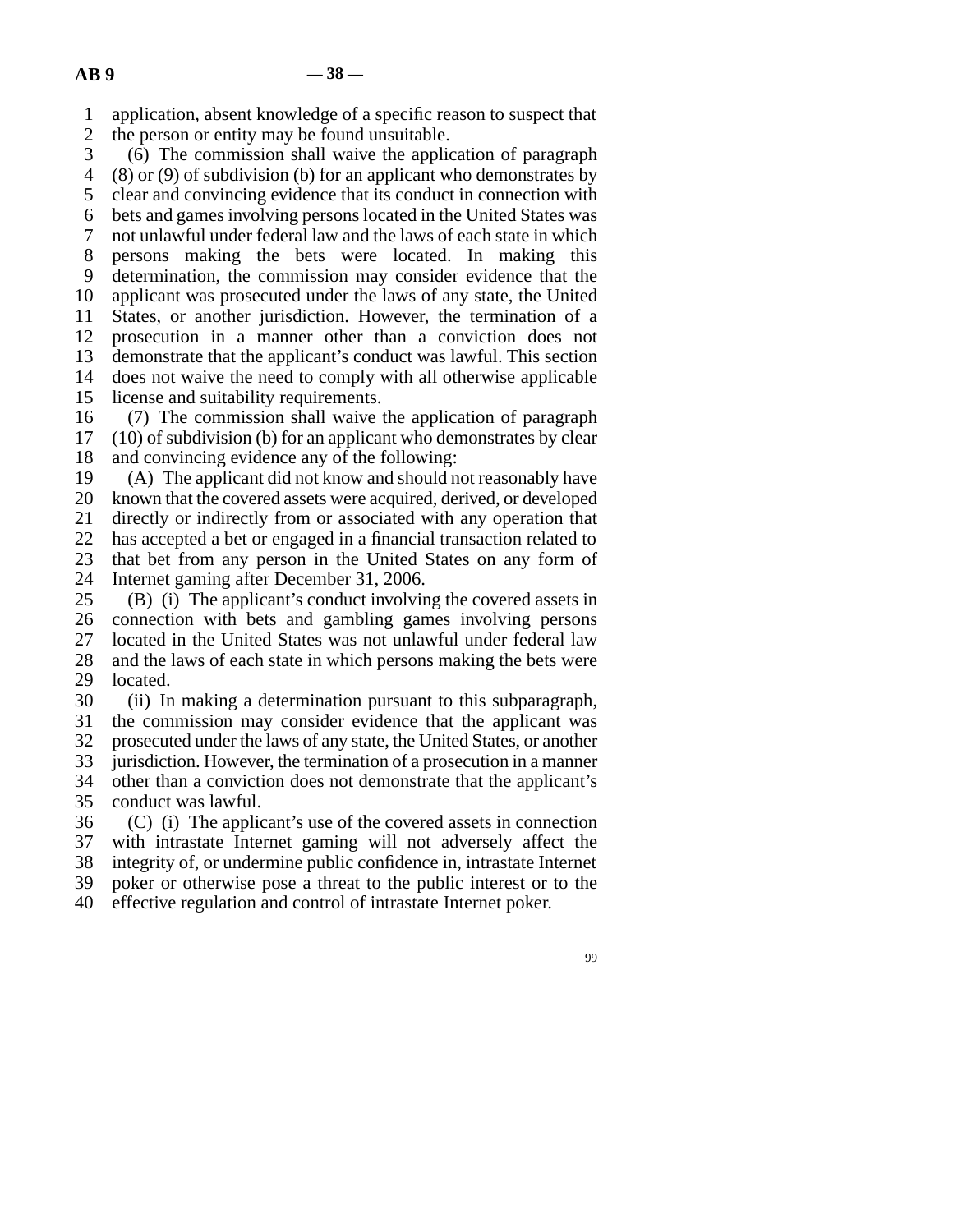application, absent knowledge of a specific reason to suspect that the person or entity may be found unsuitable.

(6) The commission shall waive the application of paragraph (8) or (9) of subdivision (b) for an applicant who demonstrates by clear and convincing evidence that its conduct in connection with bets and games involving persons located in the United States was not unlawful under federal law and the laws of each state in which persons making the bets were located. In making this determination, the commission may consider evidence that the applicant was prosecuted under the laws of any state, the United States, or another jurisdiction. However, the termination of a prosecution in a manner other than a conviction does not demonstrate that the applicant's conduct was lawful. This section does not waive the need to comply with all otherwise applicable license and suitability requirements.

(7) The commission shall waive the application of paragraph (10) of subdivision (b) for an applicant who demonstrates by clear and convincing evidence any of the following:

(A) The applicant did not know and should not reasonably have known that the covered assets were acquired, derived, or developed directly or indirectly from or associated with any operation that has accepted a bet or engaged in a financial transaction related to that bet from any person in the United States on any form of Internet gaming after December 31, 2006.

(B) (i) The applicant's conduct involving the covered assets in connection with bets and gambling games involving persons located in the United States was not unlawful under federal law and the laws of each state in which persons making the bets were located.

(ii) In making a determination pursuant to this subparagraph, the commission may consider evidence that the applicant was prosecuted under the laws of any state, the United States, or another jurisdiction. However, the termination of a prosecution in a manner other than a conviction does not demonstrate that the applicant's conduct was lawful.

(C) (i) The applicant's use of the covered assets in connection with intrastate Internet gaming will not adversely affect the integrity of, or undermine public confidence in, intrastate Internet poker or otherwise pose a threat to the public interest or to the effective regulation and control of intrastate Internet poker.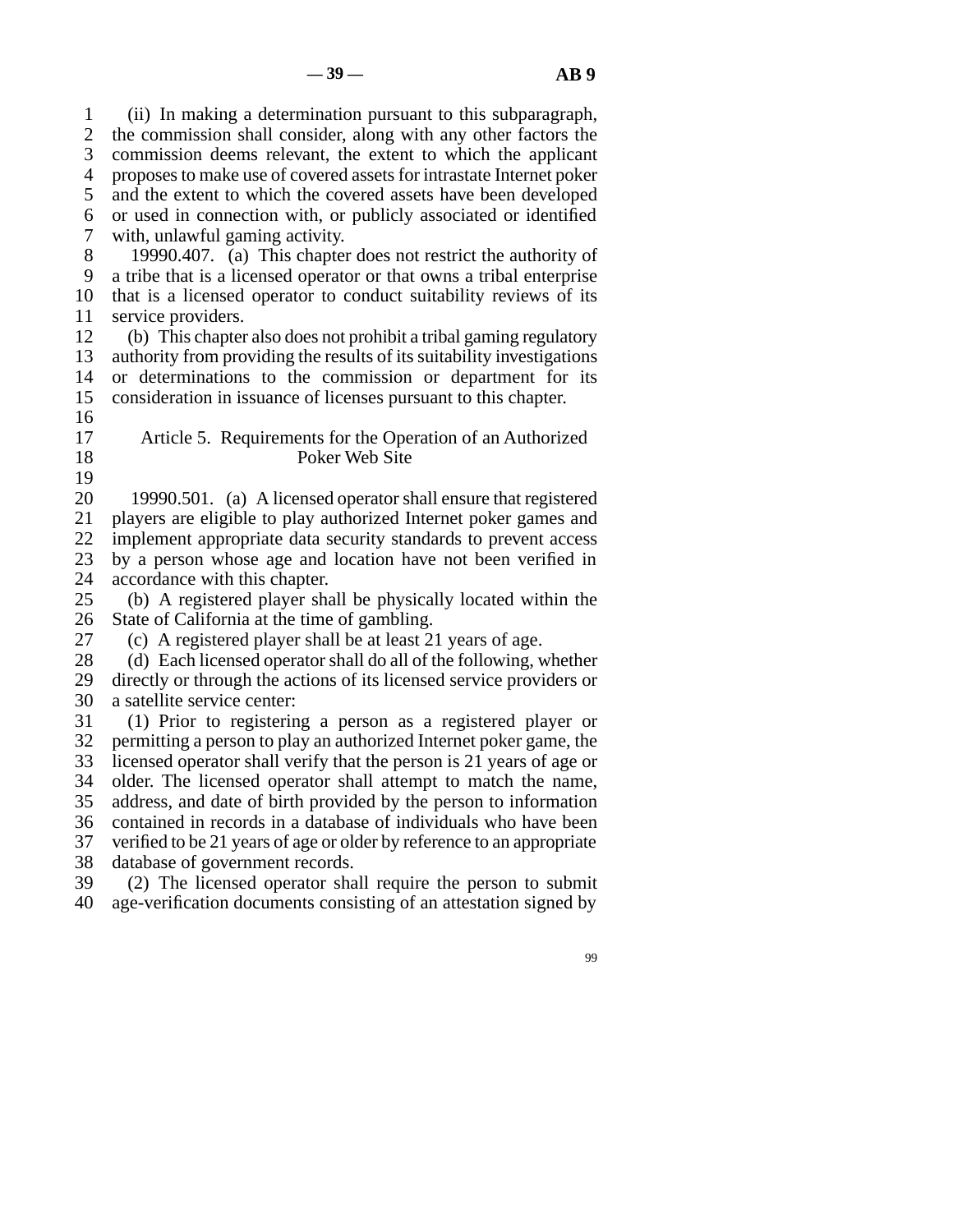(ii) In making a determination pursuant to this subparagraph, the commission shall consider, along with any other factors the commission deems relevant, the extent to which the applicant proposes to make use of covered assets for intrastate Internet poker and the extent to which the covered assets have been developed or used in connection with, or publicly associated or identified with, unlawful gaming activity.

19990.407. (a) This chapter does not restrict the authority of a tribe that is a licensed operator or that owns a tribal enterprise that is a licensed operator to conduct suitability reviews of its service providers.

(b) This chapter also does not prohibit a tribal gaming regulatory authority from providing the results of its suitability investigations or determinations to the commission or department for its consideration in issuance of licenses pursuant to this chapter.

## Article 5. Requirements for the Operation of an Authorized Poker Web Site

19990.501. (a) A licensed operator shall ensure that registered players are eligible to play authorized Internet poker games and implement appropriate data security standards to prevent access by a person whose age and location have not been verified in accordance with this chapter.

(b) A registered player shall be physically located within the State of California at the time of gambling.

(c) A registered player shall be at least 21 years of age.

(d) Each licensed operator shall do all of the following, whether directly or through the actions of its licensed service providers or a satellite service center:

(1) Prior to registering a person as a registered player or permitting a person to play an authorized Internet poker game, the licensed operator shall verify that the person is 21 years of age or older. The licensed operator shall attempt to match the name, address, and date of birth provided by the person to information contained in records in a database of individuals who have been verified to be 21 years of age or older by reference to an appropriate database of government records.

(2) The licensed operator shall require the person to submit age-verification documents consisting of an attestation signed by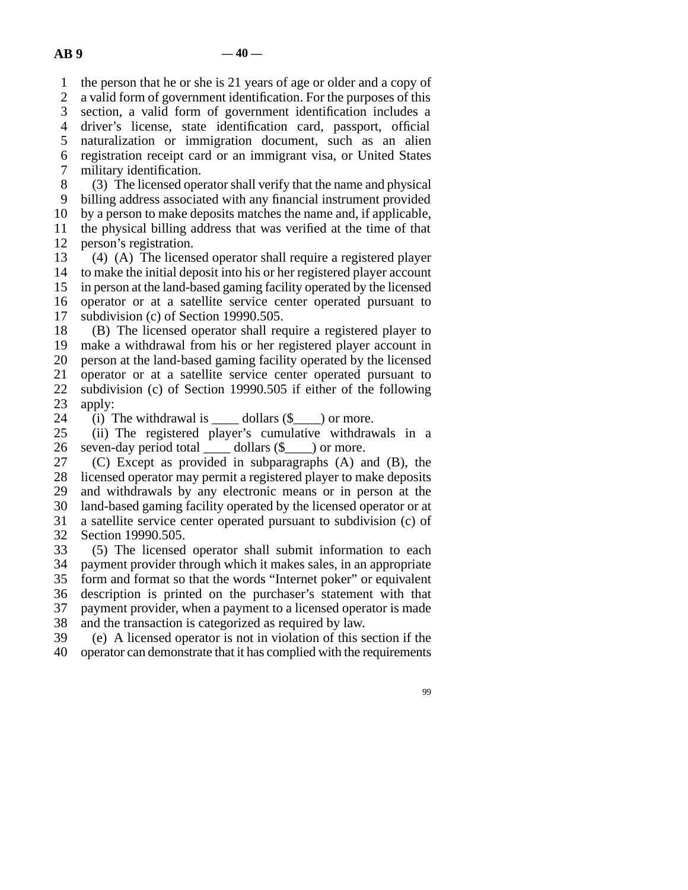the person that he or she is 21 years of age or older and a copy of a valid form of government identification. For the purposes of this section, a valid form of government identification includes a driver's license, state identification card, passport, official naturalization or immigration document, such as an alien registration receipt card or an immigrant visa, or United States military identification.

(3) The licensed operator shall verify that the name and physical billing address associated with any financial instrument provided by a person to make deposits matches the name and, if applicable, the physical billing address that was verified at the time of that person's registration.

(4) (A) The licensed operator shall require a registered player to make the initial deposit into his or her registered player account in person at the land-based gaming facility operated by the licensed operator or at a satellite service center operated pursuant to subdivision (c) of Section 19990.505.

(B) The licensed operator shall require a registered player to make a withdrawal from his or her registered player account in person at the land-based gaming facility operated by the licensed operator or at a satellite service center operated pursuant to subdivision (c) of Section 19990.505 if either of the following apply:

(i) The withdrawal is ____ dollars ($____) or more.

(ii) The registered player's cumulative withdrawals in a seven-day period total ____ dollars ($____) or more.

(C) Except as provided in subparagraphs (A) and (B), the licensed operator may permit a registered player to make deposits and withdrawals by any electronic means or in person at the land-based gaming facility operated by the licensed operator or at a satellite service center operated pursuant to subdivision (c) of Section 19990.505.

(5) The licensed operator shall submit information to each payment provider through which it makes sales, in an appropriate form and format so that the words "Internet poker" or equivalent description is printed on the purchaser's statement with that payment provider, when a payment to a licensed operator is made and the transaction is categorized as required by law.

(e) A licensed operator is not in violation of this section if the operator can demonstrate that it has complied with the requirements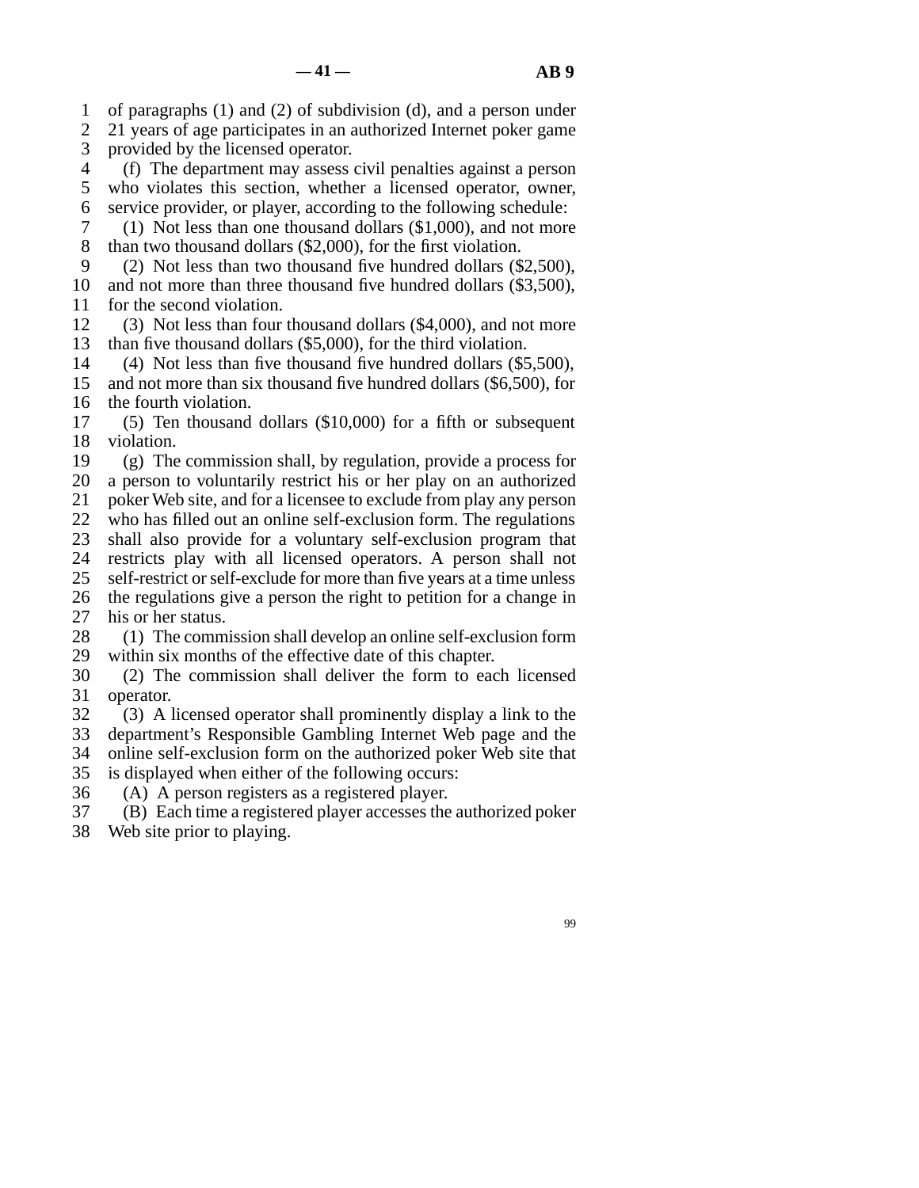of paragraphs (1) and (2) of subdivision (d), and a person under 21 years of age participates in an authorized Internet poker game provided by the licensed operator.

(f) The department may assess civil penalties against a person who violates this section, whether a licensed operator, owner, service provider, or player, according to the following schedule:

(1) Not less than one thousand dollars ($1,000), and not more than two thousand dollars ($2,000), for the first violation.

(2) Not less than two thousand five hundred dollars ($2,500), and not more than three thousand five hundred dollars ($3,500), for the second violation.

(3) Not less than four thousand dollars ($4,000), and not more than five thousand dollars ($5,000), for the third violation.

(4) Not less than five thousand five hundred dollars ($5,500), and not more than six thousand five hundred dollars ($6,500), for the fourth violation.

(5) Ten thousand dollars ($10,000) for a fifth or subsequent violation.

(g) The commission shall, by regulation, provide a process for a person to voluntarily restrict his or her play on an authorized poker Web site, and for a licensee to exclude from play any person who has filled out an online self-exclusion form. The regulations shall also provide for a voluntary self-exclusion program that restricts play with all licensed operators. A person shall not self-restrict or self-exclude for more than five years at a time unless the regulations give a person the right to petition for a change in his or her status.

(1) The commission shall develop an online self-exclusion form within six months of the effective date of this chapter.

(2) The commission shall deliver the form to each licensed operator.

(3) A licensed operator shall prominently display a link to the department's Responsible Gambling Internet Web page and the online self-exclusion form on the authorized poker Web site that is displayed when either of the following occurs:

(A) A person registers as a registered player.

(B) Each time a registered player accesses the authorized poker Web site prior to playing.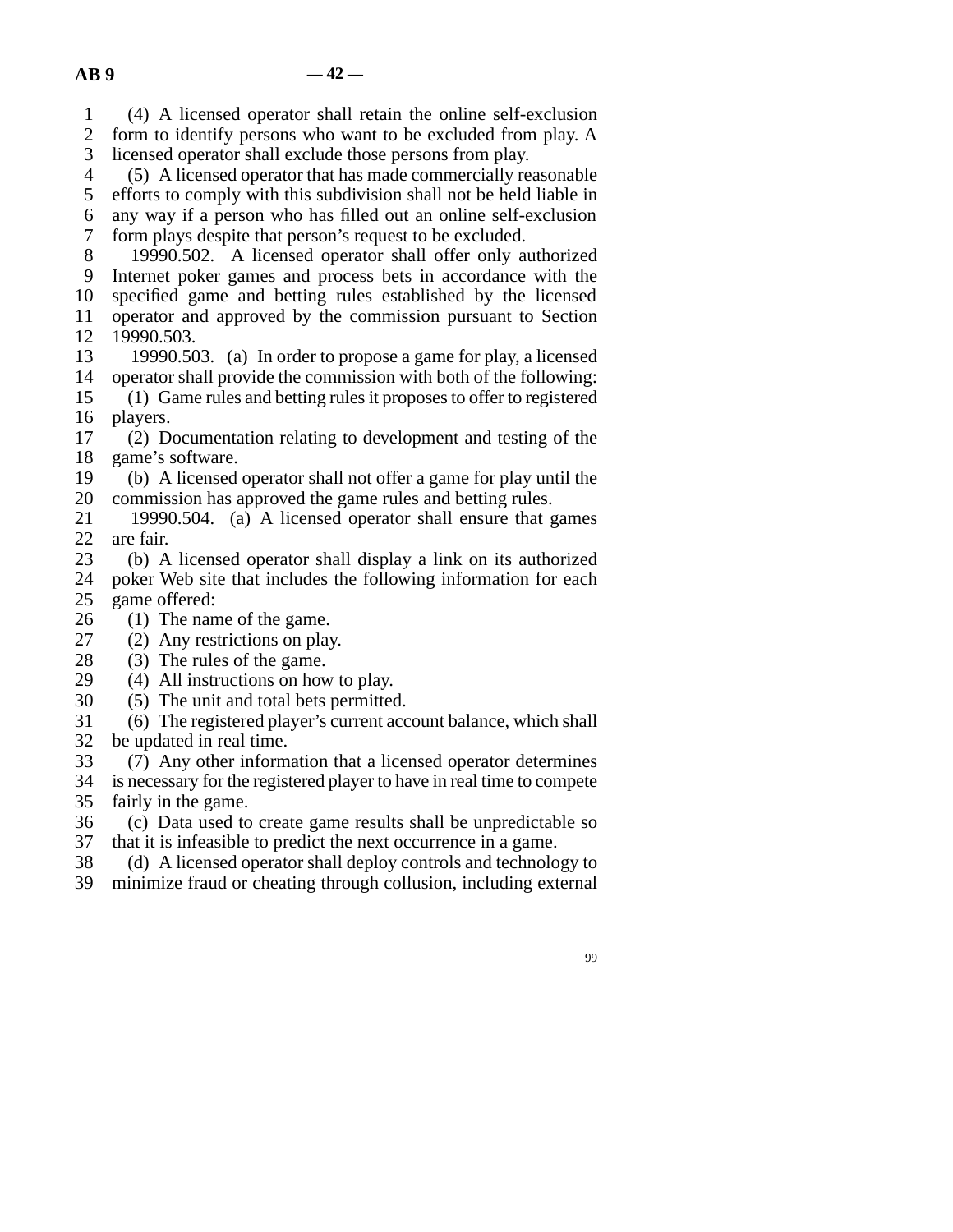(4) A licensed operator shall retain the online self-exclusion form to identify persons who want to be excluded from play. A licensed operator shall exclude those persons from play.

(5) A licensed operator that has made commercially reasonable efforts to comply with this subdivision shall not be held liable in any way if a person who has filled out an online self-exclusion form plays despite that person's request to be excluded.

19990.502. A licensed operator shall offer only authorized Internet poker games and process bets in accordance with the specified game and betting rules established by the licensed operator and approved by the commission pursuant to Section 19990.503.

19990.503. (a) In order to propose a game for play, a licensed operator shall provide the commission with both of the following:

(1) Game rules and betting rules it proposes to offer to registered players.

(2) Documentation relating to development and testing of the game's software.

(b) A licensed operator shall not offer a game for play until the commission has approved the game rules and betting rules.

19990.504. (a) A licensed operator shall ensure that games are fair.

(b) A licensed operator shall display a link on its authorized poker Web site that includes the following information for each game offered:

(1) The name of the game.

(2) Any restrictions on play.

(3) The rules of the game.

(4) All instructions on how to play.

(5) The unit and total bets permitted.

(6) The registered player's current account balance, which shall be updated in real time.

(7) Any other information that a licensed operator determines is necessary for the registered player to have in real time to compete fairly in the game.

(c) Data used to create game results shall be unpredictable so that it is infeasible to predict the next occurrence in a game.

(d) A licensed operator shall deploy controls and technology to minimize fraud or cheating through collusion, including external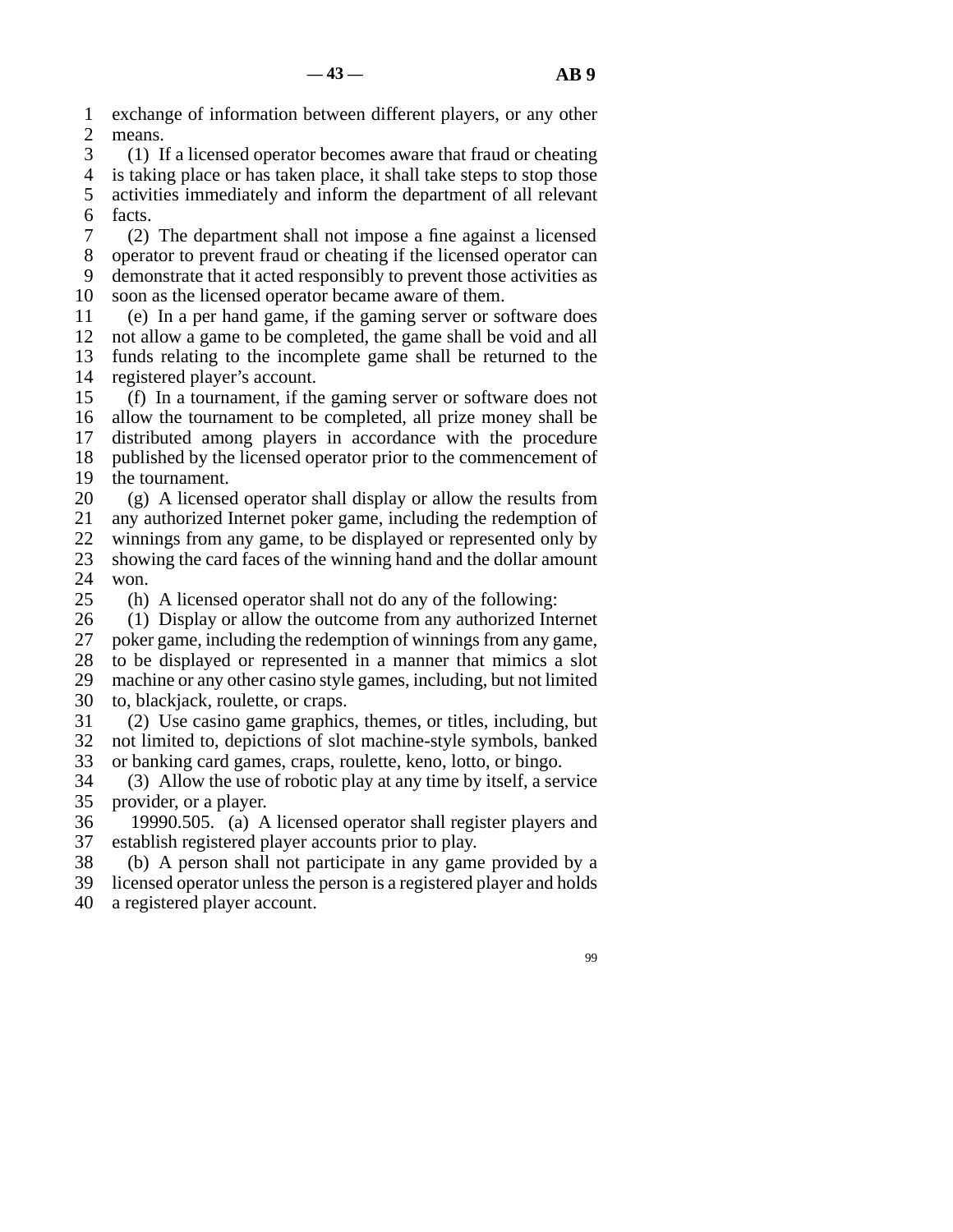exchange of information between different players, or any other means.

(1) If a licensed operator becomes aware that fraud or cheating is taking place or has taken place, it shall take steps to stop those activities immediately and inform the department of all relevant facts.

(2) The department shall not impose a fine against a licensed operator to prevent fraud or cheating if the licensed operator can demonstrate that it acted responsibly to prevent those activities as soon as the licensed operator became aware of them.

(e) In a per hand game, if the gaming server or software does not allow a game to be completed, the game shall be void and all funds relating to the incomplete game shall be returned to the registered player's account.

(f) In a tournament, if the gaming server or software does not allow the tournament to be completed, all prize money shall be distributed among players in accordance with the procedure published by the licensed operator prior to the commencement of the tournament.

(g) A licensed operator shall display or allow the results from any authorized Internet poker game, including the redemption of winnings from any game, to be displayed or represented only by showing the card faces of the winning hand and the dollar amount won.

(h) A licensed operator shall not do any of the following:

(1) Display or allow the outcome from any authorized Internet poker game, including the redemption of winnings from any game, to be displayed or represented in a manner that mimics a slot machine or any other casino style games, including, but not limited to, blackjack, roulette, or craps.

(2) Use casino game graphics, themes, or titles, including, but not limited to, depictions of slot machine-style symbols, banked or banking card games, craps, roulette, keno, lotto, or bingo.

(3) Allow the use of robotic play at any time by itself, a service provider, or a player.

19990.505. (a) A licensed operator shall register players and establish registered player accounts prior to play.

(b) A person shall not participate in any game provided by a licensed operator unless the person is a registered player and holds a registered player account.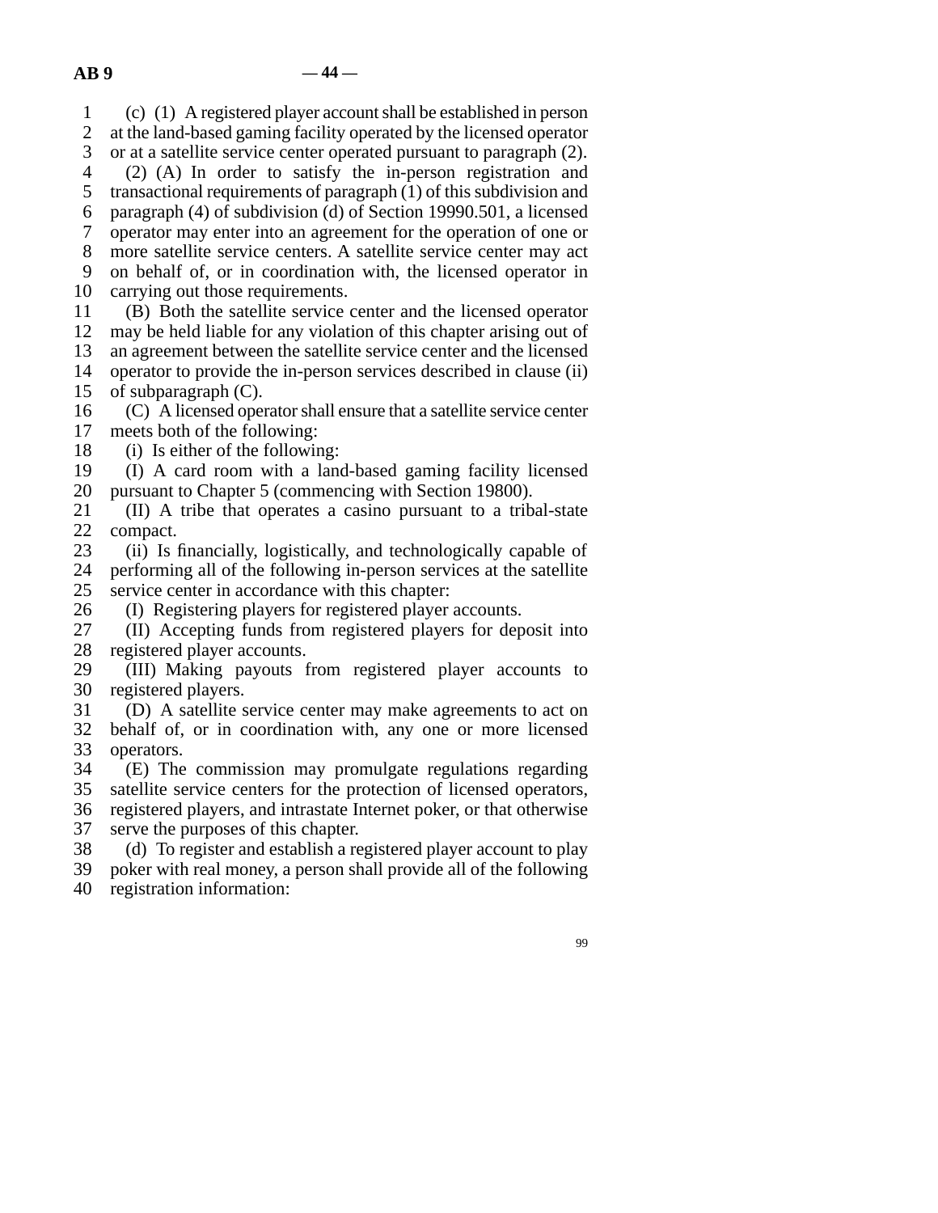(c) (1) A registered player account shall be established in person at the land-based gaming facility operated by the licensed operator or at a satellite service center operated pursuant to paragraph (2).

(2) (A) In order to satisfy the in-person registration and transactional requirements of paragraph (1) of this subdivision and paragraph (4) of subdivision (d) of Section 19990.501, a licensed operator may enter into an agreement for the operation of one or more satellite service centers. A satellite service center may act on behalf of, or in coordination with, the licensed operator in carrying out those requirements.

(B) Both the satellite service center and the licensed operator may be held liable for any violation of this chapter arising out of an agreement between the satellite service center and the licensed operator to provide the in-person services described in clause (ii) of subparagraph (C).

(C) A licensed operator shall ensure that a satellite service center meets both of the following:

(i) Is either of the following:

(I) A card room with a land-based gaming facility licensed pursuant to Chapter 5 (commencing with Section 19800).

(II) A tribe that operates a casino pursuant to a tribal-state compact.

(ii) Is financially, logistically, and technologically capable of performing all of the following in-person services at the satellite service center in accordance with this chapter:

(I) Registering players for registered player accounts.

(II) Accepting funds from registered players for deposit into registered player accounts.

(III) Making payouts from registered player accounts to registered players.

(D) A satellite service center may make agreements to act on behalf of, or in coordination with, any one or more licensed operators.

(E) The commission may promulgate regulations regarding satellite service centers for the protection of licensed operators, registered players, and intrastate Internet poker, or that otherwise serve the purposes of this chapter.

(d) To register and establish a registered player account to play poker with real money, a person shall provide all of the following registration information: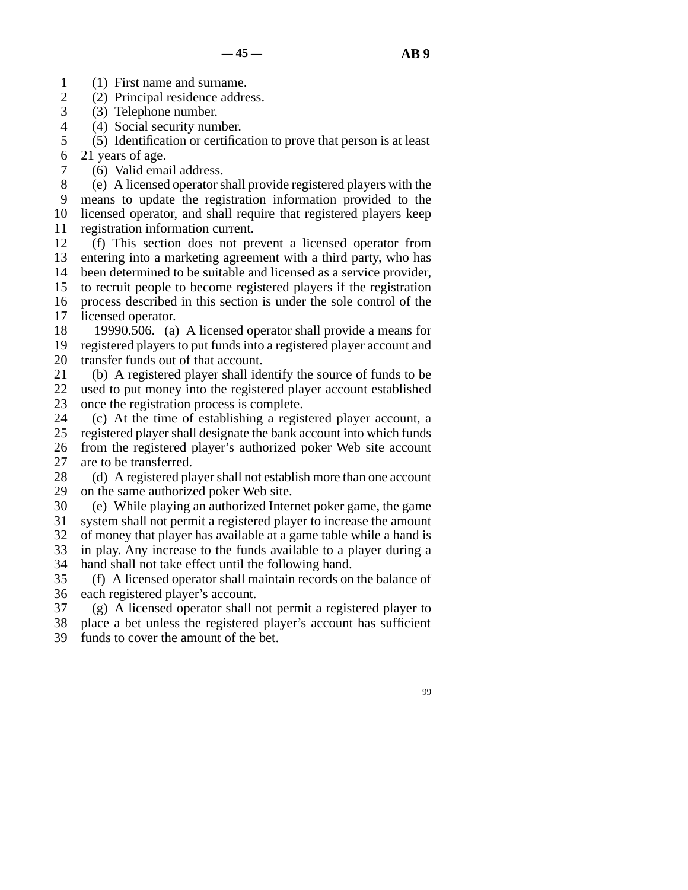(1) First name and surname.

(2) Principal residence address.

(3) Telephone number.

(4) Social security number.

(5) Identification or certification to prove that person is at least 21 years of age.

(6) Valid email address.

(e) A licensed operator shall provide registered players with the means to update the registration information provided to the licensed operator, and shall require that registered players keep registration information current.

(f) This section does not prevent a licensed operator from entering into a marketing agreement with a third party, who has been determined to be suitable and licensed as a service provider, to recruit people to become registered players if the registration process described in this section is under the sole control of the licensed operator.

19990.506. (a) A licensed operator shall provide a means for registered players to put funds into a registered player account and transfer funds out of that account.

(b) A registered player shall identify the source of funds to be used to put money into the registered player account established once the registration process is complete.

(c) At the time of establishing a registered player account, a registered player shall designate the bank account into which funds from the registered player's authorized poker Web site account are to be transferred.

(d) A registered player shall not establish more than one account on the same authorized poker Web site.

(e) While playing an authorized Internet poker game, the game system shall not permit a registered player to increase the amount of money that player has available at a game table while a hand is in play. Any increase to the funds available to a player during a hand shall not take effect until the following hand.

(f) A licensed operator shall maintain records on the balance of each registered player's account.

(g) A licensed operator shall not permit a registered player to place a bet unless the registered player's account has sufficient funds to cover the amount of the bet.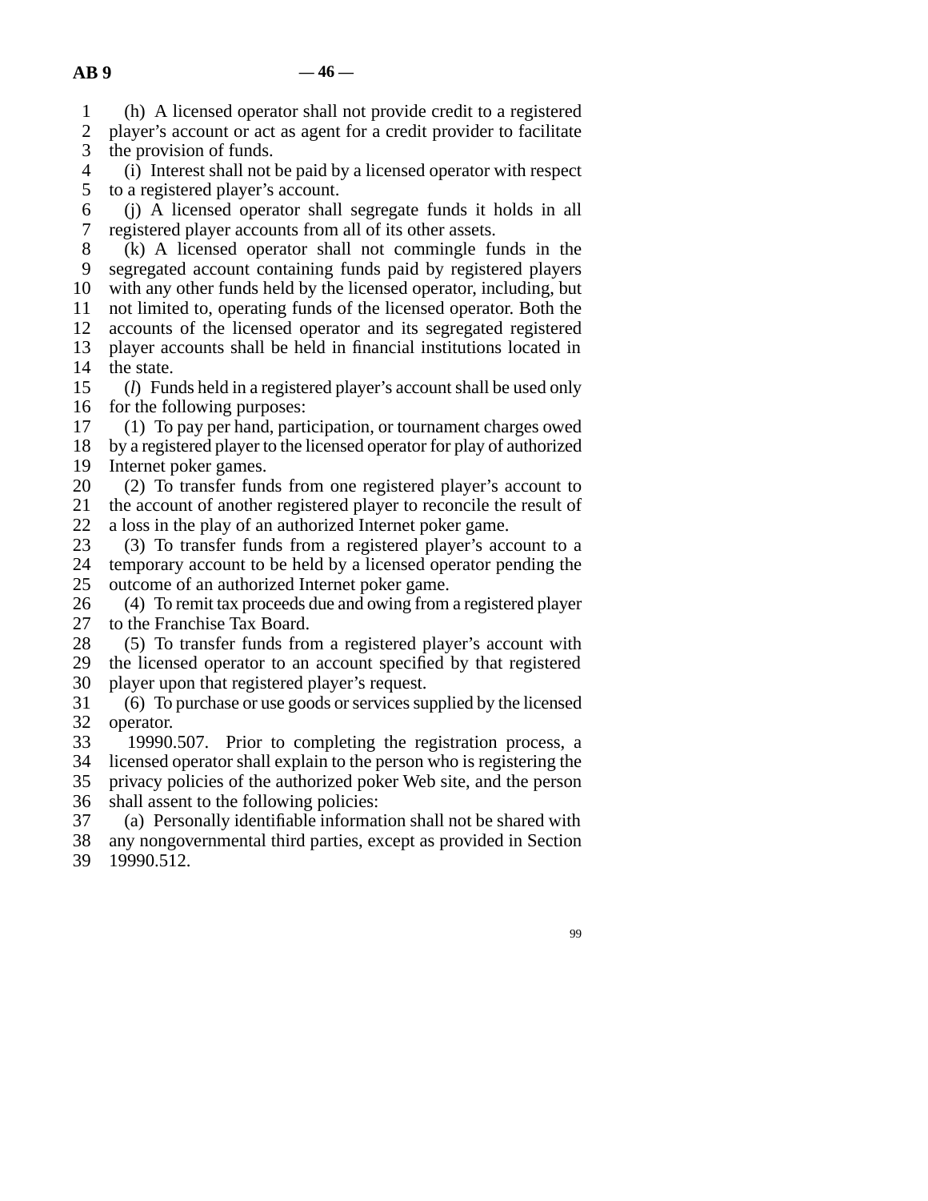(h) A licensed operator shall not provide credit to a registered player's account or act as agent for a credit provider to facilitate the provision of funds.

(i) Interest shall not be paid by a licensed operator with respect to a registered player's account.

(j) A licensed operator shall segregate funds it holds in all registered player accounts from all of its other assets.

(k) A licensed operator shall not commingle funds in the segregated account containing funds paid by registered players with any other funds held by the licensed operator, including, but not limited to, operating funds of the licensed operator. Both the accounts of the licensed operator and its segregated registered player accounts shall be held in financial institutions located in the state.

(*l*) Funds held in a registered player's account shall be used only for the following purposes:

(1) To pay per hand, participation, or tournament charges owed by a registered player to the licensed operator for play of authorized Internet poker games.

(2) To transfer funds from one registered player's account to the account of another registered player to reconcile the result of a loss in the play of an authorized Internet poker game.

(3) To transfer funds from a registered player's account to a temporary account to be held by a licensed operator pending the outcome of an authorized Internet poker game.

(4) To remit tax proceeds due and owing from a registered player to the Franchise Tax Board.

(5) To transfer funds from a registered player's account with the licensed operator to an account specified by that registered player upon that registered player's request.

(6) To purchase or use goods or services supplied by the licensed operator.

19990.507. Prior to completing the registration process, a licensed operator shall explain to the person who is registering the privacy policies of the authorized poker Web site, and the person shall assent to the following policies:

(a) Personally identifiable information shall not be shared with any nongovernmental third parties, except as provided in Section 19990.512.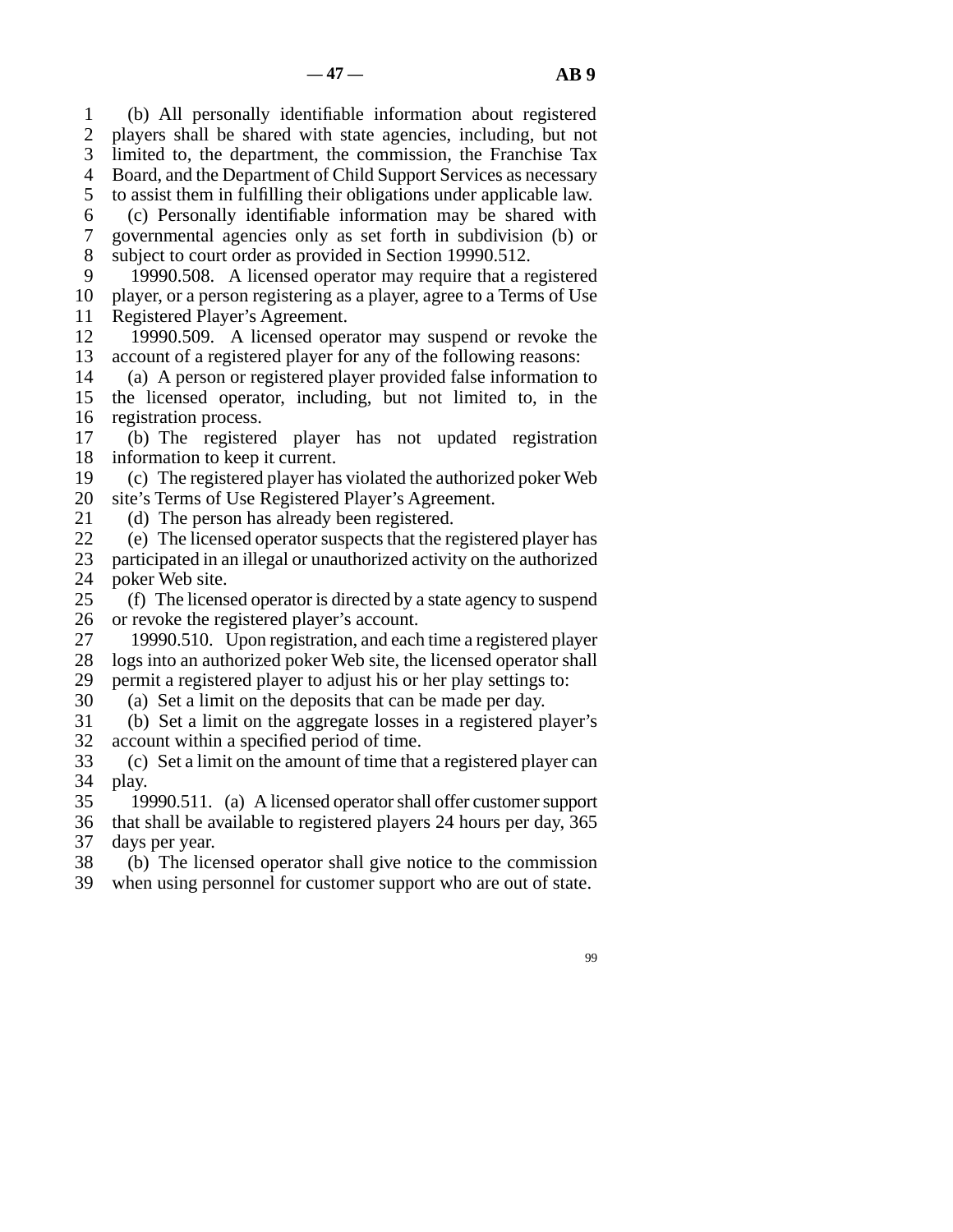(b) All personally identifiable information about registered players shall be shared with state agencies, including, but not limited to, the department, the commission, the Franchise Tax Board, and the Department of Child Support Services as necessary to assist them in fulfilling their obligations under applicable law.

(c) Personally identifiable information may be shared with governmental agencies only as set forth in subdivision (b) or subject to court order as provided in Section 19990.512.

19990.508. A licensed operator may require that a registered player, or a person registering as a player, agree to a Terms of Use Registered Player's Agreement.

19990.509. A licensed operator may suspend or revoke the account of a registered player for any of the following reasons:

(a) A person or registered player provided false information to the licensed operator, including, but not limited to, in the registration process.

(b) The registered player has not updated registration information to keep it current.

(c) The registered player has violated the authorized poker Web site's Terms of Use Registered Player's Agreement.

(d) The person has already been registered.

(e) The licensed operator suspects that the registered player has participated in an illegal or unauthorized activity on the authorized poker Web site.

(f) The licensed operator is directed by a state agency to suspend or revoke the registered player's account.

19990.510. Upon registration, and each time a registered player logs into an authorized poker Web site, the licensed operator shall permit a registered player to adjust his or her play settings to:

(a) Set a limit on the deposits that can be made per day.

(b) Set a limit on the aggregate losses in a registered player's account within a specified period of time.

(c) Set a limit on the amount of time that a registered player can play.

19990.511. (a) A licensed operator shall offer customer support that shall be available to registered players 24 hours per day, 365 days per year.

(b) The licensed operator shall give notice to the commission when using personnel for customer support who are out of state.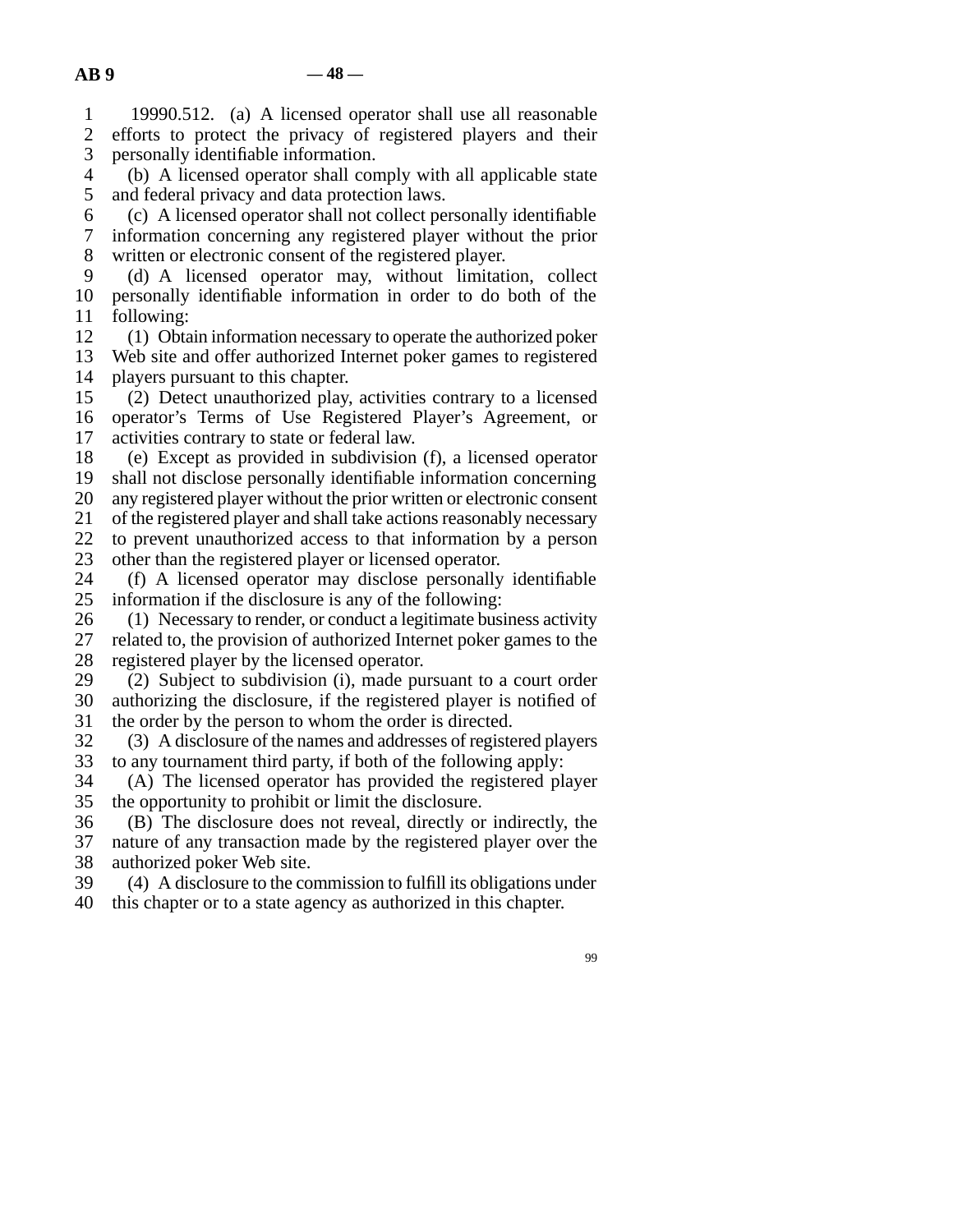19990.512. (a) A licensed operator shall use all reasonable efforts to protect the privacy of registered players and their personally identifiable information.

(b) A licensed operator shall comply with all applicable state and federal privacy and data protection laws.

(c) A licensed operator shall not collect personally identifiable information concerning any registered player without the prior written or electronic consent of the registered player.

(d) A licensed operator may, without limitation, collect personally identifiable information in order to do both of the following:

(1) Obtain information necessary to operate the authorized poker Web site and offer authorized Internet poker games to registered players pursuant to this chapter.

(2) Detect unauthorized play, activities contrary to a licensed operator's Terms of Use Registered Player's Agreement, or activities contrary to state or federal law.

(e) Except as provided in subdivision (f), a licensed operator shall not disclose personally identifiable information concerning any registered player without the prior written or electronic consent of the registered player and shall take actions reasonably necessary to prevent unauthorized access to that information by a person other than the registered player or licensed operator.

(f) A licensed operator may disclose personally identifiable information if the disclosure is any of the following:

(1) Necessary to render, or conduct a legitimate business activity related to, the provision of authorized Internet poker games to the registered player by the licensed operator.

(2) Subject to subdivision (i), made pursuant to a court order authorizing the disclosure, if the registered player is notified of the order by the person to whom the order is directed.

(3) A disclosure of the names and addresses of registered players to any tournament third party, if both of the following apply:

(A) The licensed operator has provided the registered player the opportunity to prohibit or limit the disclosure.

(B) The disclosure does not reveal, directly or indirectly, the nature of any transaction made by the registered player over the authorized poker Web site.

(4) A disclosure to the commission to fulfill its obligations under this chapter or to a state agency as authorized in this chapter.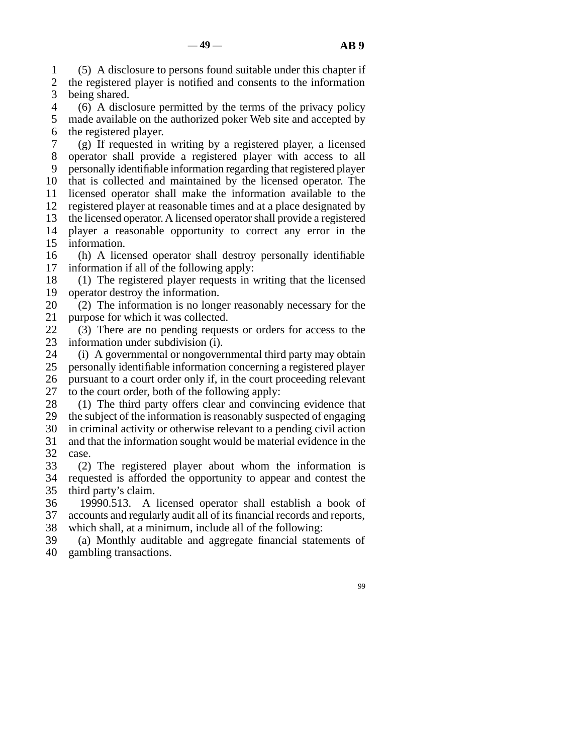(5) A disclosure to persons found suitable under this chapter if the registered player is notified and consents to the information being shared.

(6) A disclosure permitted by the terms of the privacy policy made available on the authorized poker Web site and accepted by the registered player.

(g) If requested in writing by a registered player, a licensed operator shall provide a registered player with access to all personally identifiable information regarding that registered player that is collected and maintained by the licensed operator. The licensed operator shall make the information available to the registered player at reasonable times and at a place designated by the licensed operator. A licensed operator shall provide a registered player a reasonable opportunity to correct any error in the information.

(h) A licensed operator shall destroy personally identifiable information if all of the following apply:

(1) The registered player requests in writing that the licensed operator destroy the information.

(2) The information is no longer reasonably necessary for the purpose for which it was collected.

(3) There are no pending requests or orders for access to the information under subdivision (i).

(i) A governmental or nongovernmental third party may obtain personally identifiable information concerning a registered player pursuant to a court order only if, in the court proceeding relevant to the court order, both of the following apply:

(1) The third party offers clear and convincing evidence that the subject of the information is reasonably suspected of engaging in criminal activity or otherwise relevant to a pending civil action and that the information sought would be material evidence in the case.

(2) The registered player about whom the information is requested is afforded the opportunity to appear and contest the third party's claim.

19990.513. A licensed operator shall establish a book of accounts and regularly audit all of its financial records and reports, which shall, at a minimum, include all of the following:

(a) Monthly auditable and aggregate financial statements of gambling transactions.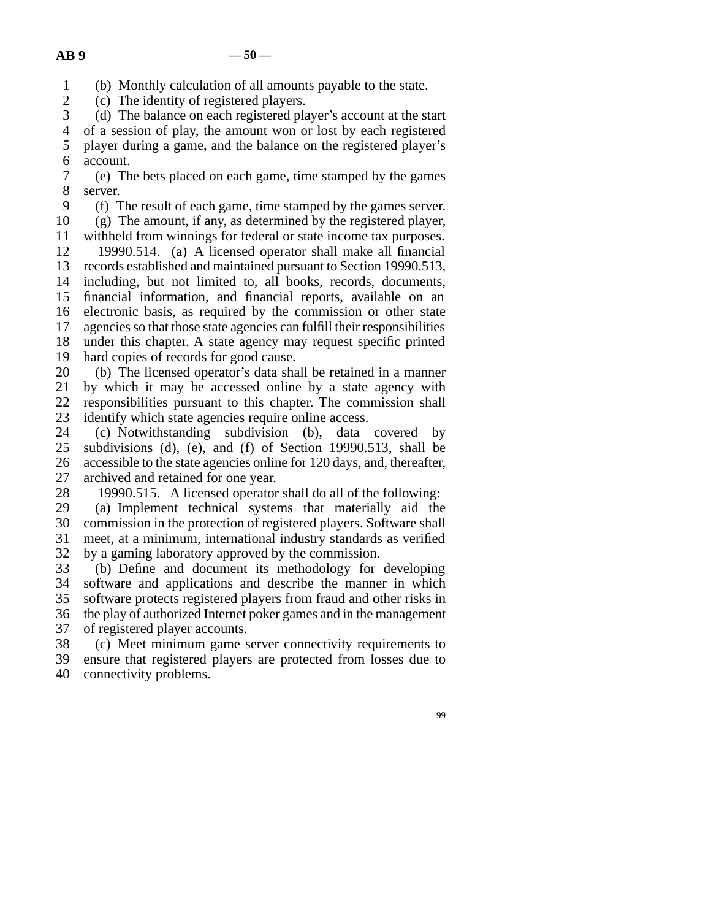(b) Monthly calculation of all amounts payable to the state.

(c) The identity of registered players.

(d) The balance on each registered player's account at the start of a session of play, the amount won or lost by each registered player during a game, and the balance on the registered player's account.

(e) The bets placed on each game, time stamped by the games server.

(f) The result of each game, time stamped by the games server.

(g) The amount, if any, as determined by the registered player, withheld from winnings for federal or state income tax purposes.

19990.514. (a) A licensed operator shall make all financial records established and maintained pursuant to Section 19990.513, including, but not limited to, all books, records, documents, financial information, and financial reports, available on an electronic basis, as required by the commission or other state agencies so that those state agencies can fulfill their responsibilities under this chapter. A state agency may request specific printed hard copies of records for good cause.

(b) The licensed operator's data shall be retained in a manner by which it may be accessed online by a state agency with responsibilities pursuant to this chapter. The commission shall identify which state agencies require online access.

(c) Notwithstanding subdivision (b), data covered by subdivisions (d), (e), and (f) of Section 19990.513, shall be accessible to the state agencies online for 120 days, and, thereafter, archived and retained for one year.

19990.515. A licensed operator shall do all of the following:

(a) Implement technical systems that materially aid the commission in the protection of registered players. Software shall meet, at a minimum, international industry standards as verified by a gaming laboratory approved by the commission.

(b) Define and document its methodology for developing software and applications and describe the manner in which software protects registered players from fraud and other risks in the play of authorized Internet poker games and in the management of registered player accounts.

(c) Meet minimum game server connectivity requirements to ensure that registered players are protected from losses due to connectivity problems.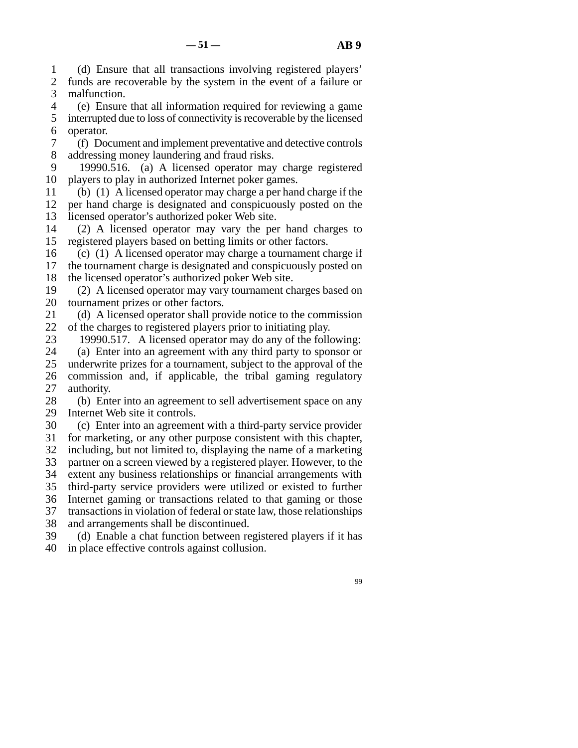(d) Ensure that all transactions involving registered players' funds are recoverable by the system in the event of a failure or malfunction.

(e) Ensure that all information required for reviewing a game interrupted due to loss of connectivity is recoverable by the licensed operator.

(f) Document and implement preventative and detective controls addressing money laundering and fraud risks.

19990.516. (a) A licensed operator may charge registered players to play in authorized Internet poker games.

(b) (1) A licensed operator may charge a per hand charge if the per hand charge is designated and conspicuously posted on the licensed operator's authorized poker Web site.

(2) A licensed operator may vary the per hand charges to registered players based on betting limits or other factors.

(c) (1) A licensed operator may charge a tournament charge if the tournament charge is designated and conspicuously posted on the licensed operator's authorized poker Web site.

(2) A licensed operator may vary tournament charges based on tournament prizes or other factors.

(d) A licensed operator shall provide notice to the commission of the charges to registered players prior to initiating play.

19990.517. A licensed operator may do any of the following:

(a) Enter into an agreement with any third party to sponsor or underwrite prizes for a tournament, subject to the approval of the commission and, if applicable, the tribal gaming regulatory authority.

(b) Enter into an agreement to sell advertisement space on any Internet Web site it controls.

(c) Enter into an agreement with a third-party service provider for marketing, or any other purpose consistent with this chapter, including, but not limited to, displaying the name of a marketing partner on a screen viewed by a registered player. However, to the extent any business relationships or financial arrangements with third-party service providers were utilized or existed to further Internet gaming or transactions related to that gaming or those transactions in violation of federal or state law, those relationships and arrangements shall be discontinued.

(d) Enable a chat function between registered players if it has in place effective controls against collusion.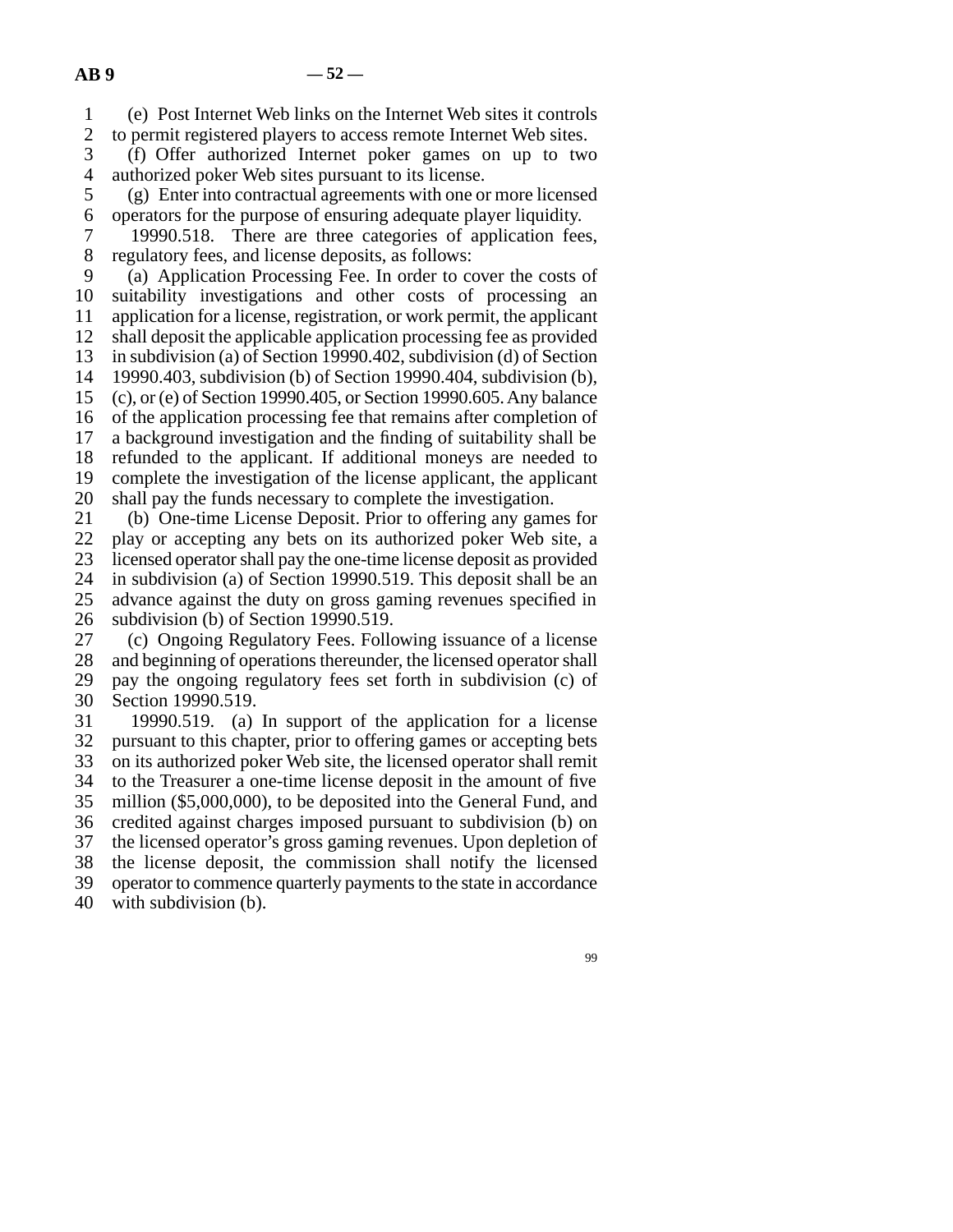(e) Post Internet Web links on the Internet Web sites it controls to permit registered players to access remote Internet Web sites.

(f) Offer authorized Internet poker games on up to two authorized poker Web sites pursuant to its license.

(g) Enter into contractual agreements with one or more licensed operators for the purpose of ensuring adequate player liquidity.

19990.518. There are three categories of application fees, regulatory fees, and license deposits, as follows:

(a) Application Processing Fee. In order to cover the costs of suitability investigations and other costs of processing an application for a license, registration, or work permit, the applicant shall deposit the applicable application processing fee as provided in subdivision (a) of Section 19990.402, subdivision (d) of Section 19990.403, subdivision (b) of Section 19990.404, subdivision (b), (c), or (e) of Section 19990.405, or Section 19990.605. Any balance of the application processing fee that remains after completion of a background investigation and the finding of suitability shall be refunded to the applicant. If additional moneys are needed to complete the investigation of the license applicant, the applicant shall pay the funds necessary to complete the investigation.

(b) One-time License Deposit. Prior to offering any games for play or accepting any bets on its authorized poker Web site, a licensed operator shall pay the one-time license deposit as provided in subdivision (a) of Section 19990.519. This deposit shall be an advance against the duty on gross gaming revenues specified in subdivision (b) of Section 19990.519.

(c) Ongoing Regulatory Fees. Following issuance of a license and beginning of operations thereunder, the licensed operator shall pay the ongoing regulatory fees set forth in subdivision (c) of Section 19990.519.

19990.519. (a) In support of the application for a license pursuant to this chapter, prior to offering games or accepting bets on its authorized poker Web site, the licensed operator shall remit to the Treasurer a one-time license deposit in the amount of five million ($5,000,000), to be deposited into the General Fund, and credited against charges imposed pursuant to subdivision (b) on the licensed operator's gross gaming revenues. Upon depletion of the license deposit, the commission shall notify the licensed operator to commence quarterly payments to the state in accordance with subdivision (b).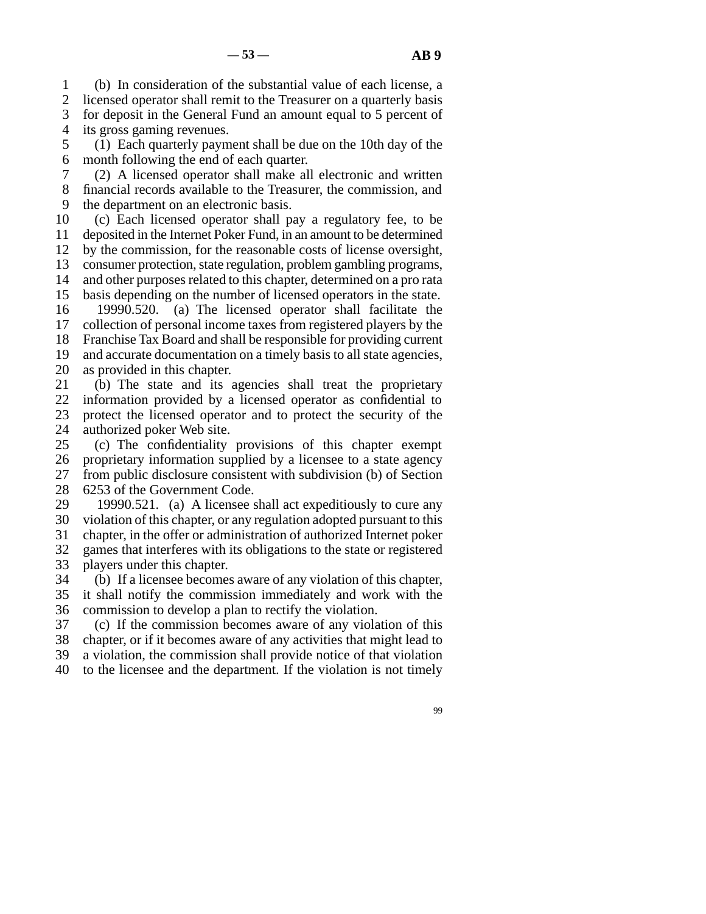(b) In consideration of the substantial value of each license, a licensed operator shall remit to the Treasurer on a quarterly basis for deposit in the General Fund an amount equal to 5 percent of its gross gaming revenues.

(1) Each quarterly payment shall be due on the 10th day of the month following the end of each quarter.

(2) A licensed operator shall make all electronic and written financial records available to the Treasurer, the commission, and the department on an electronic basis.

(c) Each licensed operator shall pay a regulatory fee, to be deposited in the Internet Poker Fund, in an amount to be determined by the commission, for the reasonable costs of license oversight, consumer protection, state regulation, problem gambling programs, and other purposes related to this chapter, determined on a pro rata basis depending on the number of licensed operators in the state.

19990.520. (a) The licensed operator shall facilitate the collection of personal income taxes from registered players by the Franchise Tax Board and shall be responsible for providing current and accurate documentation on a timely basis to all state agencies, as provided in this chapter.

(b) The state and its agencies shall treat the proprietary information provided by a licensed operator as confidential to protect the licensed operator and to protect the security of the authorized poker Web site.

(c) The confidentiality provisions of this chapter exempt proprietary information supplied by a licensee to a state agency from public disclosure consistent with subdivision (b) of Section 6253 of the Government Code.

19990.521. (a) A licensee shall act expeditiously to cure any violation of this chapter, or any regulation adopted pursuant to this chapter, in the offer or administration of authorized Internet poker games that interferes with its obligations to the state or registered players under this chapter.

(b) If a licensee becomes aware of any violation of this chapter, it shall notify the commission immediately and work with the commission to develop a plan to rectify the violation.

(c) If the commission becomes aware of any violation of this chapter, or if it becomes aware of any activities that might lead to a violation, the commission shall provide notice of that violation to the licensee and the department. If the violation is not timely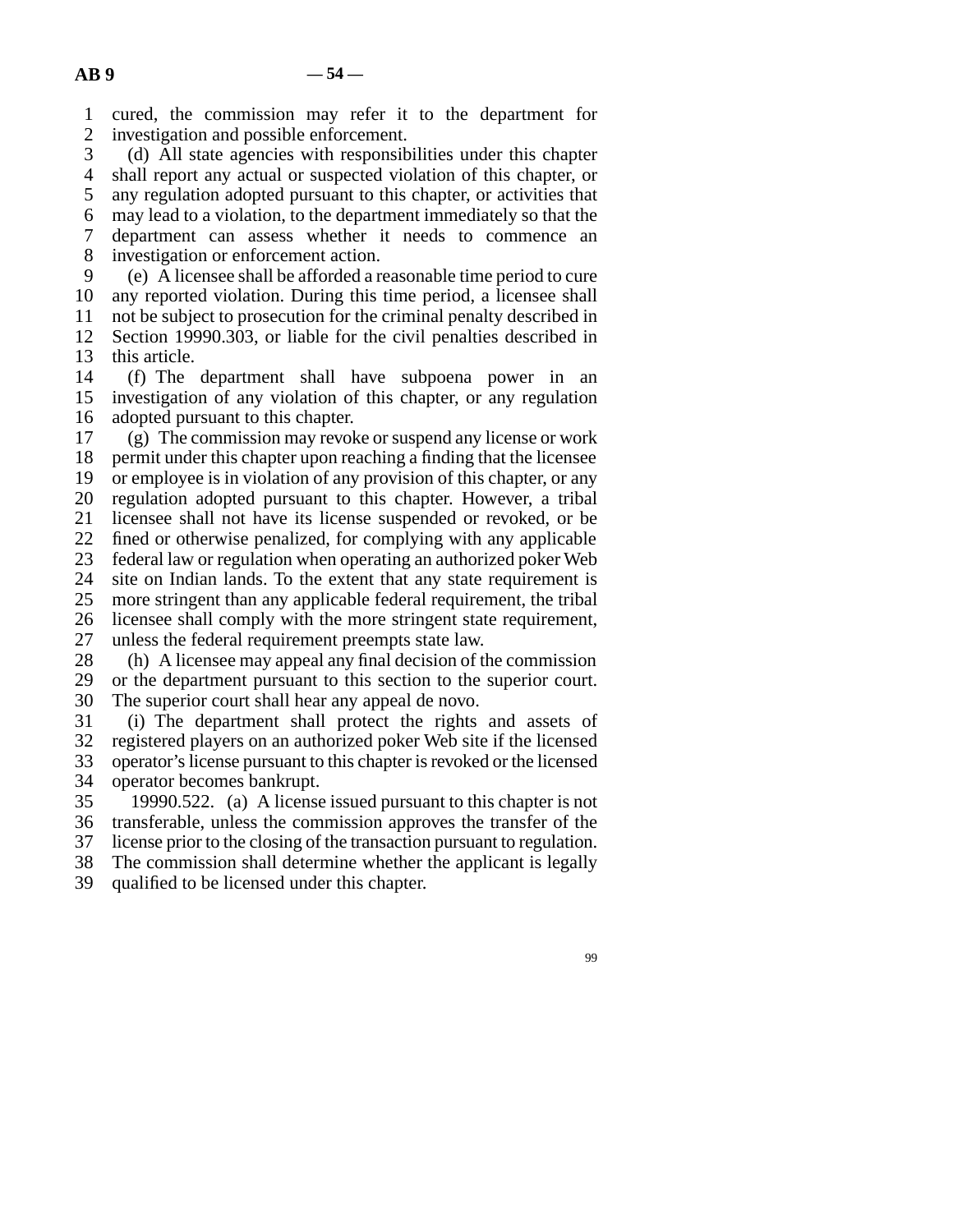cured, the commission may refer it to the department for investigation and possible enforcement.

(d) All state agencies with responsibilities under this chapter shall report any actual or suspected violation of this chapter, or any regulation adopted pursuant to this chapter, or activities that may lead to a violation, to the department immediately so that the department can assess whether it needs to commence an investigation or enforcement action.

(e) A licensee shall be afforded a reasonable time period to cure any reported violation. During this time period, a licensee shall not be subject to prosecution for the criminal penalty described in Section 19990.303, or liable for the civil penalties described in this article.

(f) The department shall have subpoena power in an investigation of any violation of this chapter, or any regulation adopted pursuant to this chapter.

(g) The commission may revoke or suspend any license or work permit under this chapter upon reaching a finding that the licensee or employee is in violation of any provision of this chapter, or any regulation adopted pursuant to this chapter. However, a tribal licensee shall not have its license suspended or revoked, or be fined or otherwise penalized, for complying with any applicable federal law or regulation when operating an authorized poker Web site on Indian lands. To the extent that any state requirement is more stringent than any applicable federal requirement, the tribal licensee shall comply with the more stringent state requirement, unless the federal requirement preempts state law.

(h) A licensee may appeal any final decision of the commission or the department pursuant to this section to the superior court. The superior court shall hear any appeal de novo.

(i) The department shall protect the rights and assets of registered players on an authorized poker Web site if the licensed operator's license pursuant to this chapter is revoked or the licensed operator becomes bankrupt.

19990.522. (a) A license issued pursuant to this chapter is not transferable, unless the commission approves the transfer of the license prior to the closing of the transaction pursuant to regulation. The commission shall determine whether the applicant is legally qualified to be licensed under this chapter.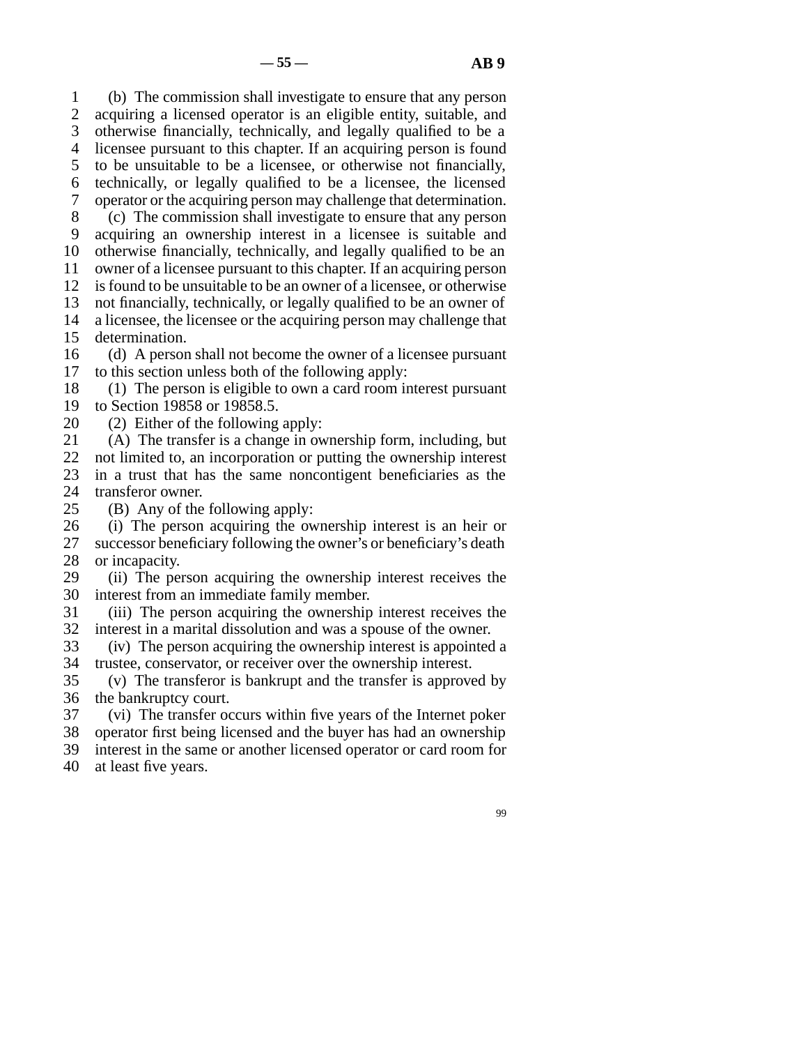(b) The commission shall investigate to ensure that any person acquiring a licensed operator is an eligible entity, suitable, and otherwise financially, technically, and legally qualified to be a licensee pursuant to this chapter. If an acquiring person is found to be unsuitable to be a licensee, or otherwise not financially, technically, or legally qualified to be a licensee, the licensed operator or the acquiring person may challenge that determination.

(c) The commission shall investigate to ensure that any person acquiring an ownership interest in a licensee is suitable and otherwise financially, technically, and legally qualified to be an owner of a licensee pursuant to this chapter. If an acquiring person is found to be unsuitable to be an owner of a licensee, or otherwise not financially, technically, or legally qualified to be an owner of a licensee, the licensee or the acquiring person may challenge that determination.

(d) A person shall not become the owner of a licensee pursuant to this section unless both of the following apply:

(1) The person is eligible to own a card room interest pursuant to Section 19858 or 19858.5.

(2) Either of the following apply:

(A) The transfer is a change in ownership form, including, but not limited to, an incorporation or putting the ownership interest in a trust that has the same noncontigent beneficiaries as the transferor owner.

(B) Any of the following apply:

(i) The person acquiring the ownership interest is an heir or successor beneficiary following the owner's or beneficiary's death or incapacity.

(ii) The person acquiring the ownership interest receives the interest from an immediate family member.

(iii) The person acquiring the ownership interest receives the interest in a marital dissolution and was a spouse of the owner.

(iv) The person acquiring the ownership interest is appointed a trustee, conservator, or receiver over the ownership interest.

(v) The transferor is bankrupt and the transfer is approved by the bankruptcy court.

(vi) The transfer occurs within five years of the Internet poker operator first being licensed and the buyer has had an ownership interest in the same or another licensed operator or card room for at least five years.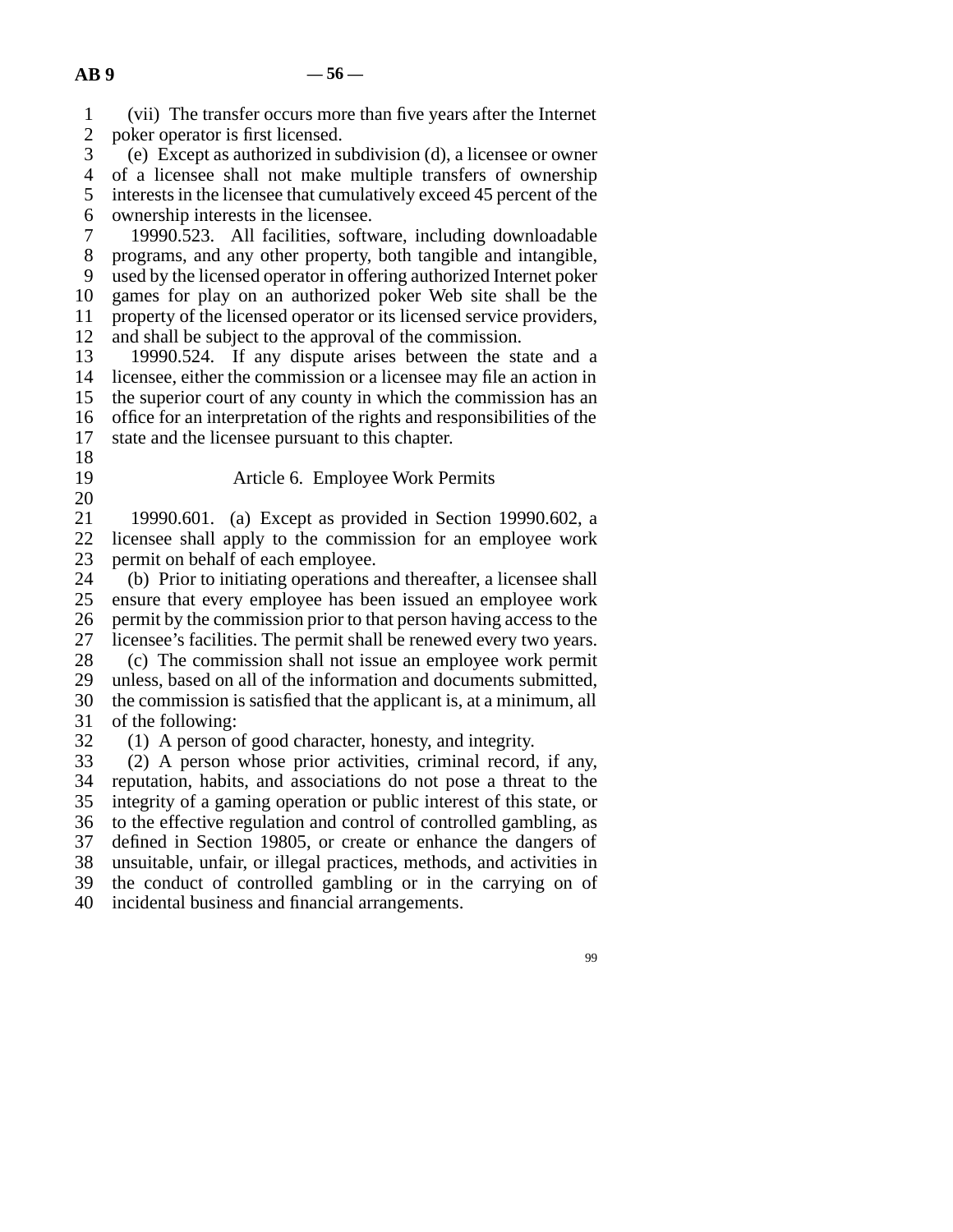(vii) The transfer occurs more than five years after the Internet poker operator is first licensed.

(e) Except as authorized in subdivision (d), a licensee or owner of a licensee shall not make multiple transfers of ownership interests in the licensee that cumulatively exceed 45 percent of the ownership interests in the licensee.

19990.523. All facilities, software, including downloadable programs, and any other property, both tangible and intangible, used by the licensed operator in offering authorized Internet poker games for play on an authorized poker Web site shall be the property of the licensed operator or its licensed service providers, and shall be subject to the approval of the commission.

19990.524. If any dispute arises between the state and a licensee, either the commission or a licensee may file an action in the superior court of any county in which the commission has an office for an interpretation of the rights and responsibilities of the state and the licensee pursuant to this chapter.

## Article 6. Employee Work Permits

19990.601. (a) Except as provided in Section 19990.602, a licensee shall apply to the commission for an employee work permit on behalf of each employee.

(b) Prior to initiating operations and thereafter, a licensee shall ensure that every employee has been issued an employee work permit by the commission prior to that person having access to the licensee's facilities. The permit shall be renewed every two years.

(c) The commission shall not issue an employee work permit unless, based on all of the information and documents submitted, the commission is satisfied that the applicant is, at a minimum, all of the following:

(1) A person of good character, honesty, and integrity.

(2) A person whose prior activities, criminal record, if any, reputation, habits, and associations do not pose a threat to the integrity of a gaming operation or public interest of this state, or to the effective regulation and control of controlled gambling, as defined in Section 19805, or create or enhance the dangers of unsuitable, unfair, or illegal practices, methods, and activities in the conduct of controlled gambling or in the carrying on of incidental business and financial arrangements.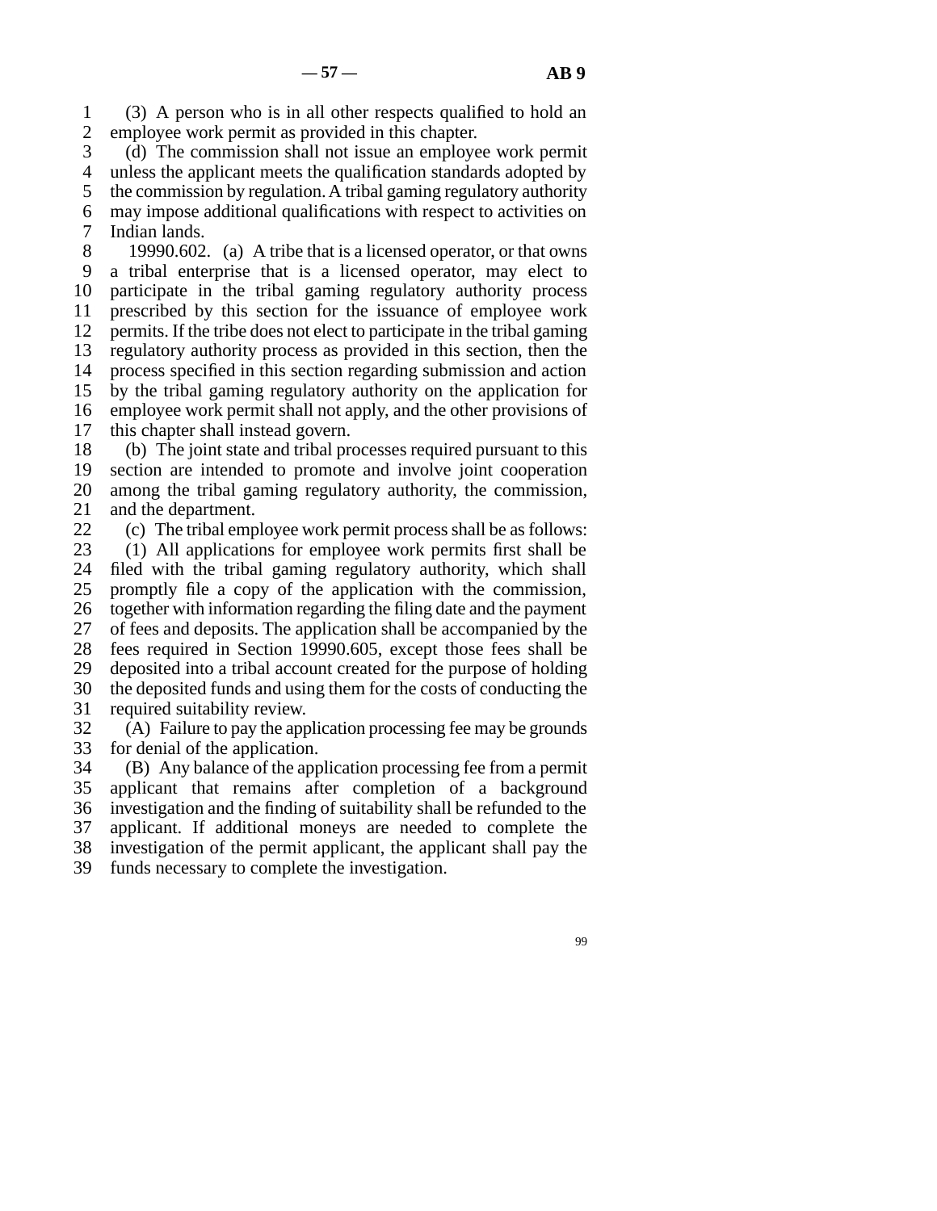(3) A person who is in all other respects qualified to hold an employee work permit as provided in this chapter.

(d) The commission shall not issue an employee work permit unless the applicant meets the qualification standards adopted by the commission by regulation. A tribal gaming regulatory authority may impose additional qualifications with respect to activities on Indian lands.

19990.602. (a) A tribe that is a licensed operator, or that owns a tribal enterprise that is a licensed operator, may elect to participate in the tribal gaming regulatory authority process prescribed by this section for the issuance of employee work permits. If the tribe does not elect to participate in the tribal gaming regulatory authority process as provided in this section, then the process specified in this section regarding submission and action by the tribal gaming regulatory authority on the application for employee work permit shall not apply, and the other provisions of this chapter shall instead govern.

(b) The joint state and tribal processes required pursuant to this section are intended to promote and involve joint cooperation among the tribal gaming regulatory authority, the commission, and the department.

(c) The tribal employee work permit process shall be as follows:

(1) All applications for employee work permits first shall be filed with the tribal gaming regulatory authority, which shall promptly file a copy of the application with the commission, together with information regarding the filing date and the payment of fees and deposits. The application shall be accompanied by the fees required in Section 19990.605, except those fees shall be deposited into a tribal account created for the purpose of holding the deposited funds and using them for the costs of conducting the required suitability review.

(A) Failure to pay the application processing fee may be grounds for denial of the application.

(B) Any balance of the application processing fee from a permit applicant that remains after completion of a background investigation and the finding of suitability shall be refunded to the applicant. If additional moneys are needed to complete the investigation of the permit applicant, the applicant shall pay the funds necessary to complete the investigation.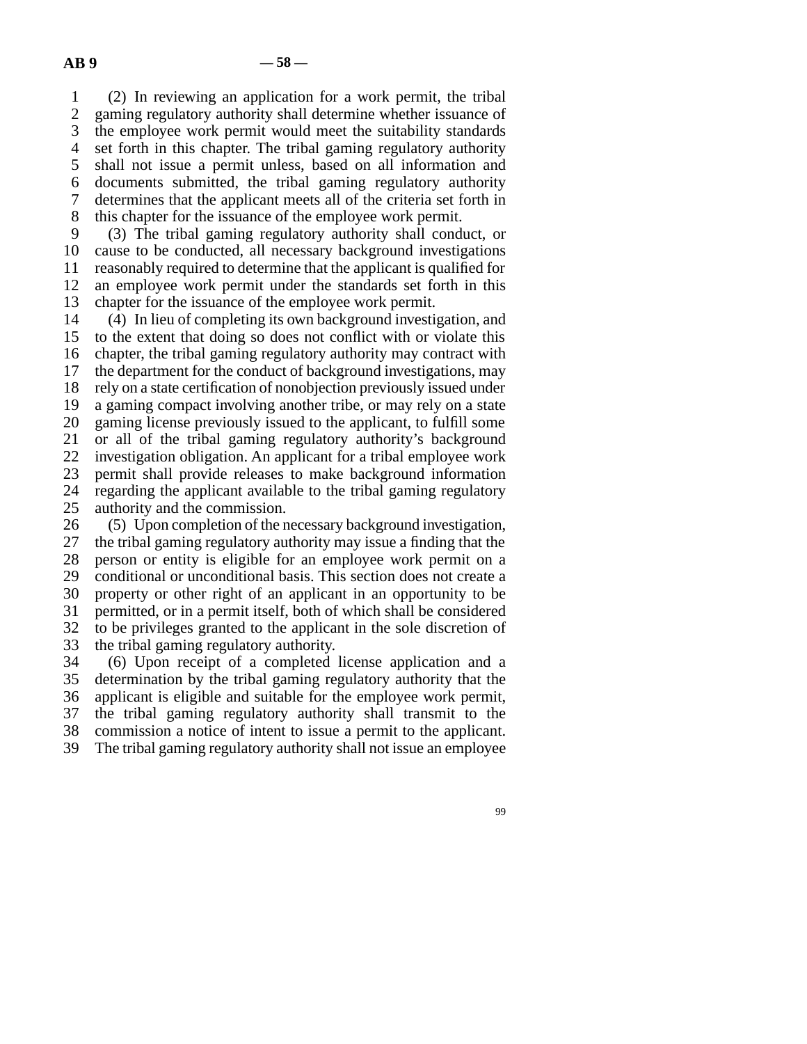(2) In reviewing an application for a work permit, the tribal gaming regulatory authority shall determine whether issuance of the employee work permit would meet the suitability standards set forth in this chapter. The tribal gaming regulatory authority shall not issue a permit unless, based on all information and documents submitted, the tribal gaming regulatory authority determines that the applicant meets all of the criteria set forth in this chapter for the issuance of the employee work permit.

(3) The tribal gaming regulatory authority shall conduct, or cause to be conducted, all necessary background investigations reasonably required to determine that the applicant is qualified for an employee work permit under the standards set forth in this chapter for the issuance of the employee work permit.

(4) In lieu of completing its own background investigation, and to the extent that doing so does not conflict with or violate this chapter, the tribal gaming regulatory authority may contract with the department for the conduct of background investigations, may rely on a state certification of nonobjection previously issued under a gaming compact involving another tribe, or may rely on a state gaming license previously issued to the applicant, to fulfill some or all of the tribal gaming regulatory authority's background investigation obligation. An applicant for a tribal employee work permit shall provide releases to make background information regarding the applicant available to the tribal gaming regulatory authority and the commission.

(5) Upon completion of the necessary background investigation, the tribal gaming regulatory authority may issue a finding that the person or entity is eligible for an employee work permit on a conditional or unconditional basis. This section does not create a property or other right of an applicant in an opportunity to be permitted, or in a permit itself, both of which shall be considered to be privileges granted to the applicant in the sole discretion of the tribal gaming regulatory authority.

(6) Upon receipt of a completed license application and a determination by the tribal gaming regulatory authority that the applicant is eligible and suitable for the employee work permit, the tribal gaming regulatory authority shall transmit to the commission a notice of intent to issue a permit to the applicant. The tribal gaming regulatory authority shall not issue an employee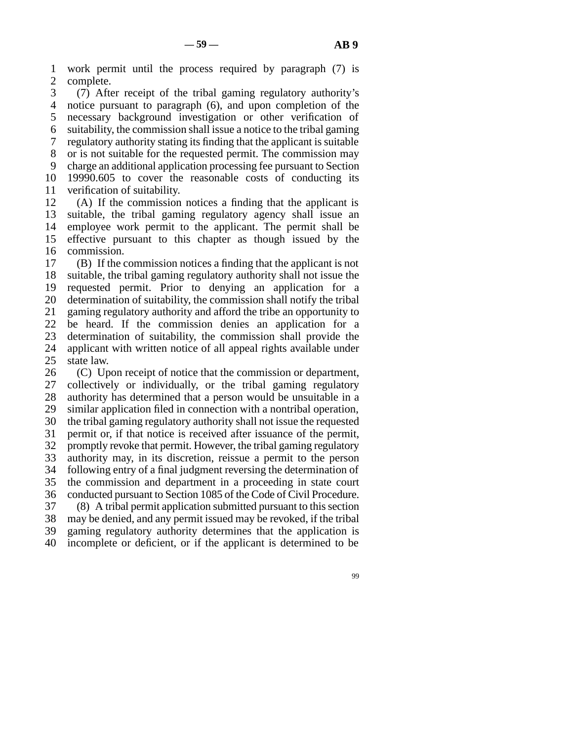work permit until the process required by paragraph (7) is complete.

(7) After receipt of the tribal gaming regulatory authority's notice pursuant to paragraph (6), and upon completion of the necessary background investigation or other verification of suitability, the commission shall issue a notice to the tribal gaming regulatory authority stating its finding that the applicant is suitable or is not suitable for the requested permit. The commission may charge an additional application processing fee pursuant to Section 19990.605 to cover the reasonable costs of conducting its verification of suitability.

(A) If the commission notices a finding that the applicant is suitable, the tribal gaming regulatory agency shall issue an employee work permit to the applicant. The permit shall be effective pursuant to this chapter as though issued by the commission.

(B) If the commission notices a finding that the applicant is not suitable, the tribal gaming regulatory authority shall not issue the requested permit. Prior to denying an application for a determination of suitability, the commission shall notify the tribal gaming regulatory authority and afford the tribe an opportunity to be heard. If the commission denies an application for a determination of suitability, the commission shall provide the applicant with written notice of all appeal rights available under state law.

(C) Upon receipt of notice that the commission or department, collectively or individually, or the tribal gaming regulatory authority has determined that a person would be unsuitable in a similar application filed in connection with a nontribal operation, the tribal gaming regulatory authority shall not issue the requested permit or, if that notice is received after issuance of the permit, promptly revoke that permit. However, the tribal gaming regulatory authority may, in its discretion, reissue a permit to the person following entry of a final judgment reversing the determination of the commission and department in a proceeding in state court conducted pursuant to Section 1085 of the Code of Civil Procedure.

(8) A tribal permit application submitted pursuant to this section may be denied, and any permit issued may be revoked, if the tribal gaming regulatory authority determines that the application is incomplete or deficient, or if the applicant is determined to be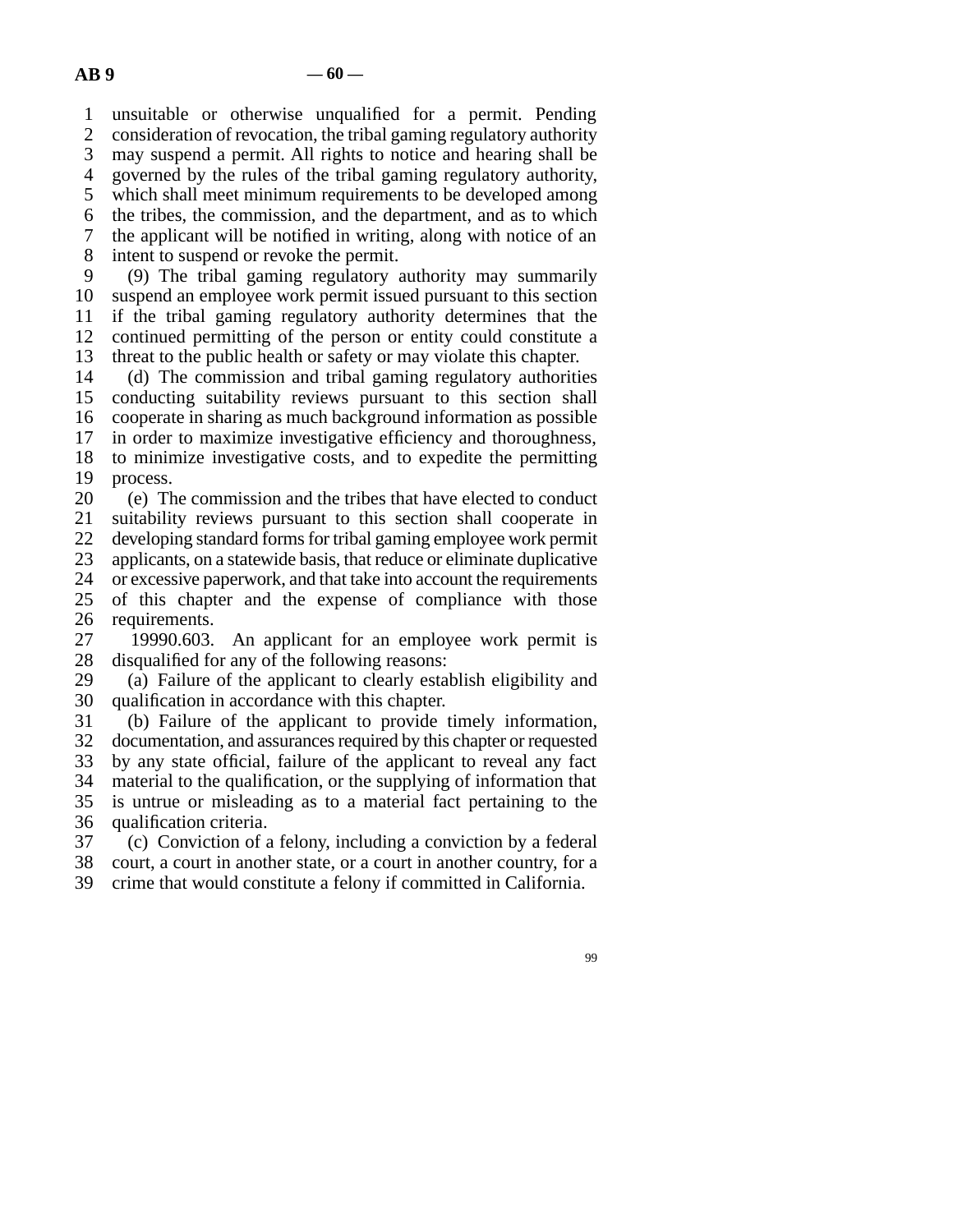unsuitable or otherwise unqualified for a permit. Pending consideration of revocation, the tribal gaming regulatory authority may suspend a permit. All rights to notice and hearing shall be governed by the rules of the tribal gaming regulatory authority, which shall meet minimum requirements to be developed among the tribes, the commission, and the department, and as to which the applicant will be notified in writing, along with notice of an intent to suspend or revoke the permit.

(9) The tribal gaming regulatory authority may summarily suspend an employee work permit issued pursuant to this section if the tribal gaming regulatory authority determines that the continued permitting of the person or entity could constitute a threat to the public health or safety or may violate this chapter.

(d) The commission and tribal gaming regulatory authorities conducting suitability reviews pursuant to this section shall cooperate in sharing as much background information as possible in order to maximize investigative efficiency and thoroughness, to minimize investigative costs, and to expedite the permitting process.

(e) The commission and the tribes that have elected to conduct suitability reviews pursuant to this section shall cooperate in developing standard forms for tribal gaming employee work permit applicants, on a statewide basis, that reduce or eliminate duplicative or excessive paperwork, and that take into account the requirements of this chapter and the expense of compliance with those requirements.

19990.603. An applicant for an employee work permit is disqualified for any of the following reasons:

(a) Failure of the applicant to clearly establish eligibility and qualification in accordance with this chapter.

(b) Failure of the applicant to provide timely information, documentation, and assurances required by this chapter or requested by any state official, failure of the applicant to reveal any fact material to the qualification, or the supplying of information that is untrue or misleading as to a material fact pertaining to the qualification criteria.

(c) Conviction of a felony, including a conviction by a federal court, a court in another state, or a court in another country, for a crime that would constitute a felony if committed in California.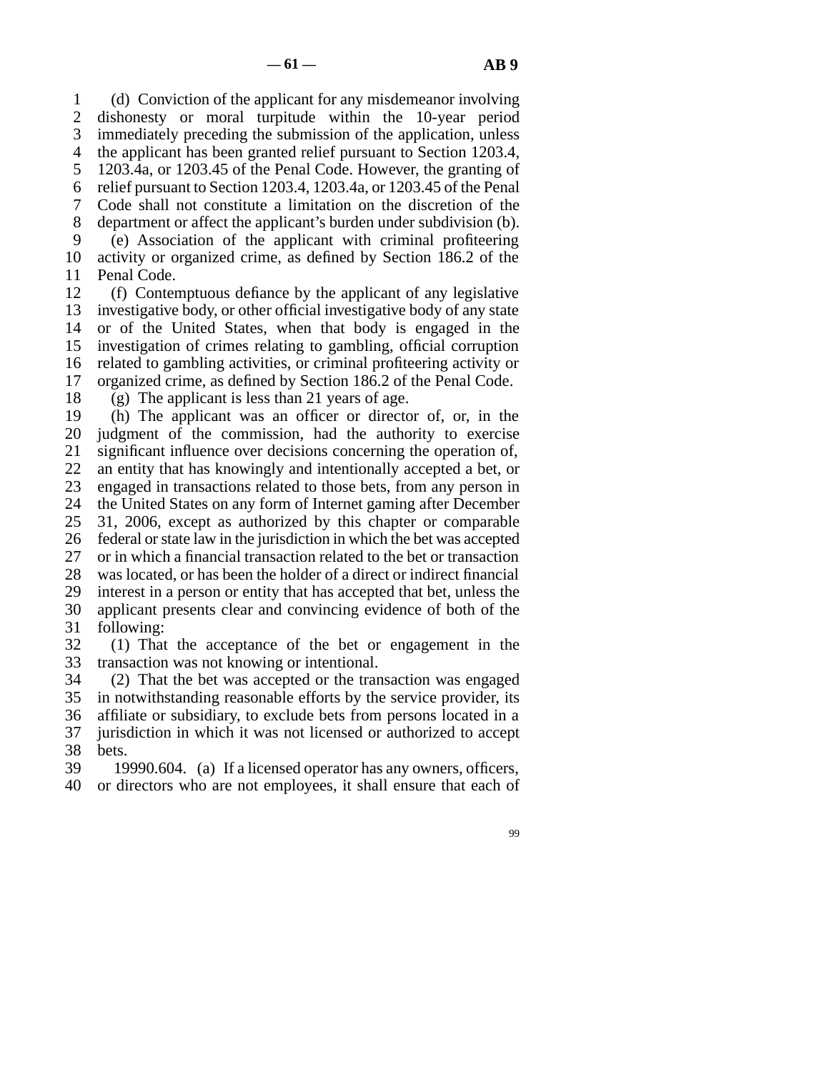(d) Conviction of the applicant for any misdemeanor involving dishonesty or moral turpitude within the 10-year period immediately preceding the submission of the application, unless the applicant has been granted relief pursuant to Section 1203.4, 1203.4a, or 1203.45 of the Penal Code. However, the granting of relief pursuant to Section 1203.4, 1203.4a, or 1203.45 of the Penal Code shall not constitute a limitation on the discretion of the department or affect the applicant's burden under subdivision (b).

(e) Association of the applicant with criminal profiteering activity or organized crime, as defined by Section 186.2 of the Penal Code.

(f) Contemptuous defiance by the applicant of any legislative investigative body, or other official investigative body of any state or of the United States, when that body is engaged in the investigation of crimes relating to gambling, official corruption related to gambling activities, or criminal profiteering activity or organized crime, as defined by Section 186.2 of the Penal Code.

(g) The applicant is less than 21 years of age.

(h) The applicant was an officer or director of, or, in the judgment of the commission, had the authority to exercise significant influence over decisions concerning the operation of, an entity that has knowingly and intentionally accepted a bet, or engaged in transactions related to those bets, from any person in the United States on any form of Internet gaming after December 31, 2006, except as authorized by this chapter or comparable federal or state law in the jurisdiction in which the bet was accepted or in which a financial transaction related to the bet or transaction was located, or has been the holder of a direct or indirect financial interest in a person or entity that has accepted that bet, unless the applicant presents clear and convincing evidence of both of the following:

(1) That the acceptance of the bet or engagement in the transaction was not knowing or intentional.

(2) That the bet was accepted or the transaction was engaged in notwithstanding reasonable efforts by the service provider, its affiliate or subsidiary, to exclude bets from persons located in a jurisdiction in which it was not licensed or authorized to accept bets.

19990.604. (a) If a licensed operator has any owners, officers, or directors who are not employees, it shall ensure that each of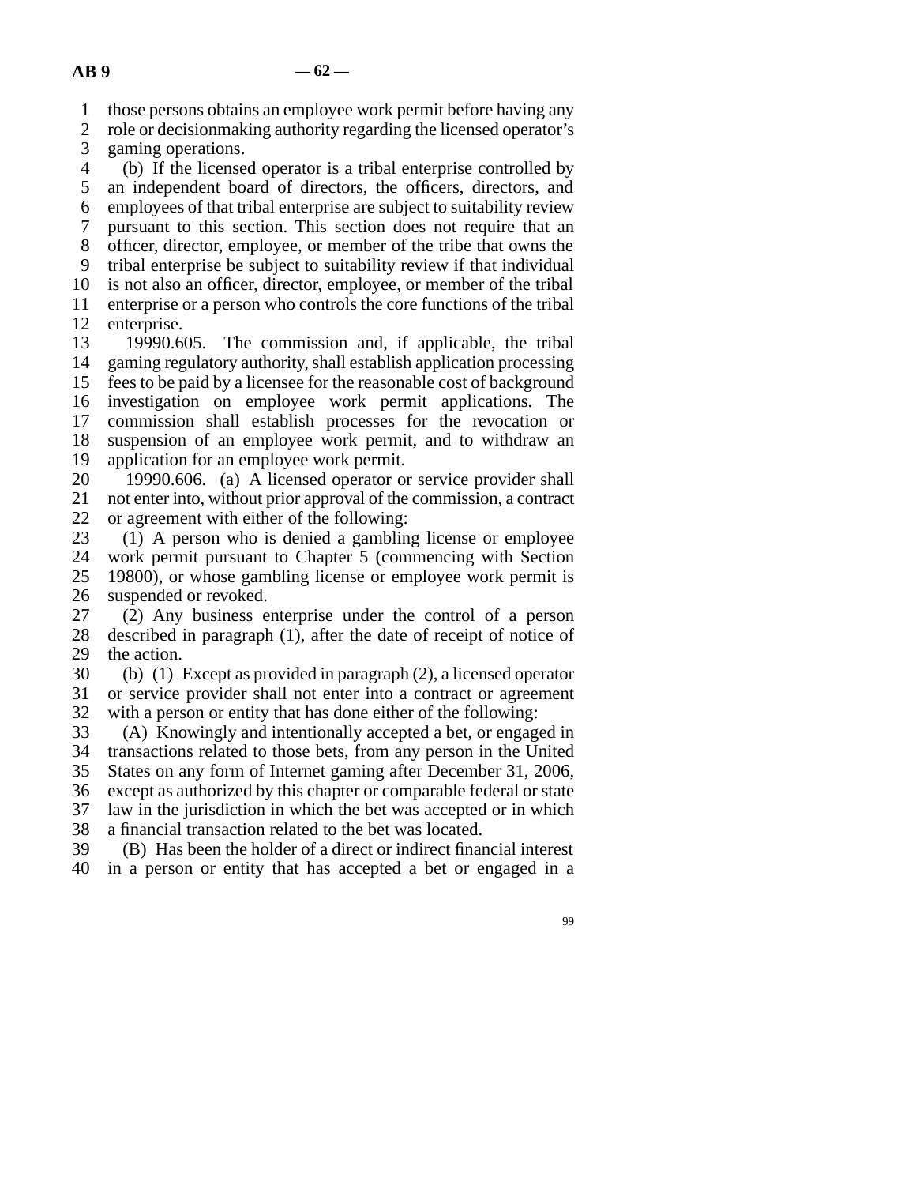those persons obtains an employee work permit before having any role or decisionmaking authority regarding the licensed operator's gaming operations.

(b) If the licensed operator is a tribal enterprise controlled by an independent board of directors, the officers, directors, and employees of that tribal enterprise are subject to suitability review pursuant to this section. This section does not require that an officer, director, employee, or member of the tribe that owns the tribal enterprise be subject to suitability review if that individual is not also an officer, director, employee, or member of the tribal enterprise or a person who controls the core functions of the tribal enterprise.

19990.605. The commission and, if applicable, the tribal gaming regulatory authority, shall establish application processing fees to be paid by a licensee for the reasonable cost of background investigation on employee work permit applications. The commission shall establish processes for the revocation or suspension of an employee work permit, and to withdraw an application for an employee work permit.

19990.606. (a) A licensed operator or service provider shall not enter into, without prior approval of the commission, a contract or agreement with either of the following:

(1) A person who is denied a gambling license or employee work permit pursuant to Chapter 5 (commencing with Section 19800), or whose gambling license or employee work permit is suspended or revoked.

(2) Any business enterprise under the control of a person described in paragraph (1), after the date of receipt of notice of the action.

(b) (1) Except as provided in paragraph (2), a licensed operator or service provider shall not enter into a contract or agreement with a person or entity that has done either of the following:

(A) Knowingly and intentionally accepted a bet, or engaged in transactions related to those bets, from any person in the United States on any form of Internet gaming after December 31, 2006, except as authorized by this chapter or comparable federal or state law in the jurisdiction in which the bet was accepted or in which a financial transaction related to the bet was located.

(B) Has been the holder of a direct or indirect financial interest in a person or entity that has accepted a bet or engaged in a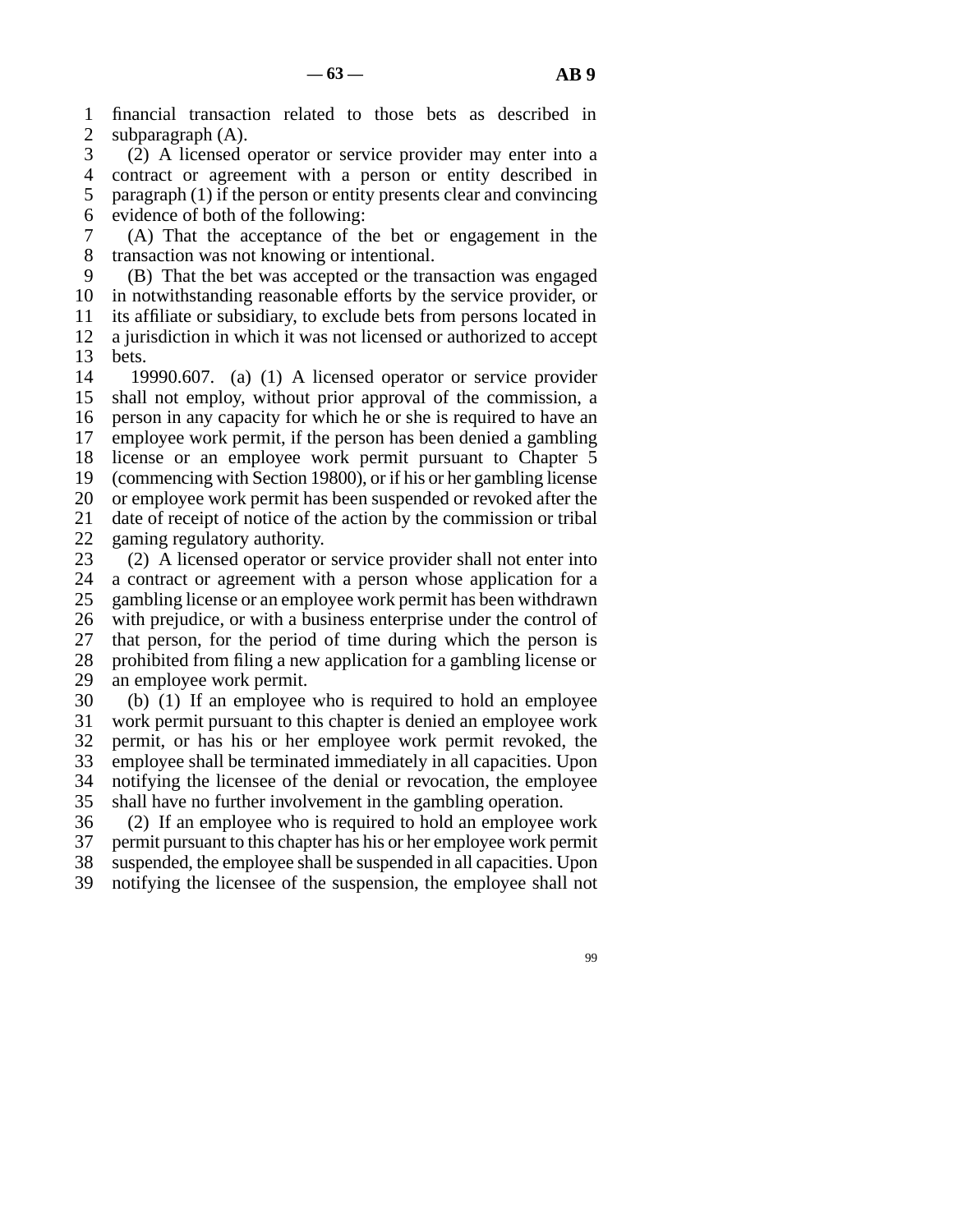financial transaction related to those bets as described in subparagraph (A).

(2) A licensed operator or service provider may enter into a contract or agreement with a person or entity described in paragraph (1) if the person or entity presents clear and convincing evidence of both of the following:

(A) That the acceptance of the bet or engagement in the transaction was not knowing or intentional.

(B) That the bet was accepted or the transaction was engaged in notwithstanding reasonable efforts by the service provider, or its affiliate or subsidiary, to exclude bets from persons located in a jurisdiction in which it was not licensed or authorized to accept bets.

19990.607. (a) (1) A licensed operator or service provider shall not employ, without prior approval of the commission, a person in any capacity for which he or she is required to have an employee work permit, if the person has been denied a gambling license or an employee work permit pursuant to Chapter 5 (commencing with Section 19800), or if his or her gambling license or employee work permit has been suspended or revoked after the date of receipt of notice of the action by the commission or tribal gaming regulatory authority.

(2) A licensed operator or service provider shall not enter into a contract or agreement with a person whose application for a gambling license or an employee work permit has been withdrawn with prejudice, or with a business enterprise under the control of that person, for the period of time during which the person is prohibited from filing a new application for a gambling license or an employee work permit.

(b) (1) If an employee who is required to hold an employee work permit pursuant to this chapter is denied an employee work permit, or has his or her employee work permit revoked, the employee shall be terminated immediately in all capacities. Upon notifying the licensee of the denial or revocation, the employee shall have no further involvement in the gambling operation.

(2) If an employee who is required to hold an employee work permit pursuant to this chapter has his or her employee work permit suspended, the employee shall be suspended in all capacities. Upon notifying the licensee of the suspension, the employee shall not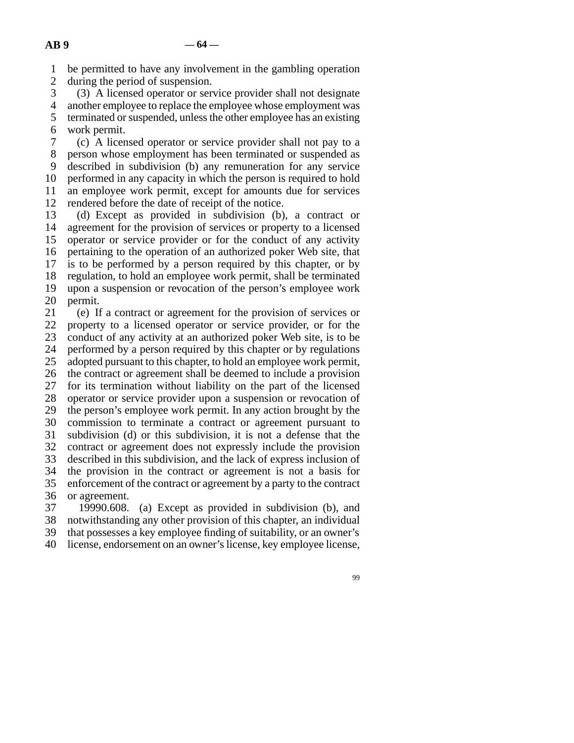be permitted to have any involvement in the gambling operation during the period of suspension.

(3) A licensed operator or service provider shall not designate another employee to replace the employee whose employment was terminated or suspended, unless the other employee has an existing work permit.

(c) A licensed operator or service provider shall not pay to a person whose employment has been terminated or suspended as described in subdivision (b) any remuneration for any service performed in any capacity in which the person is required to hold an employee work permit, except for amounts due for services rendered before the date of receipt of the notice.

(d) Except as provided in subdivision (b), a contract or agreement for the provision of services or property to a licensed operator or service provider or for the conduct of any activity pertaining to the operation of an authorized poker Web site, that is to be performed by a person required by this chapter, or by regulation, to hold an employee work permit, shall be terminated upon a suspension or revocation of the person's employee work permit.

(e) If a contract or agreement for the provision of services or property to a licensed operator or service provider, or for the conduct of any activity at an authorized poker Web site, is to be performed by a person required by this chapter or by regulations adopted pursuant to this chapter, to hold an employee work permit, the contract or agreement shall be deemed to include a provision for its termination without liability on the part of the licensed operator or service provider upon a suspension or revocation of the person's employee work permit. In any action brought by the commission to terminate a contract or agreement pursuant to subdivision (d) or this subdivision, it is not a defense that the contract or agreement does not expressly include the provision described in this subdivision, and the lack of express inclusion of the provision in the contract or agreement is not a basis for enforcement of the contract or agreement by a party to the contract or agreement.

19990.608. (a) Except as provided in subdivision (b), and notwithstanding any other provision of this chapter, an individual that possesses a key employee finding of suitability, or an owner's license, endorsement on an owner's license, key employee license,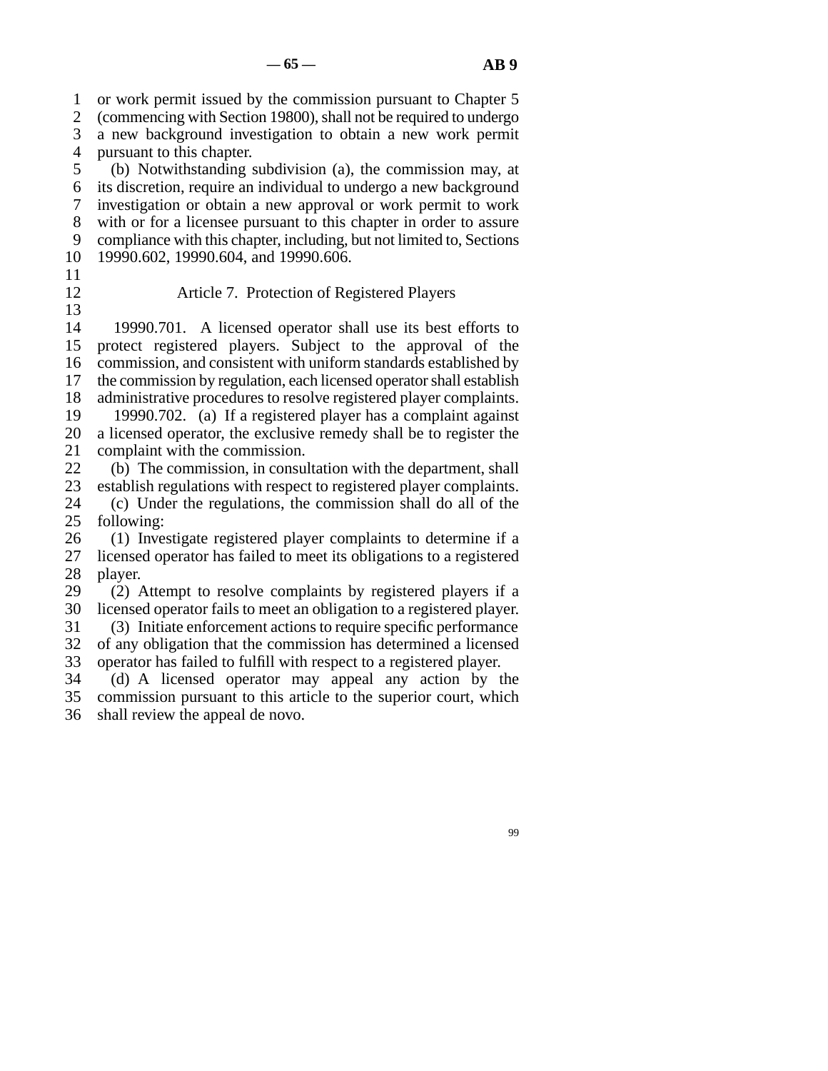or work permit issued by the commission pursuant to Chapter 5 (commencing with Section 19800), shall not be required to undergo a new background investigation to obtain a new work permit pursuant to this chapter.

(b) Notwithstanding subdivision (a), the commission may, at its discretion, require an individual to undergo a new background investigation or obtain a new approval or work permit to work with or for a licensee pursuant to this chapter in order to assure compliance with this chapter, including, but not limited to, Sections 19990.602, 19990.604, and 19990.606.

## Article 7. Protection of Registered Players

19990.701. A licensed operator shall use its best efforts to protect registered players. Subject to the approval of the commission, and consistent with uniform standards established by the commission by regulation, each licensed operator shall establish administrative procedures to resolve registered player complaints.

19990.702. (a) If a registered player has a complaint against a licensed operator, the exclusive remedy shall be to register the complaint with the commission.

(b) The commission, in consultation with the department, shall establish regulations with respect to registered player complaints.

(c) Under the regulations, the commission shall do all of the following:

(1) Investigate registered player complaints to determine if a licensed operator has failed to meet its obligations to a registered player.

(2) Attempt to resolve complaints by registered players if a licensed operator fails to meet an obligation to a registered player.

(3) Initiate enforcement actions to require specific performance of any obligation that the commission has determined a licensed operator has failed to fulfill with respect to a registered player.

(d) A licensed operator may appeal any action by the commission pursuant to this article to the superior court, which shall review the appeal de novo.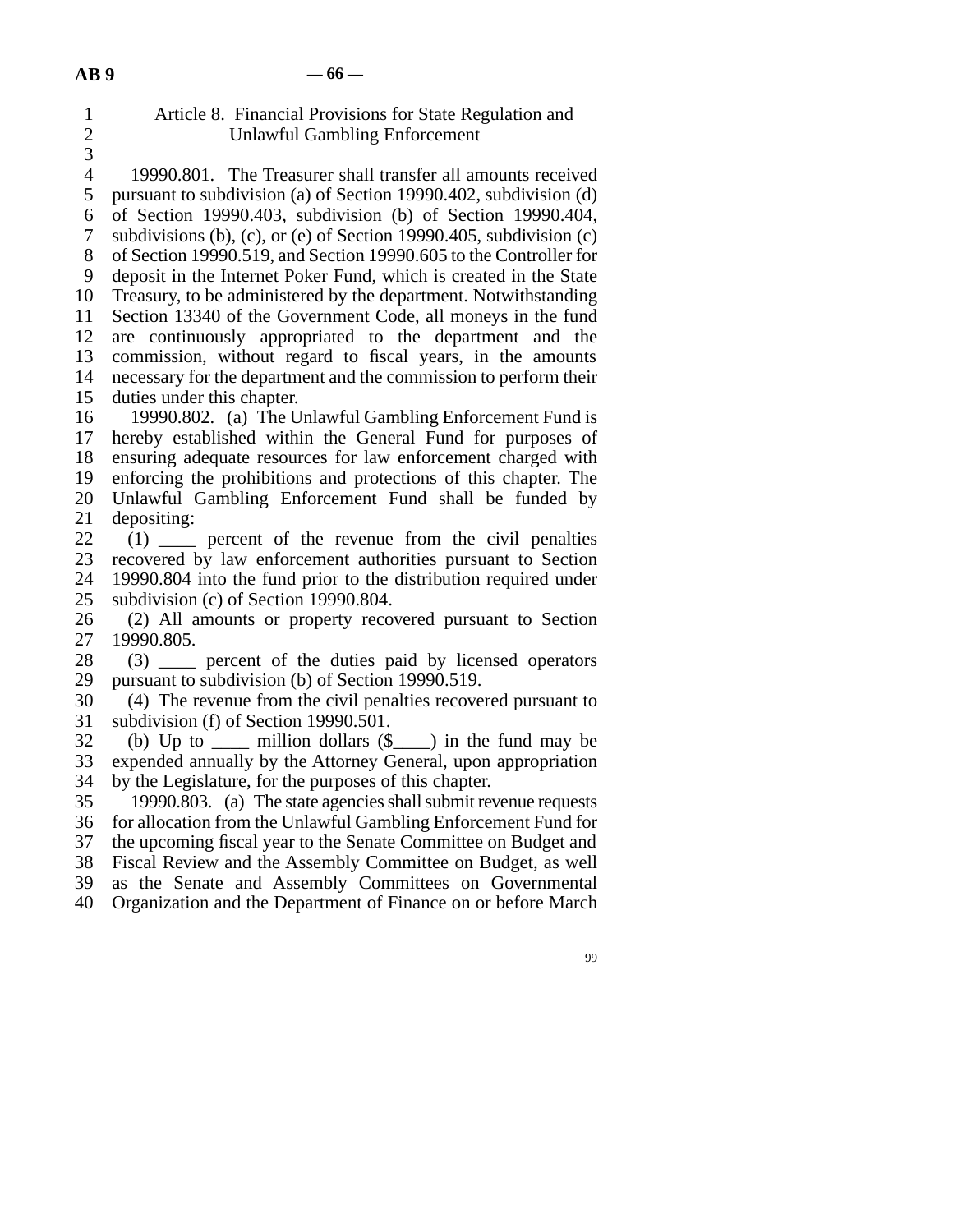## Article 8. Financial Provisions for State Regulation and Unlawful Gambling Enforcement

19990.801. The Treasurer shall transfer all amounts received pursuant to subdivision (a) of Section 19990.402, subdivision (d) of Section 19990.403, subdivision (b) of Section 19990.404, subdivisions (b), (c), or (e) of Section 19990.405, subdivision (c) of Section 19990.519, and Section 19990.605 to the Controller for deposit in the Internet Poker Fund, which is created in the State Treasury, to be administered by the department. Notwithstanding Section 13340 of the Government Code, all moneys in the fund are continuously appropriated to the department and the commission, without regard to fiscal years, in the amounts necessary for the department and the commission to perform their duties under this chapter.

19990.802. (a) The Unlawful Gambling Enforcement Fund is hereby established within the General Fund for purposes of ensuring adequate resources for law enforcement charged with enforcing the prohibitions and protections of this chapter. The Unlawful Gambling Enforcement Fund shall be funded by depositing:

(1) ____ percent of the revenue from the civil penalties recovered by law enforcement authorities pursuant to Section 19990.804 into the fund prior to the distribution required under subdivision (c) of Section 19990.804.

(2) All amounts or property recovered pursuant to Section 19990.805.

(3) ____ percent of the duties paid by licensed operators pursuant to subdivision (b) of Section 19990.519.

(4) The revenue from the civil penalties recovered pursuant to subdivision (f) of Section 19990.501.

(b) Up to ____ million dollars ($____) in the fund may be expended annually by the Attorney General, upon appropriation by the Legislature, for the purposes of this chapter.

19990.803. (a) The state agencies shall submit revenue requests for allocation from the Unlawful Gambling Enforcement Fund for the upcoming fiscal year to the Senate Committee on Budget and Fiscal Review and the Assembly Committee on Budget, as well as the Senate and Assembly Committees on Governmental Organization and the Department of Finance on or before March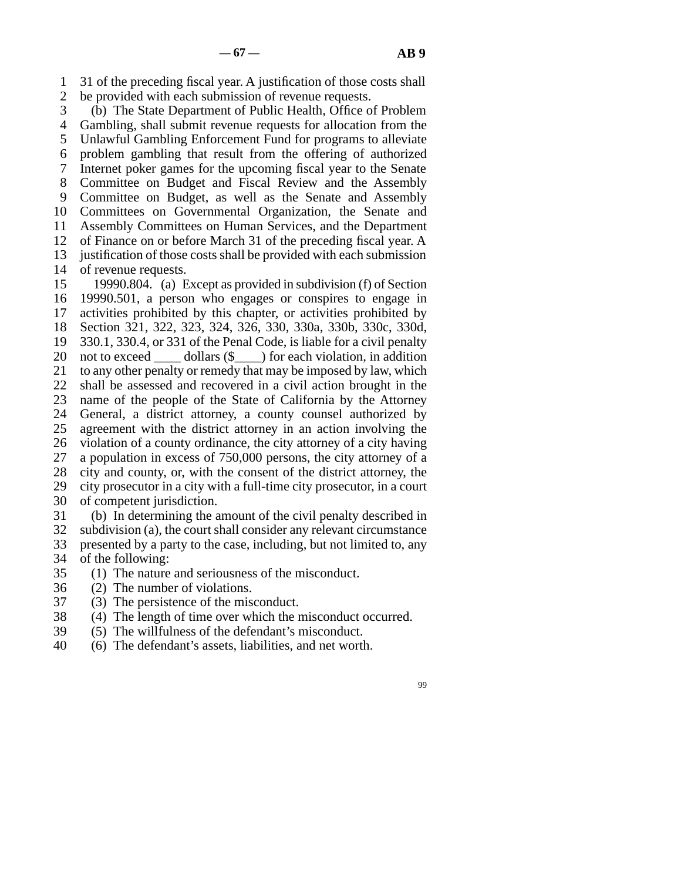31 of the preceding fiscal year. A justification of those costs shall be provided with each submission of revenue requests.

(b) The State Department of Public Health, Office of Problem Gambling, shall submit revenue requests for allocation from the Unlawful Gambling Enforcement Fund for programs to alleviate problem gambling that result from the offering of authorized Internet poker games for the upcoming fiscal year to the Senate Committee on Budget and Fiscal Review and the Assembly Committee on Budget, as well as the Senate and Assembly Committees on Governmental Organization, the Senate and Assembly Committees on Human Services, and the Department of Finance on or before March 31 of the preceding fiscal year. A justification of those costs shall be provided with each submission of revenue requests.

19990.804. (a) Except as provided in subdivision (f) of Section 19990.501, a person who engages or conspires to engage in activities prohibited by this chapter, or activities prohibited by Section 321, 322, 323, 324, 326, 330, 330a, 330b, 330c, 330d, 330.1, 330.4, or 331 of the Penal Code, is liable for a civil penalty not to exceed ____ dollars ($____) for each violation, in addition to any other penalty or remedy that may be imposed by law, which shall be assessed and recovered in a civil action brought in the name of the people of the State of California by the Attorney General, a district attorney, a county counsel authorized by agreement with the district attorney in an action involving the violation of a county ordinance, the city attorney of a city having a population in excess of 750,000 persons, the city attorney of a city and county, or, with the consent of the district attorney, the city prosecutor in a city with a full-time city prosecutor, in a court of competent jurisdiction.

(b) In determining the amount of the civil penalty described in subdivision (a), the court shall consider any relevant circumstance presented by a party to the case, including, but not limited to, any of the following:

(1) The nature and seriousness of the misconduct.

(2) The number of violations.

(3) The persistence of the misconduct.

(4) The length of time over which the misconduct occurred.

(5) The willfulness of the defendant's misconduct.

(6) The defendant's assets, liabilities, and net worth.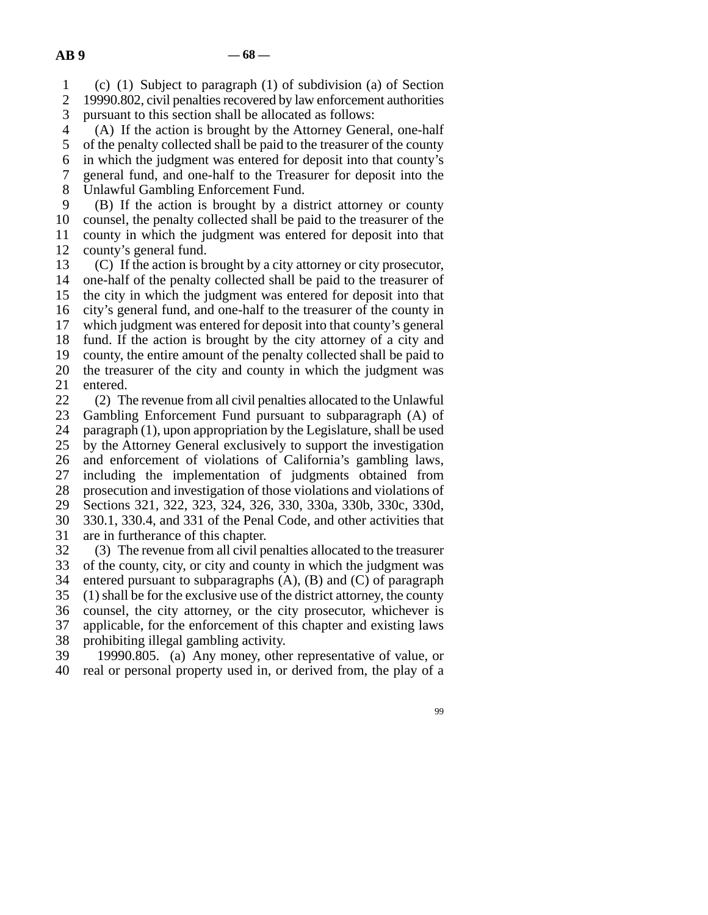(c) (1) Subject to paragraph (1) of subdivision (a) of Section 19990.802, civil penalties recovered by law enforcement authorities pursuant to this section shall be allocated as follows:

(A) If the action is brought by the Attorney General, one-half of the penalty collected shall be paid to the treasurer of the county in which the judgment was entered for deposit into that county's general fund, and one-half to the Treasurer for deposit into the Unlawful Gambling Enforcement Fund.

(B) If the action is brought by a district attorney or county counsel, the penalty collected shall be paid to the treasurer of the county in which the judgment was entered for deposit into that county's general fund.

(C) If the action is brought by a city attorney or city prosecutor, one-half of the penalty collected shall be paid to the treasurer of the city in which the judgment was entered for deposit into that city's general fund, and one-half to the treasurer of the county in which judgment was entered for deposit into that county's general fund. If the action is brought by the city attorney of a city and county, the entire amount of the penalty collected shall be paid to the treasurer of the city and county in which the judgment was entered.

(2) The revenue from all civil penalties allocated to the Unlawful Gambling Enforcement Fund pursuant to subparagraph (A) of paragraph (1), upon appropriation by the Legislature, shall be used by the Attorney General exclusively to support the investigation and enforcement of violations of California's gambling laws, including the implementation of judgments obtained from prosecution and investigation of those violations and violations of Sections 321, 322, 323, 324, 326, 330, 330a, 330b, 330c, 330d, 330.1, 330.4, and 331 of the Penal Code, and other activities that are in furtherance of this chapter.

(3) The revenue from all civil penalties allocated to the treasurer of the county, city, or city and county in which the judgment was entered pursuant to subparagraphs (A), (B) and (C) of paragraph (1) shall be for the exclusive use of the district attorney, the county counsel, the city attorney, or the city prosecutor, whichever is applicable, for the enforcement of this chapter and existing laws prohibiting illegal gambling activity.

19990.805. (a) Any money, other representative of value, or real or personal property used in, or derived from, the play of a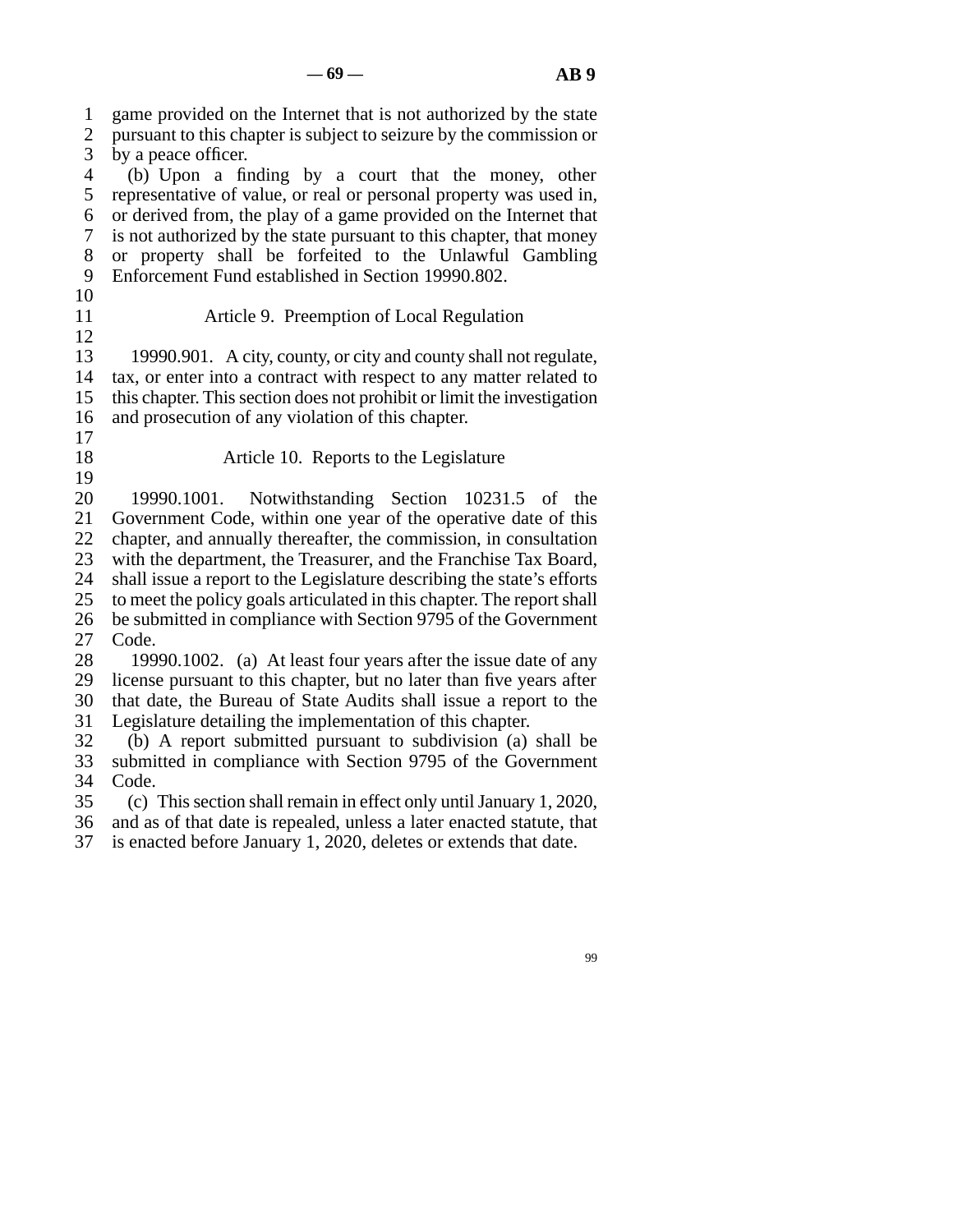game provided on the Internet that is not authorized by the state pursuant to this chapter is subject to seizure by the commission or by a peace officer.

(b) Upon a finding by a court that the money, other representative of value, or real or personal property was used in, or derived from, the play of a game provided on the Internet that is not authorized by the state pursuant to this chapter, that money or property shall be forfeited to the Unlawful Gambling Enforcement Fund established in Section 19990.802.

## Article 9. Preemption of Local Regulation

19990.901. A city, county, or city and county shall not regulate, tax, or enter into a contract with respect to any matter related to this chapter. This section does not prohibit or limit the investigation and prosecution of any violation of this chapter.

## Article 10. Reports to the Legislature

19990.1001. Notwithstanding Section 10231.5 of the Government Code, within one year of the operative date of this chapter, and annually thereafter, the commission, in consultation with the department, the Treasurer, and the Franchise Tax Board, shall issue a report to the Legislature describing the state's efforts to meet the policy goals articulated in this chapter. The report shall be submitted in compliance with Section 9795 of the Government Code.

19990.1002. (a) At least four years after the issue date of any license pursuant to this chapter, but no later than five years after that date, the Bureau of State Audits shall issue a report to the Legislature detailing the implementation of this chapter.

(b) A report submitted pursuant to subdivision (a) shall be submitted in compliance with Section 9795 of the Government Code.

(c) This section shall remain in effect only until January 1, 2020, and as of that date is repealed, unless a later enacted statute, that is enacted before January 1, 2020, deletes or extends that date.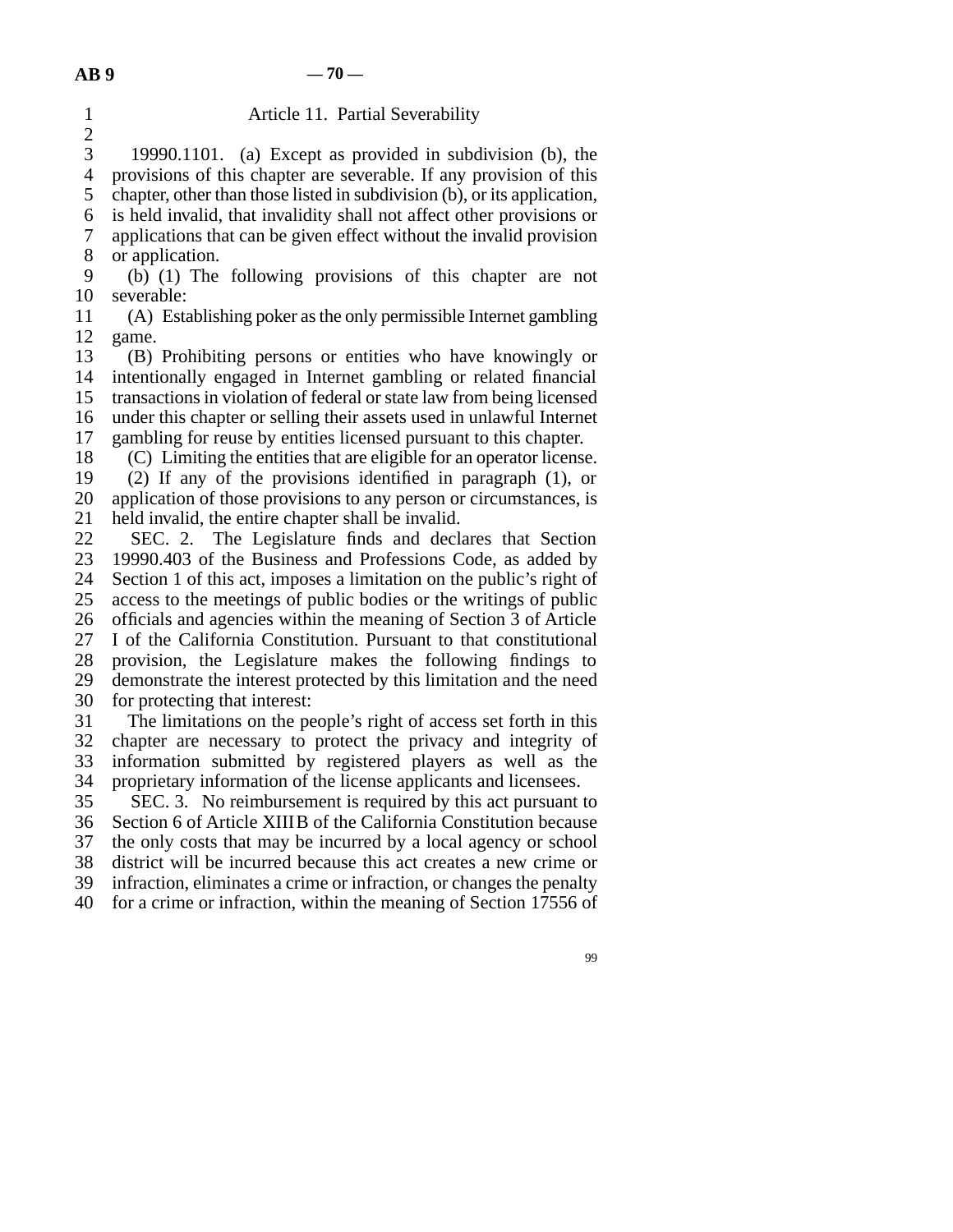### Article 11. Partial Severability

19990.1101. (a) Except as provided in subdivision (b), the provisions of this chapter are severable. If any provision of this chapter, other than those listed in subdivision (b), or its application, is held invalid, that invalidity shall not affect other provisions or applications that can be given effect without the invalid provision or application.

(b) (1) The following provisions of this chapter are not severable:

(A) Establishing poker as the only permissible Internet gambling game.

(B) Prohibiting persons or entities who have knowingly or intentionally engaged in Internet gambling or related financial transactions in violation of federal or state law from being licensed under this chapter or selling their assets used in unlawful Internet gambling for reuse by entities licensed pursuant to this chapter.

(C) Limiting the entities that are eligible for an operator license.

(2) If any of the provisions identified in paragraph (1), or application of those provisions to any person or circumstances, is held invalid, the entire chapter shall be invalid.

SEC. 2. The Legislature finds and declares that Section 19990.403 of the Business and Professions Code, as added by Section 1 of this act, imposes a limitation on the public's right of access to the meetings of public bodies or the writings of public officials and agencies within the meaning of Section 3 of Article I of the California Constitution. Pursuant to that constitutional provision, the Legislature makes the following findings to demonstrate the interest protected by this limitation and the need for protecting that interest:

The limitations on the people's right of access set forth in this chapter are necessary to protect the privacy and integrity of information submitted by registered players as well as the proprietary information of the license applicants and licensees.

SEC. 3. No reimbursement is required by this act pursuant to Section 6 of Article XIII B of the California Constitution because the only costs that may be incurred by a local agency or school district will be incurred because this act creates a new crime or infraction, eliminates a crime or infraction, or changes the penalty for a crime or infraction, within the meaning of Section 17556 of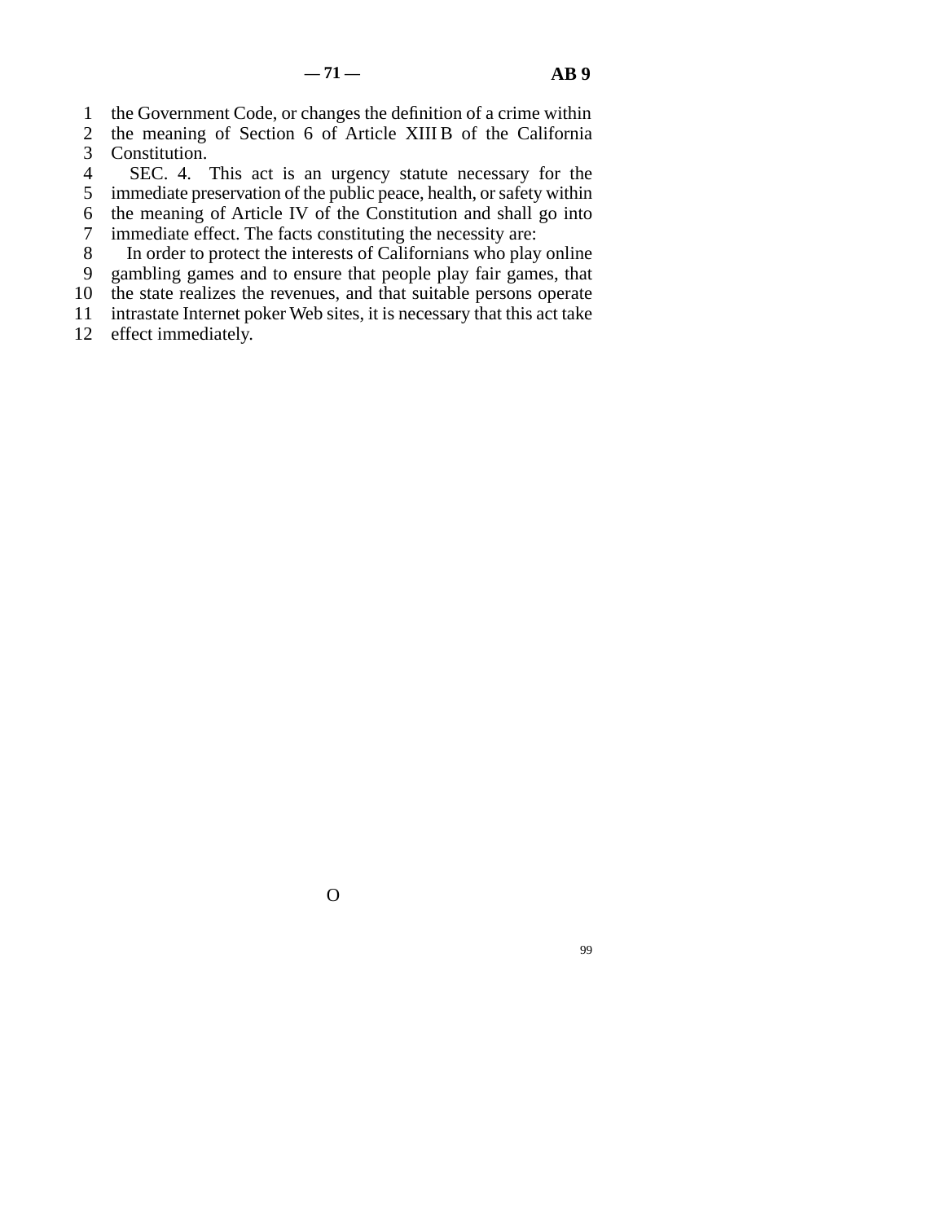the Government Code, or changes the definition of a crime within the meaning of Section 6 of Article XIII B of the California Constitution.

SEC. 4. This act is an urgency statute necessary for the immediate preservation of the public peace, health, or safety within the meaning of Article IV of the Constitution and shall go into immediate effect. The facts constituting the necessity are:

In order to protect the interests of Californians who play online gambling games and to ensure that people play fair games, that the state realizes the revenues, and that suitable persons operate intrastate Internet poker Web sites, it is necessary that this act take effect immediately.

O